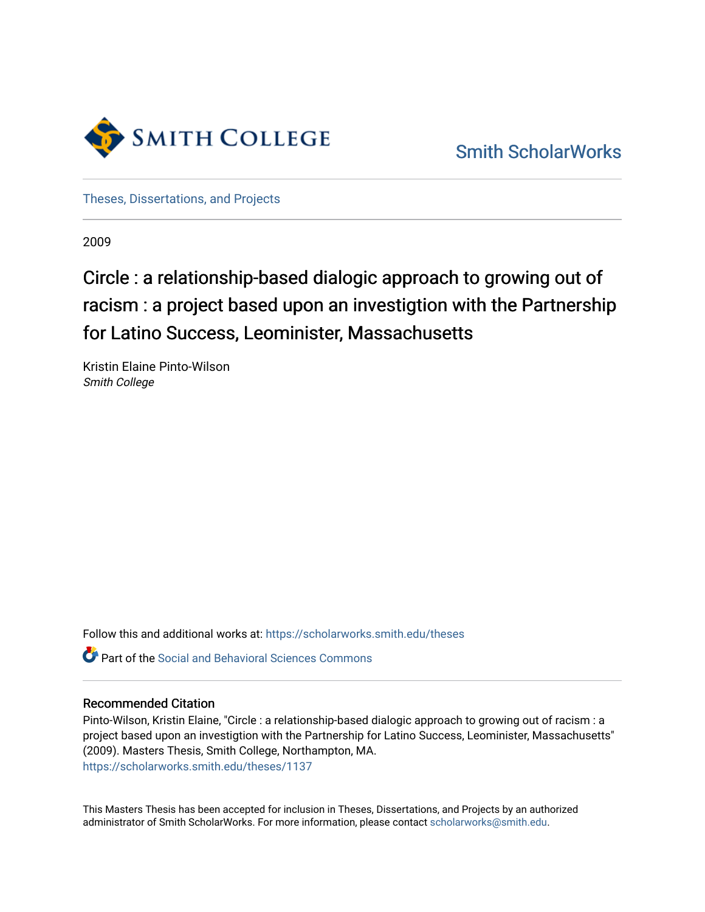Smith College

Smith ScholarWorks

Theses, Dissertations, and Projects

2009

# Circle : a relationship-based dialogic approach to growing out of racism : a project based upon an investigtion with the Partnership for Latino Success, Leominister, Massachusetts

Kristin Elaine Pinto-Wilson
*Smith College*

Follow this and additional works at: https://scholarworks.smith.edu/theses

Part of the Social and Behavioral Sciences Commons

## Recommended Citation

Pinto-Wilson, Kristin Elaine, "Circle : a relationship-based dialogic approach to growing out of racism : a project based upon an investigtion with the Partnership for Latino Success, Leominister, Massachusetts" (2009). Masters Thesis, Smith College, Northampton, MA.
https://scholarworks.smith.edu/theses/1137

This Masters Thesis has been accepted for inclusion in Theses, Dissertations, and Projects by an authorized administrator of Smith ScholarWorks. For more information, please contact scholarworks@smith.edu.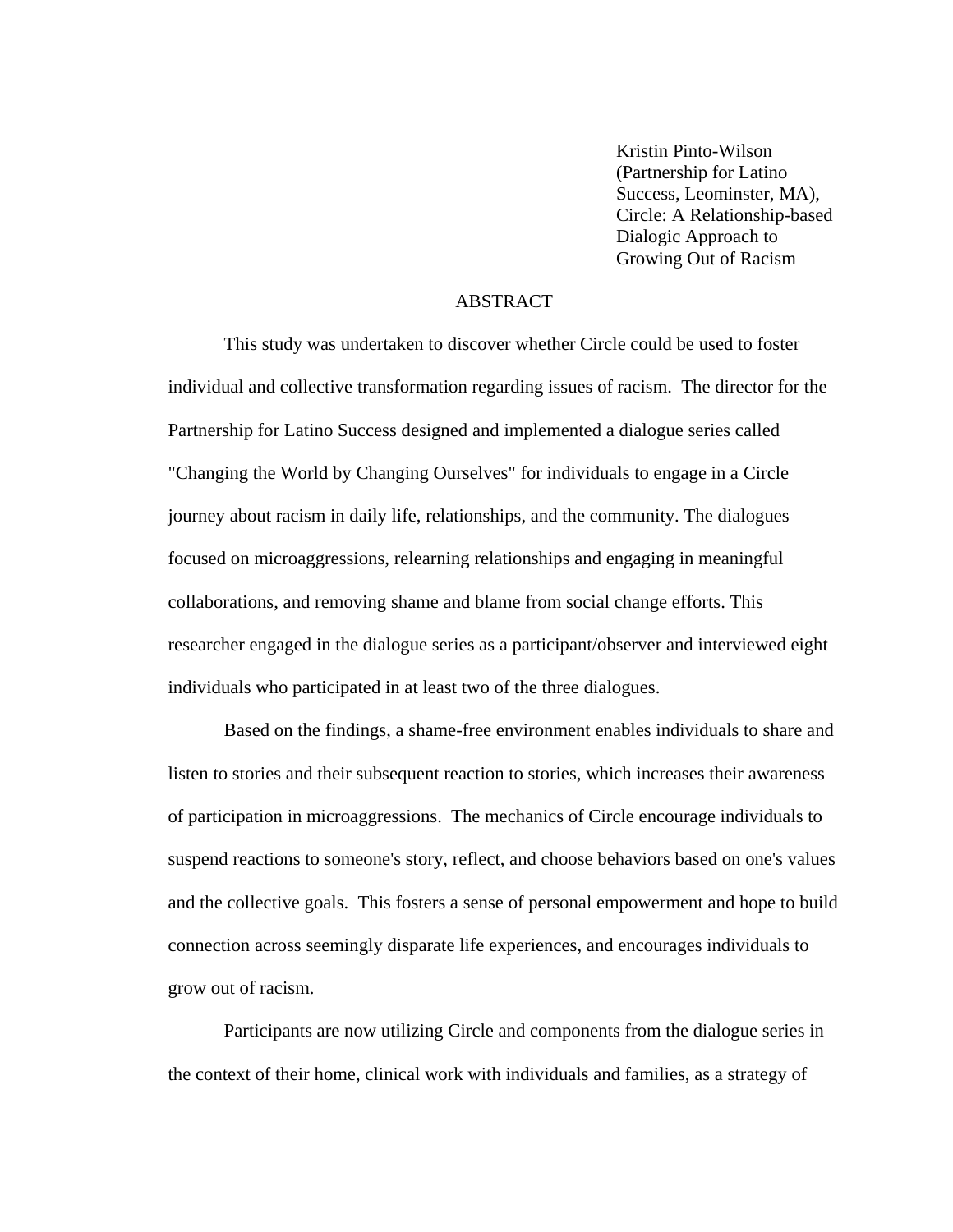Kristin Pinto-Wilson
(Partnership for Latino
Success, Leominster, MA),
Circle: A Relationship-based
Dialogic Approach to
Growing Out of Racism

## ABSTRACT

This study was undertaken to discover whether Circle could be used to foster individual and collective transformation regarding issues of racism. The director for the Partnership for Latino Success designed and implemented a dialogue series called "Changing the World by Changing Ourselves" for individuals to engage in a Circle journey about racism in daily life, relationships, and the community. The dialogues focused on microaggressions, relearning relationships and engaging in meaningful collaborations, and removing shame and blame from social change efforts. This researcher engaged in the dialogue series as a participant/observer and interviewed eight individuals who participated in at least two of the three dialogues.

Based on the findings, a shame-free environment enables individuals to share and listen to stories and their subsequent reaction to stories, which increases their awareness of participation in microaggressions. The mechanics of Circle encourage individuals to suspend reactions to someone's story, reflect, and choose behaviors based on one's values and the collective goals. This fosters a sense of personal empowerment and hope to build connection across seemingly disparate life experiences, and encourages individuals to grow out of racism.

Participants are now utilizing Circle and components from the dialogue series in the context of their home, clinical work with individuals and families, as a strategy of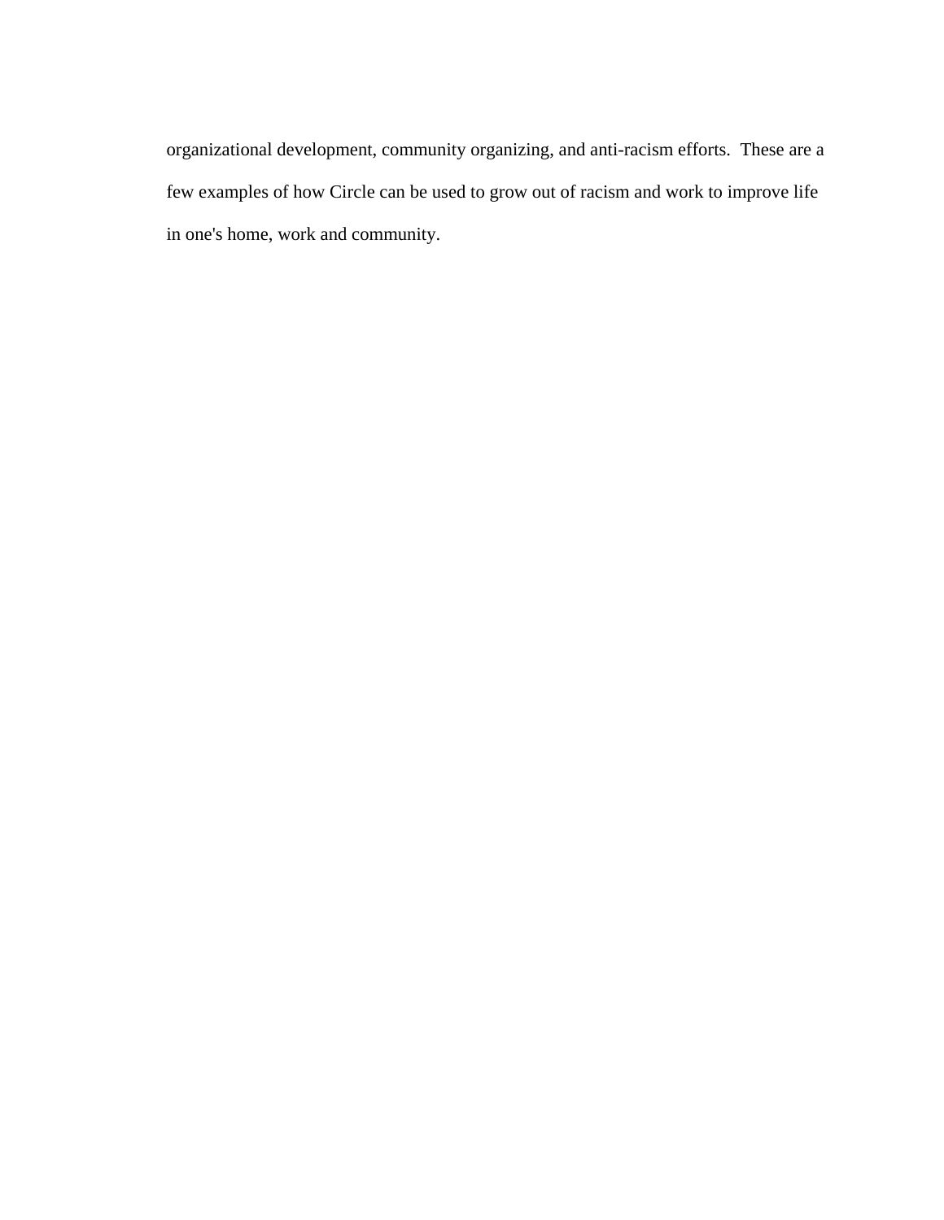organizational development, community organizing, and anti-racism efforts. These are a few examples of how Circle can be used to grow out of racism and work to improve life in one's home, work and community.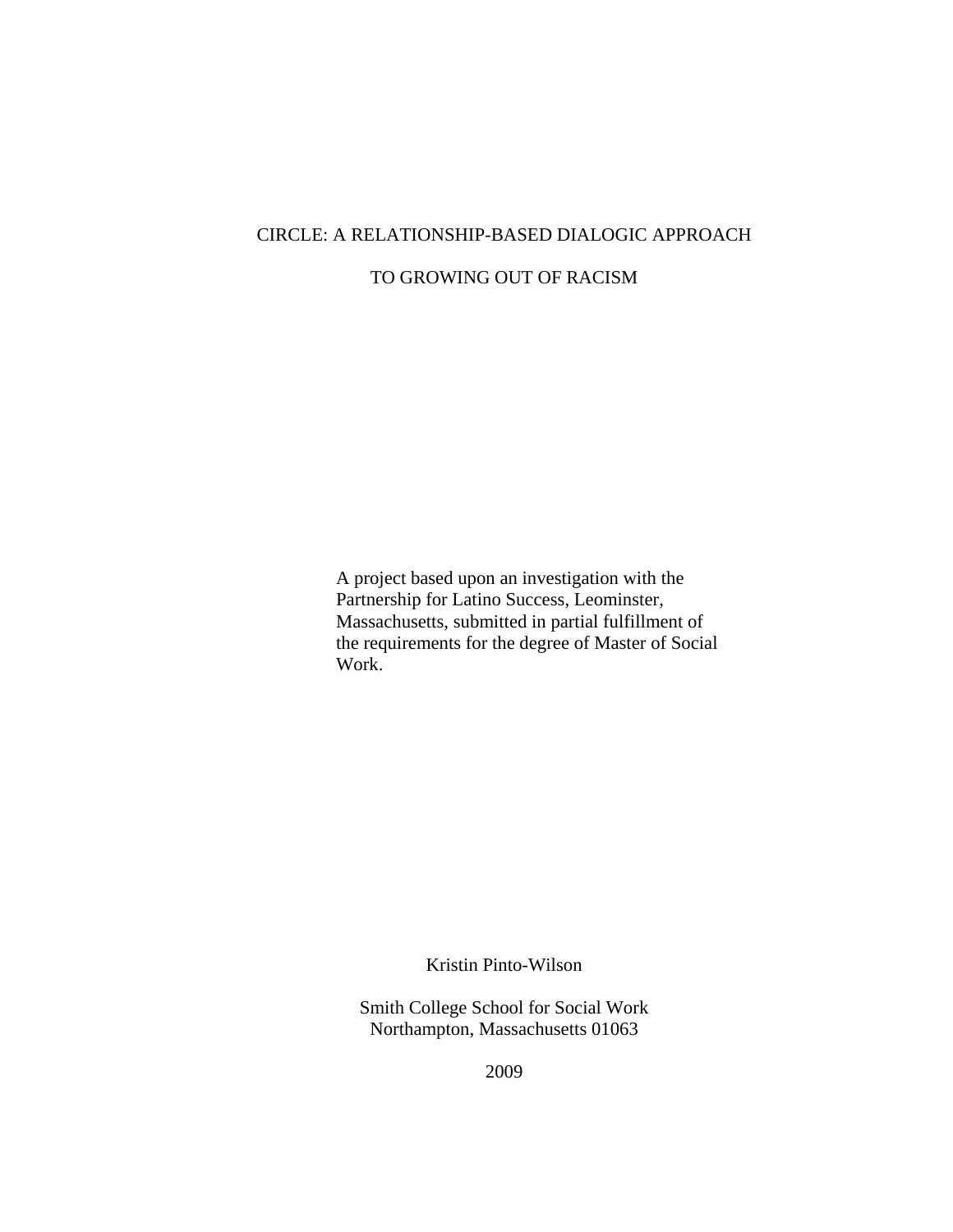# CIRCLE: A RELATIONSHIP-BASED DIALOGIC APPROACH TO GROWING OUT OF RACISM

A project based upon an investigation with the Partnership for Latino Success, Leominster, Massachusetts, submitted in partial fulfillment of the requirements for the degree of Master of Social Work.

Kristin Pinto-Wilson

Smith College School for Social Work
Northampton, Massachusetts 01063

2009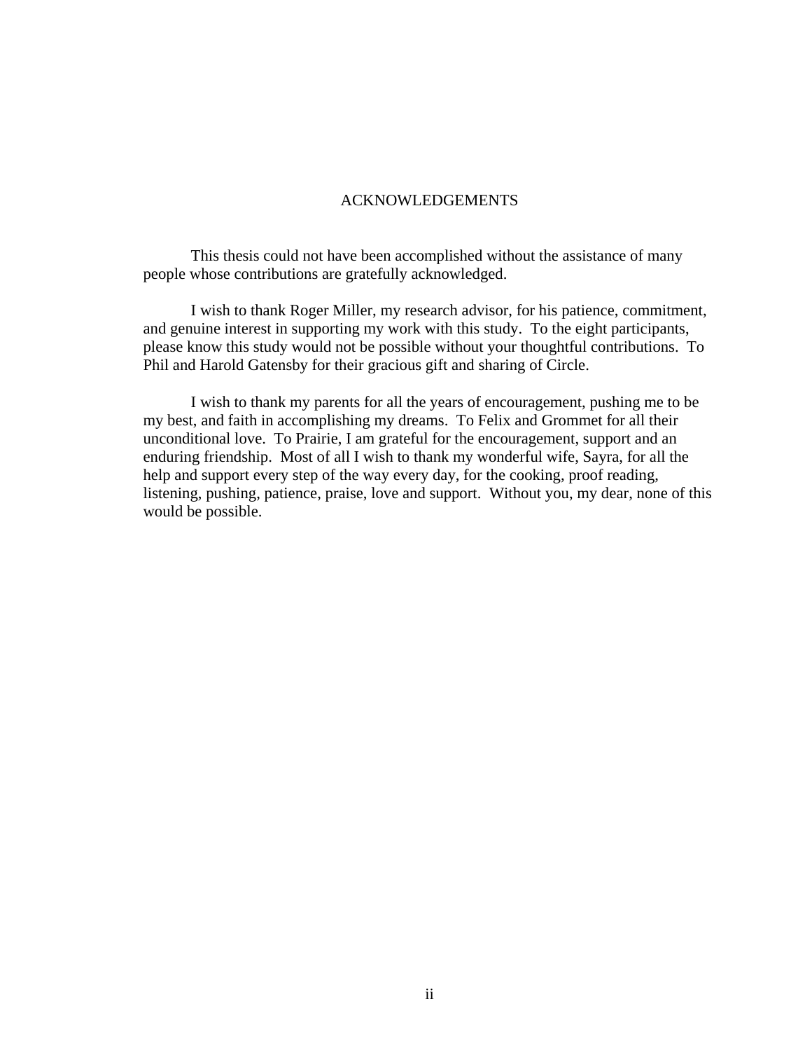# ACKNOWLEDGEMENTS

This thesis could not have been accomplished without the assistance of many people whose contributions are gratefully acknowledged.

I wish to thank Roger Miller, my research advisor, for his patience, commitment, and genuine interest in supporting my work with this study. To the eight participants, please know this study would not be possible without your thoughtful contributions. To Phil and Harold Gatensby for their gracious gift and sharing of Circle.

I wish to thank my parents for all the years of encouragement, pushing me to be my best, and faith in accomplishing my dreams. To Felix and Grommet for all their unconditional love. To Prairie, I am grateful for the encouragement, support and an enduring friendship. Most of all I wish to thank my wonderful wife, Sayra, for all the help and support every step of the way every day, for the cooking, proof reading, listening, pushing, patience, praise, love and support. Without you, my dear, none of this would be possible.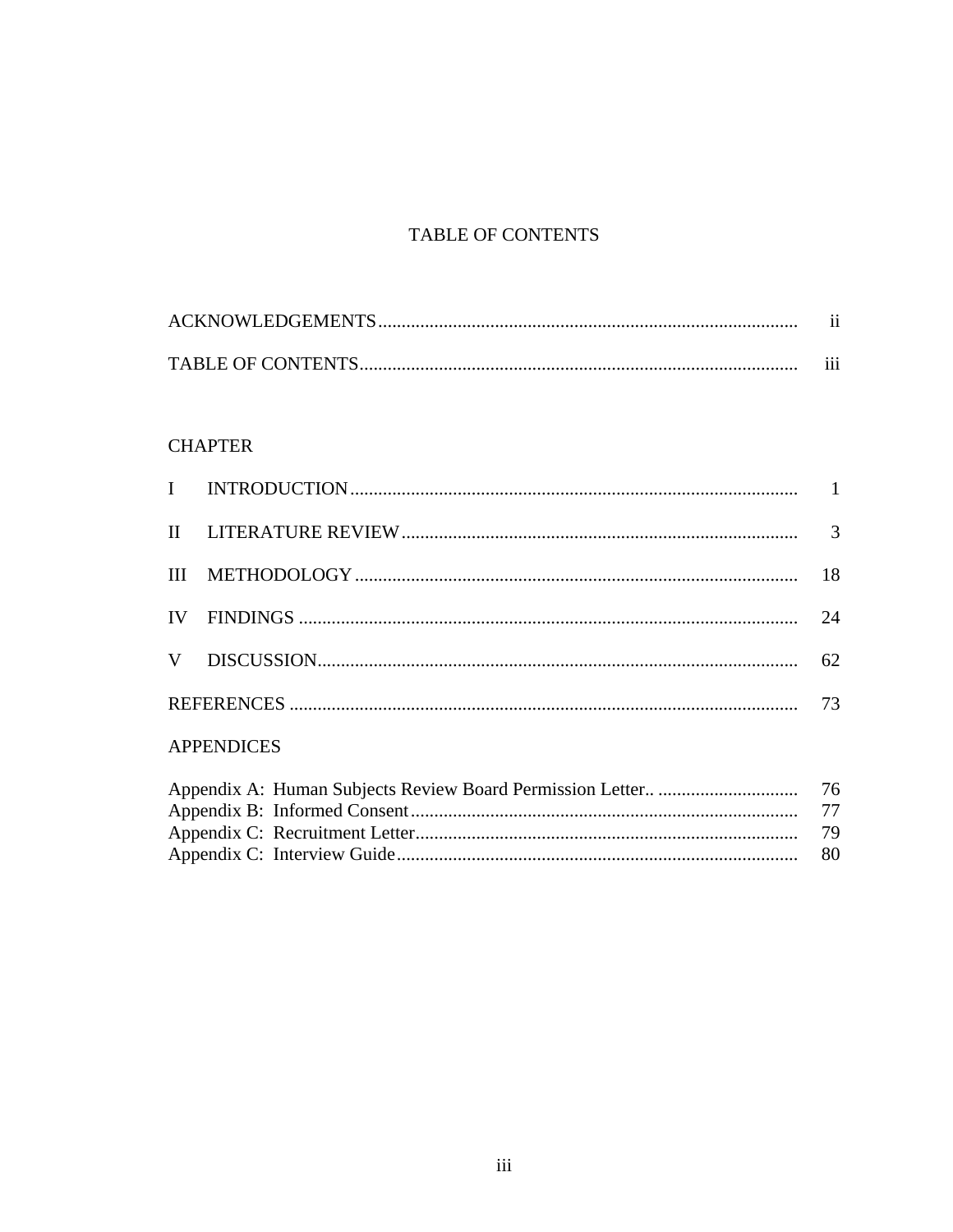# TABLE OF CONTENTS

ACKNOWLEDGEMENTS ........................................................................................ ii

TABLE OF CONTENTS ........................................................................................ iii

CHAPTER

I INTRODUCTION ........................................................................................ 1

II LITERATURE REVIEW ........................................................................................ 3

III METHODOLOGY ........................................................................................ 18

IV FINDINGS ........................................................................................ 24

V DISCUSSION ........................................................................................ 62

REFERENCES ........................................................................................ 73

APPENDICES

Appendix A: Human Subjects Review Board Permission Letter.. .............................. 76
Appendix B: Informed Consent ........................................................................................ 77
Appendix C: Recruitment Letter ........................................................................................ 79
Appendix C: Interview Guide ........................................................................................ 80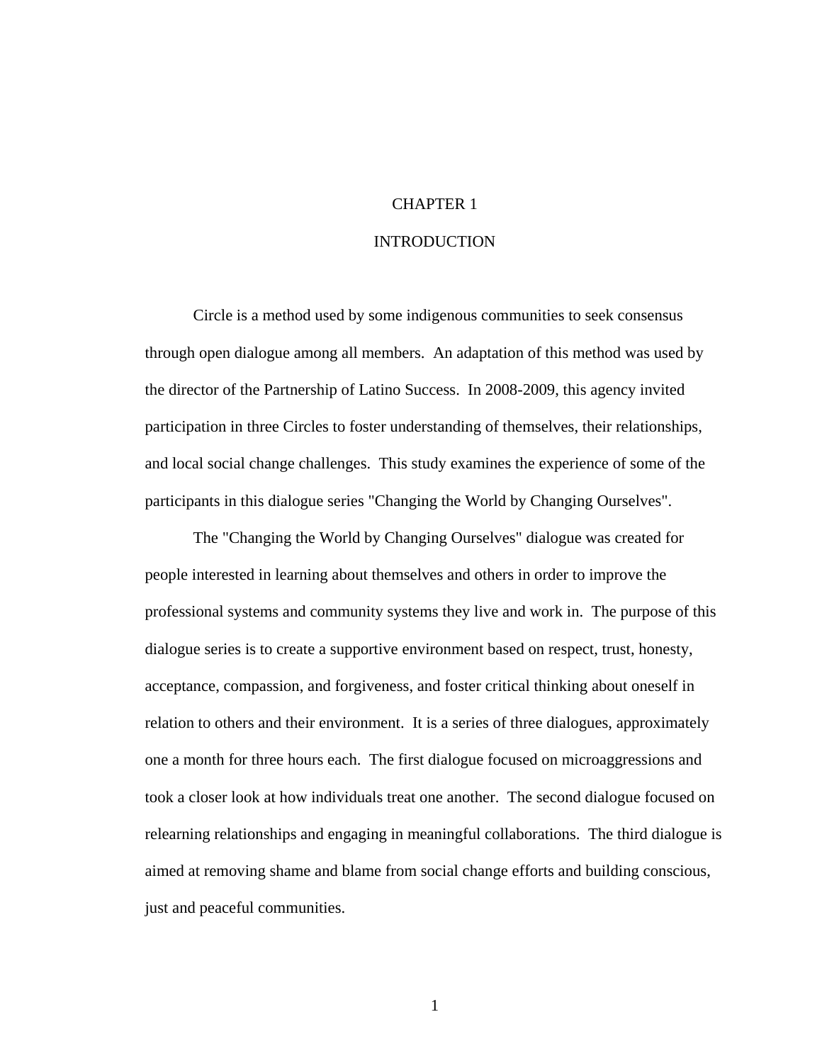# CHAPTER 1

# INTRODUCTION

Circle is a method used by some indigenous communities to seek consensus through open dialogue among all members. An adaptation of this method was used by the director of the Partnership of Latino Success. In 2008-2009, this agency invited participation in three Circles to foster understanding of themselves, their relationships, and local social change challenges. This study examines the experience of some of the participants in this dialogue series "Changing the World by Changing Ourselves".

The "Changing the World by Changing Ourselves" dialogue was created for people interested in learning about themselves and others in order to improve the professional systems and community systems they live and work in. The purpose of this dialogue series is to create a supportive environment based on respect, trust, honesty, acceptance, compassion, and forgiveness, and foster critical thinking about oneself in relation to others and their environment. It is a series of three dialogues, approximately one a month for three hours each. The first dialogue focused on microaggressions and took a closer look at how individuals treat one another. The second dialogue focused on relearning relationships and engaging in meaningful collaborations. The third dialogue is aimed at removing shame and blame from social change efforts and building conscious, just and peaceful communities.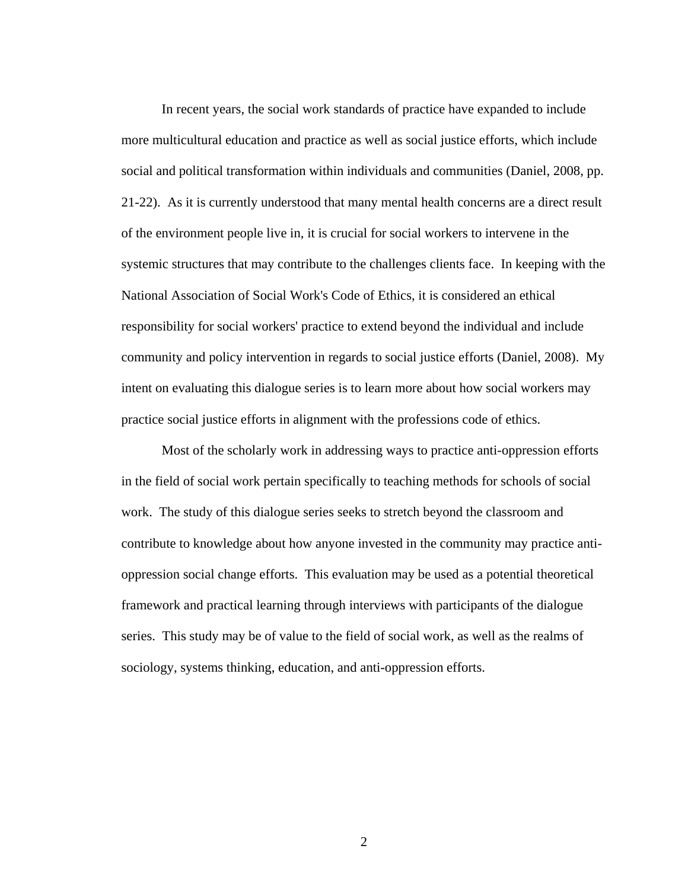In recent years, the social work standards of practice have expanded to include more multicultural education and practice as well as social justice efforts, which include social and political transformation within individuals and communities (Daniel, 2008, pp. 21-22). As it is currently understood that many mental health concerns are a direct result of the environment people live in, it is crucial for social workers to intervene in the systemic structures that may contribute to the challenges clients face. In keeping with the National Association of Social Work's Code of Ethics, it is considered an ethical responsibility for social workers' practice to extend beyond the individual and include community and policy intervention in regards to social justice efforts (Daniel, 2008). My intent on evaluating this dialogue series is to learn more about how social workers may practice social justice efforts in alignment with the professions code of ethics.

Most of the scholarly work in addressing ways to practice anti-oppression efforts in the field of social work pertain specifically to teaching methods for schools of social work. The study of this dialogue series seeks to stretch beyond the classroom and contribute to knowledge about how anyone invested in the community may practice anti-oppression social change efforts. This evaluation may be used as a potential theoretical framework and practical learning through interviews with participants of the dialogue series. This study may be of value to the field of social work, as well as the realms of sociology, systems thinking, education, and anti-oppression efforts.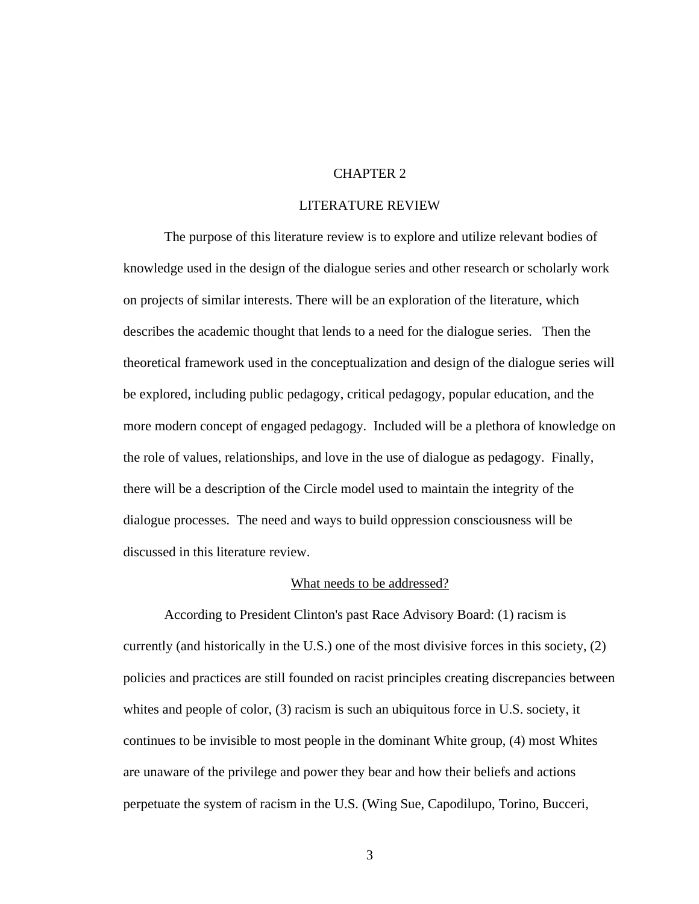# CHAPTER 2

# LITERATURE REVIEW

The purpose of this literature review is to explore and utilize relevant bodies of knowledge used in the design of the dialogue series and other research or scholarly work on projects of similar interests. There will be an exploration of the literature, which describes the academic thought that lends to a need for the dialogue series. Then the theoretical framework used in the conceptualization and design of the dialogue series will be explored, including public pedagogy, critical pedagogy, popular education, and the more modern concept of engaged pedagogy. Included will be a plethora of knowledge on the role of values, relationships, and love in the use of dialogue as pedagogy. Finally, there will be a description of the Circle model used to maintain the integrity of the dialogue processes. The need and ways to build oppression consciousness will be discussed in this literature review.

## What needs to be addressed?

According to President Clinton's past Race Advisory Board: (1) racism is currently (and historically in the U.S.) one of the most divisive forces in this society, (2) policies and practices are still founded on racist principles creating discrepancies between whites and people of color, (3) racism is such an ubiquitous force in U.S. society, it continues to be invisible to most people in the dominant White group, (4) most Whites are unaware of the privilege and power they bear and how their beliefs and actions perpetuate the system of racism in the U.S. (Wing Sue, Capodilupo, Torino, Bucceri,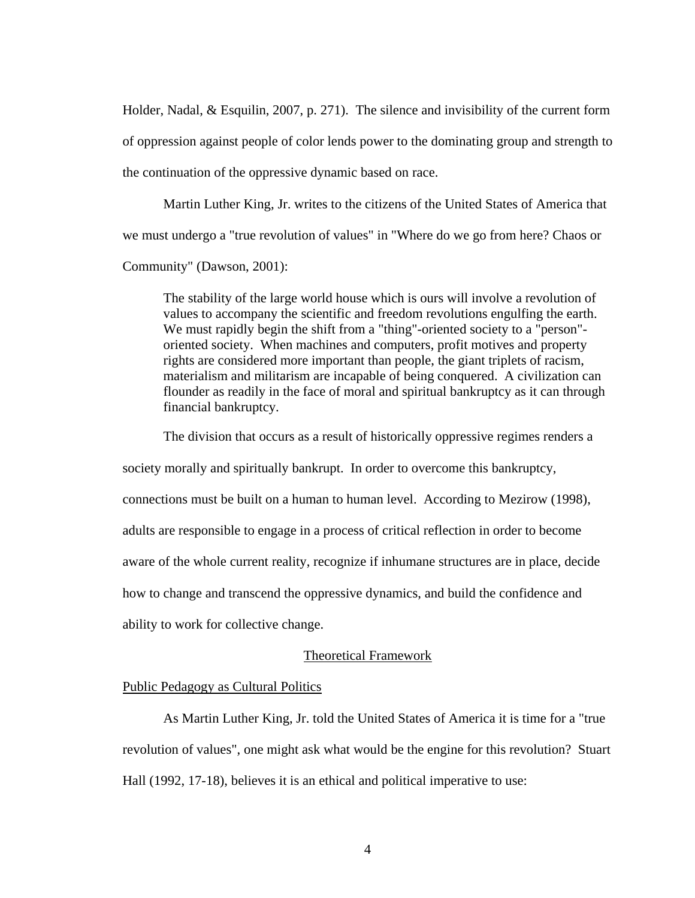Holder, Nadal, & Esquilin, 2007, p. 271). The silence and invisibility of the current form of oppression against people of color lends power to the dominating group and strength to the continuation of the oppressive dynamic based on race.

Martin Luther King, Jr. writes to the citizens of the United States of America that we must undergo a "true revolution of values" in "Where do we go from here? Chaos or Community" (Dawson, 2001):

> The stability of the large world house which is ours will involve a revolution of values to accompany the scientific and freedom revolutions engulfing the earth. We must rapidly begin the shift from a "thing"-oriented society to a "person"-oriented society. When machines and computers, profit motives and property rights are considered more important than people, the giant triplets of racism, materialism and militarism are incapable of being conquered. A civilization can flounder as readily in the face of moral and spiritual bankruptcy as it can through financial bankruptcy.

The division that occurs as a result of historically oppressive regimes renders a society morally and spiritually bankrupt. In order to overcome this bankruptcy, connections must be built on a human to human level. According to Mezirow (1998), adults are responsible to engage in a process of critical reflection in order to become aware of the whole current reality, recognize if inhumane structures are in place, decide how to change and transcend the oppressive dynamics, and build the confidence and ability to work for collective change.

## Theoretical Framework

### Public Pedagogy as Cultural Politics

As Martin Luther King, Jr. told the United States of America it is time for a "true revolution of values", one might ask what would be the engine for this revolution? Stuart Hall (1992, 17-18), believes it is an ethical and political imperative to use: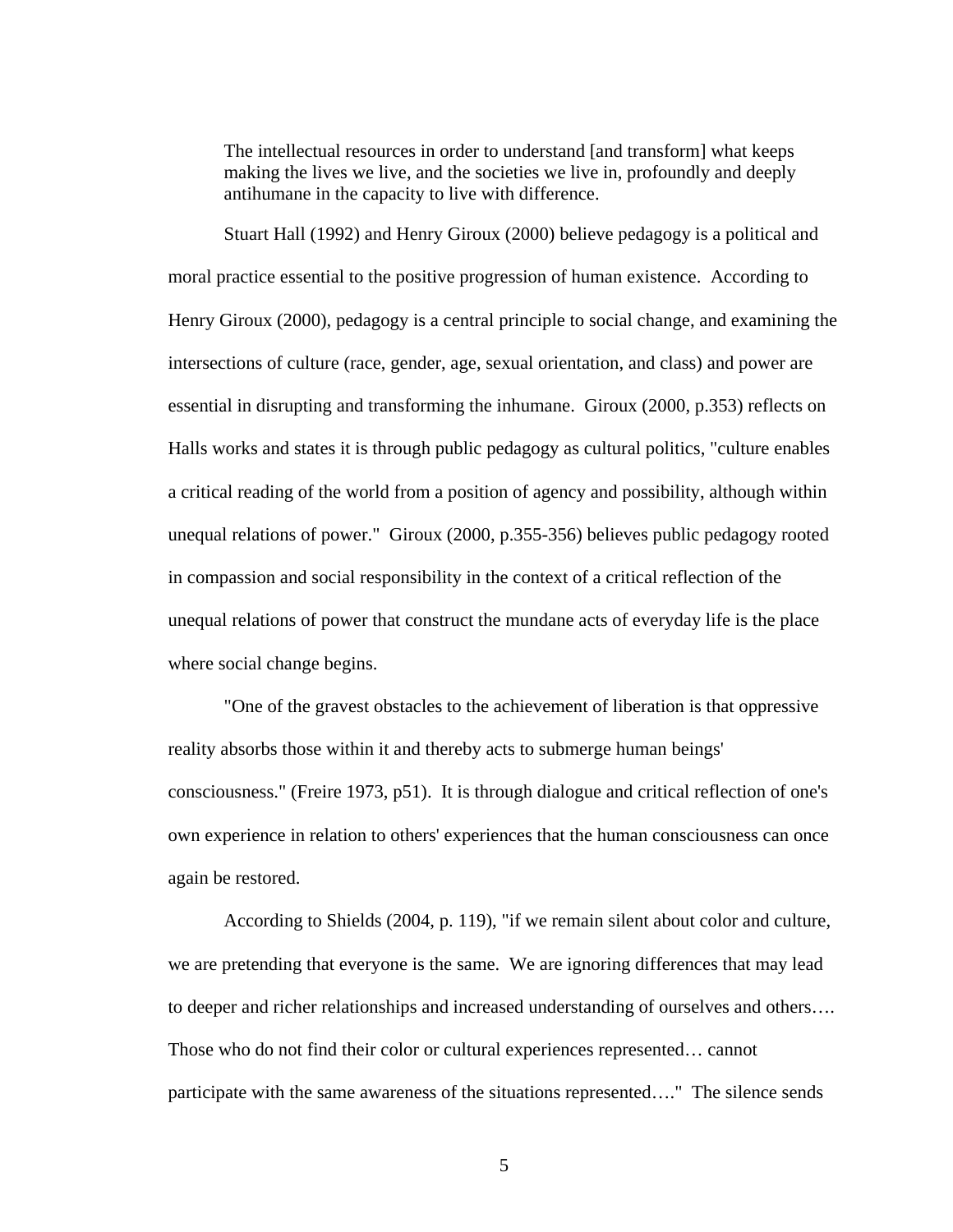> The intellectual resources in order to understand [and transform] what keeps making the lives we live, and the societies we live in, profoundly and deeply antihumane in the capacity to live with difference.

Stuart Hall (1992) and Henry Giroux (2000) believe pedagogy is a political and moral practice essential to the positive progression of human existence. According to Henry Giroux (2000), pedagogy is a central principle to social change, and examining the intersections of culture (race, gender, age, sexual orientation, and class) and power are essential in disrupting and transforming the inhumane. Giroux (2000, p.353) reflects on Halls works and states it is through public pedagogy as cultural politics, "culture enables a critical reading of the world from a position of agency and possibility, although within unequal relations of power." Giroux (2000, p.355-356) believes public pedagogy rooted in compassion and social responsibility in the context of a critical reflection of the unequal relations of power that construct the mundane acts of everyday life is the place where social change begins.

"One of the gravest obstacles to the achievement of liberation is that oppressive reality absorbs those within it and thereby acts to submerge human beings' consciousness." (Freire 1973, p51). It is through dialogue and critical reflection of one's own experience in relation to others' experiences that the human consciousness can once again be restored.

According to Shields (2004, p. 119), "if we remain silent about color and culture, we are pretending that everyone is the same. We are ignoring differences that may lead to deeper and richer relationships and increased understanding of ourselves and others…. Those who do not find their color or cultural experiences represented… cannot participate with the same awareness of the situations represented…." The silence sends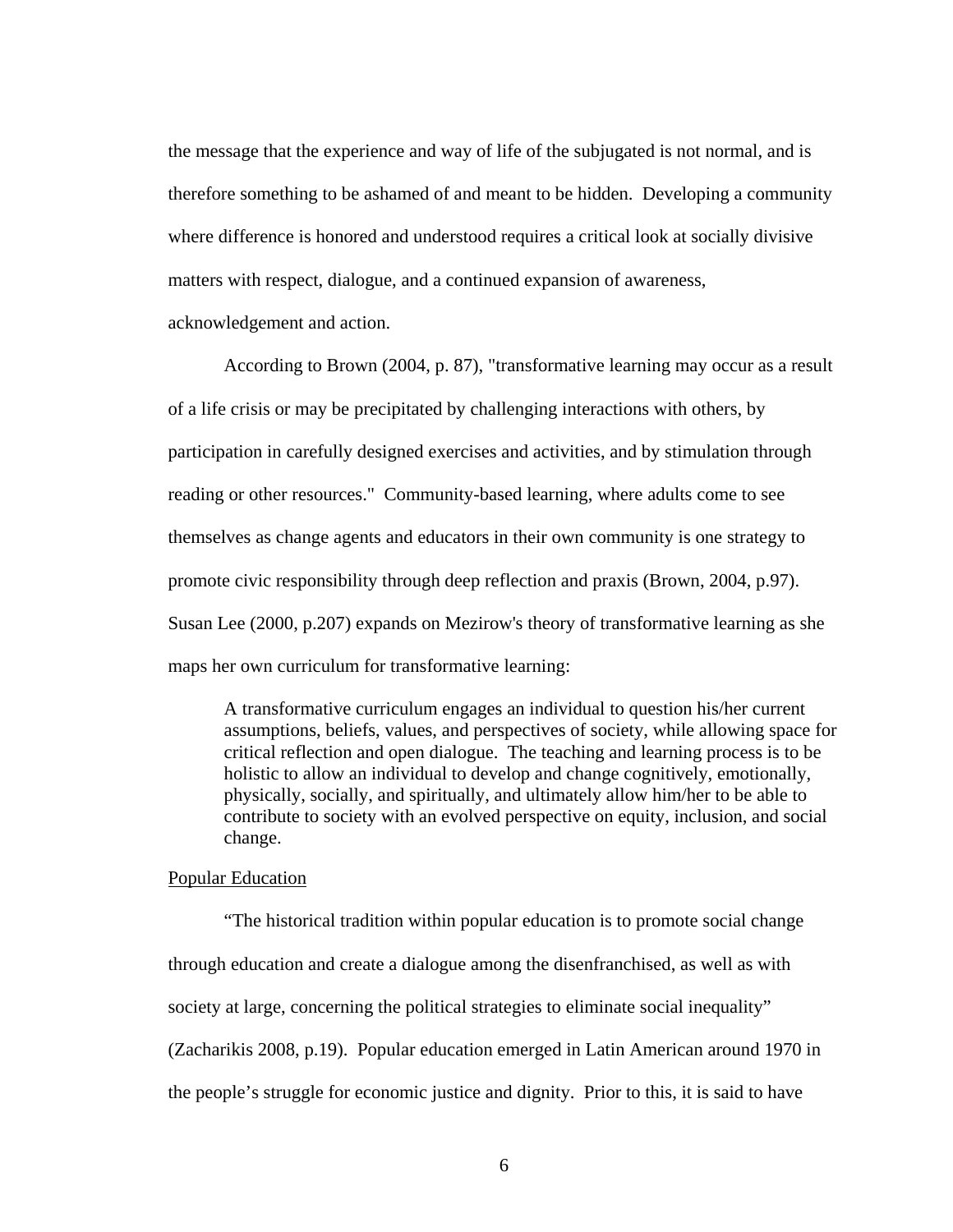the message that the experience and way of life of the subjugated is not normal, and is therefore something to be ashamed of and meant to be hidden.  Developing a community where difference is honored and understood requires a critical look at socially divisive matters with respect, dialogue, and a continued expansion of awareness, acknowledgement and action.

According to Brown (2004, p. 87), "transformative learning may occur as a result of a life crisis or may be precipitated by challenging interactions with others, by participation in carefully designed exercises and activities, and by stimulation through reading or other resources."  Community-based learning, where adults come to see themselves as change agents and educators in their own community is one strategy to promote civic responsibility through deep reflection and praxis (Brown, 2004, p.97).  Susan Lee (2000, p.207) expands on Mezirow's theory of transformative learning as she maps her own curriculum for transformative learning:

> A transformative curriculum engages an individual to question his/her current assumptions, beliefs, values, and perspectives of society, while allowing space for critical reflection and open dialogue.  The teaching and learning process is to be holistic to allow an individual to develop and change cognitively, emotionally, physically, socially, and spiritually, and ultimately allow him/her to be able to contribute to society with an evolved perspective on equity, inclusion, and social change.

<u>Popular Education</u>

"The historical tradition within popular education is to promote social change through education and create a dialogue among the disenfranchised, as well as with society at large, concerning the political strategies to eliminate social inequality" (Zacharikis 2008, p.19).  Popular education emerged in Latin American around 1970 in the people's struggle for economic justice and dignity.  Prior to this, it is said to have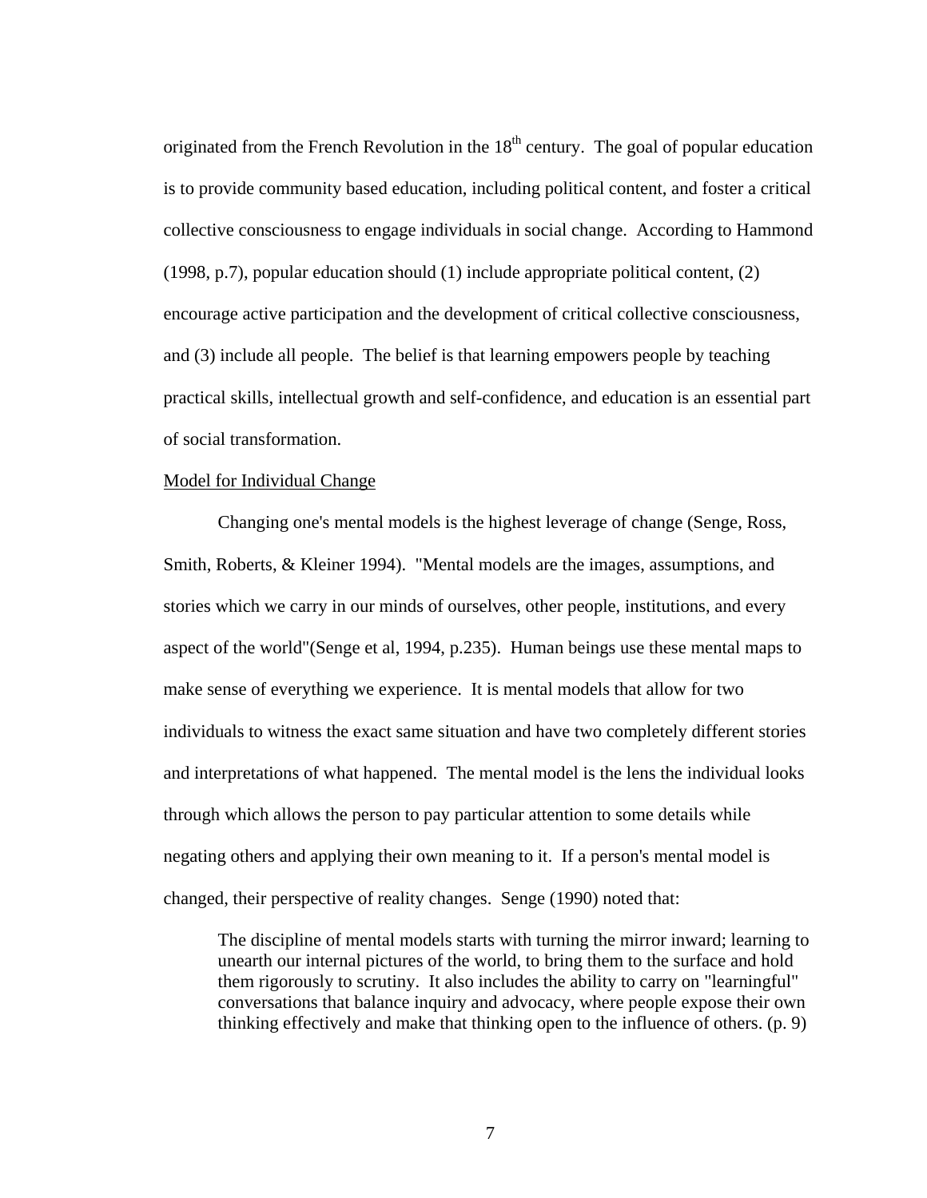originated from the French Revolution in the 18th century. The goal of popular education is to provide community based education, including political content, and foster a critical collective consciousness to engage individuals in social change. According to Hammond (1998, p.7), popular education should (1) include appropriate political content, (2) encourage active participation and the development of critical collective consciousness, and (3) include all people. The belief is that learning empowers people by teaching practical skills, intellectual growth and self-confidence, and education is an essential part of social transformation.

### Model for Individual Change

Changing one's mental models is the highest leverage of change (Senge, Ross, Smith, Roberts, & Kleiner 1994). "Mental models are the images, assumptions, and stories which we carry in our minds of ourselves, other people, institutions, and every aspect of the world"(Senge et al, 1994, p.235). Human beings use these mental maps to make sense of everything we experience. It is mental models that allow for two individuals to witness the exact same situation and have two completely different stories and interpretations of what happened. The mental model is the lens the individual looks through which allows the person to pay particular attention to some details while negating others and applying their own meaning to it. If a person's mental model is changed, their perspective of reality changes. Senge (1990) noted that:

> The discipline of mental models starts with turning the mirror inward; learning to unearth our internal pictures of the world, to bring them to the surface and hold them rigorously to scrutiny. It also includes the ability to carry on "learningful" conversations that balance inquiry and advocacy, where people expose their own thinking effectively and make that thinking open to the influence of others. (p. 9)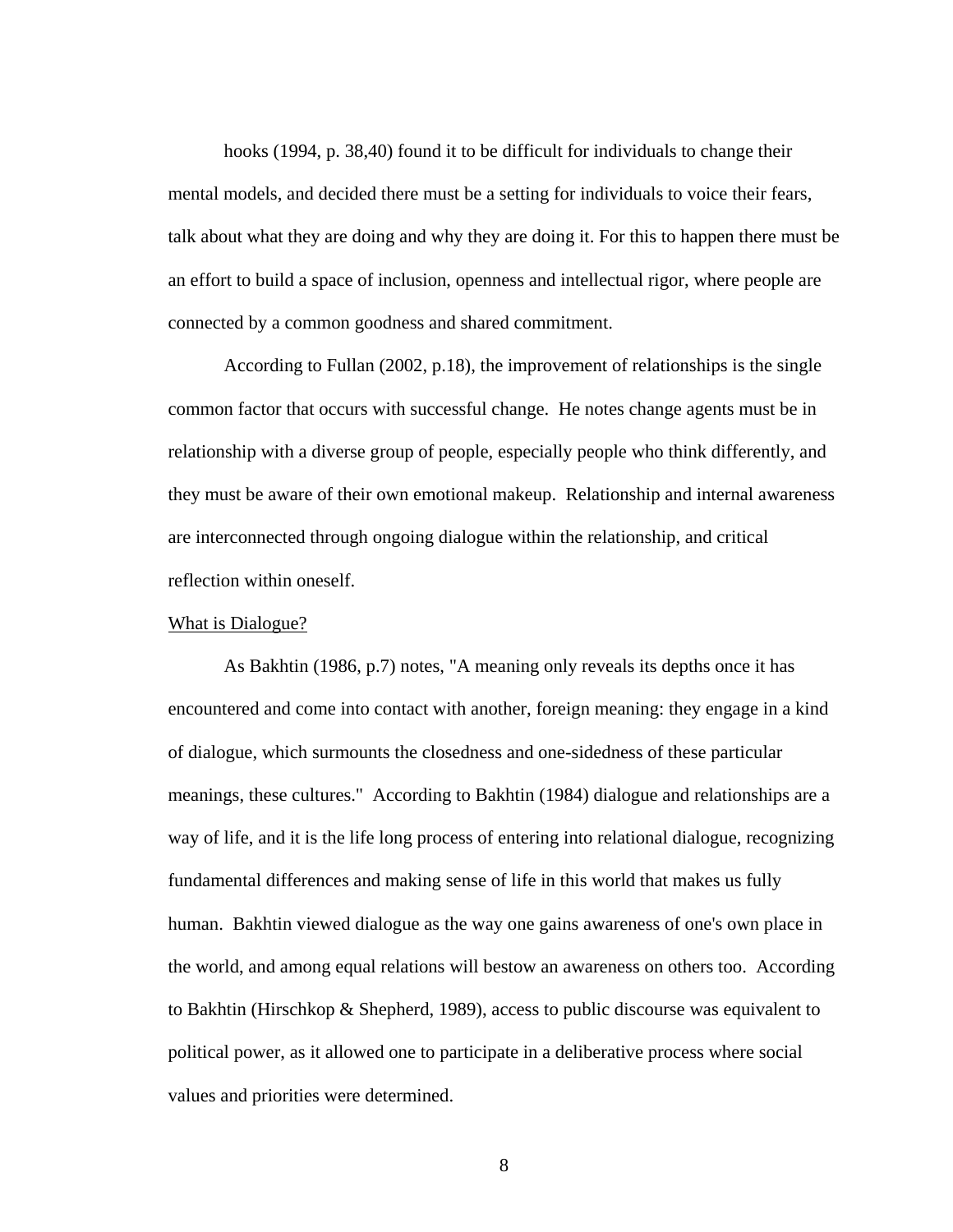hooks (1994, p. 38,40) found it to be difficult for individuals to change their mental models, and decided there must be a setting for individuals to voice their fears, talk about what they are doing and why they are doing it. For this to happen there must be an effort to build a space of inclusion, openness and intellectual rigor, where people are connected by a common goodness and shared commitment.

According to Fullan (2002, p.18), the improvement of relationships is the single common factor that occurs with successful change. He notes change agents must be in relationship with a diverse group of people, especially people who think differently, and they must be aware of their own emotional makeup. Relationship and internal awareness are interconnected through ongoing dialogue within the relationship, and critical reflection within oneself.

<u>What is Dialogue?</u>

As Bakhtin (1986, p.7) notes, "A meaning only reveals its depths once it has encountered and come into contact with another, foreign meaning: they engage in a kind of dialogue, which surmounts the closedness and one-sidedness of these particular meanings, these cultures." According to Bakhtin (1984) dialogue and relationships are a way of life, and it is the life long process of entering into relational dialogue, recognizing fundamental differences and making sense of life in this world that makes us fully human. Bakhtin viewed dialogue as the way one gains awareness of one's own place in the world, and among equal relations will bestow an awareness on others too. According to Bakhtin (Hirschkop & Shepherd, 1989), access to public discourse was equivalent to political power, as it allowed one to participate in a deliberative process where social values and priorities were determined.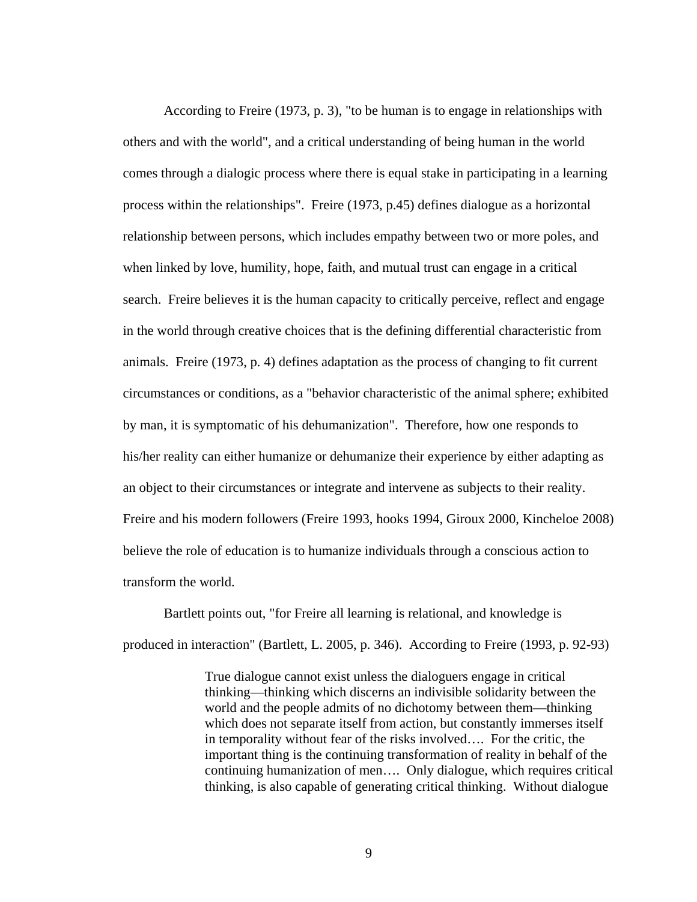According to Freire (1973, p. 3), "to be human is to engage in relationships with others and with the world", and a critical understanding of being human in the world comes through a dialogic process where there is equal stake in participating in a learning process within the relationships". Freire (1973, p.45) defines dialogue as a horizontal relationship between persons, which includes empathy between two or more poles, and when linked by love, humility, hope, faith, and mutual trust can engage in a critical search. Freire believes it is the human capacity to critically perceive, reflect and engage in the world through creative choices that is the defining differential characteristic from animals. Freire (1973, p. 4) defines adaptation as the process of changing to fit current circumstances or conditions, as a "behavior characteristic of the animal sphere; exhibited by man, it is symptomatic of his dehumanization". Therefore, how one responds to his/her reality can either humanize or dehumanize their experience by either adapting as an object to their circumstances or integrate and intervene as subjects to their reality. Freire and his modern followers (Freire 1993, hooks 1994, Giroux 2000, Kincheloe 2008) believe the role of education is to humanize individuals through a conscious action to transform the world.

Bartlett points out, "for Freire all learning is relational, and knowledge is produced in interaction" (Bartlett, L. 2005, p. 346). According to Freire (1993, p. 92-93)

> True dialogue cannot exist unless the dialoguers engage in critical thinking—thinking which discerns an indivisible solidarity between the world and the people admits of no dichotomy between them—thinking which does not separate itself from action, but constantly immerses itself in temporality without fear of the risks involved…. For the critic, the important thing is the continuing transformation of reality in behalf of the continuing humanization of men…. Only dialogue, which requires critical thinking, is also capable of generating critical thinking. Without dialogue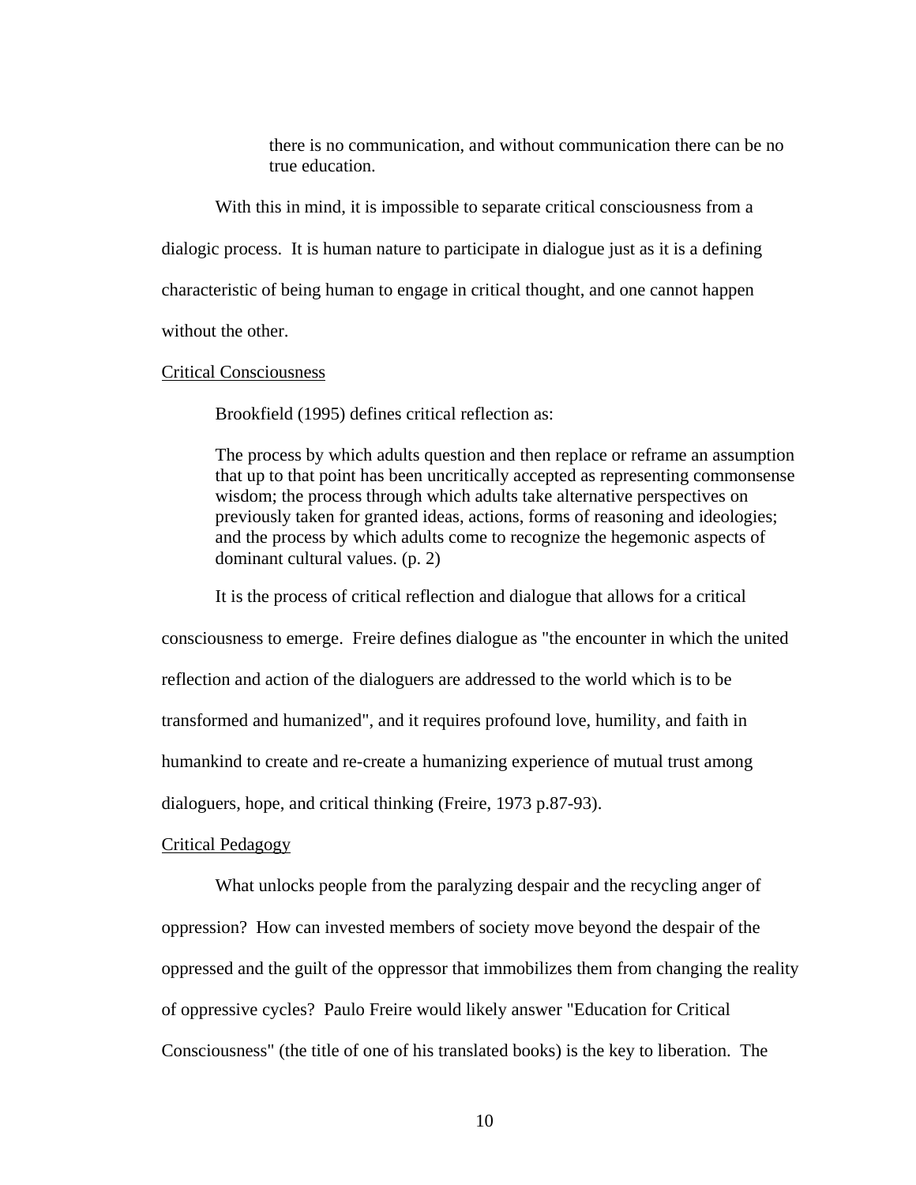> there is no communication, and without communication there can be no true education.

With this in mind, it is impossible to separate critical consciousness from a dialogic process. It is human nature to participate in dialogue just as it is a defining characteristic of being human to engage in critical thought, and one cannot happen without the other.

<u>Critical Consciousness</u>

Brookfield (1995) defines critical reflection as:

> The process by which adults question and then replace or reframe an assumption that up to that point has been uncritically accepted as representing commonsense wisdom; the process through which adults take alternative perspectives on previously taken for granted ideas, actions, forms of reasoning and ideologies; and the process by which adults come to recognize the hegemonic aspects of dominant cultural values. (p. 2)

It is the process of critical reflection and dialogue that allows for a critical consciousness to emerge. Freire defines dialogue as "the encounter in which the united reflection and action of the dialoguers are addressed to the world which is to be transformed and humanized", and it requires profound love, humility, and faith in humankind to create and re-create a humanizing experience of mutual trust among dialoguers, hope, and critical thinking (Freire, 1973 p.87-93).

<u>Critical Pedagogy</u>

What unlocks people from the paralyzing despair and the recycling anger of oppression? How can invested members of society move beyond the despair of the oppressed and the guilt of the oppressor that immobilizes them from changing the reality of oppressive cycles? Paulo Freire would likely answer "Education for Critical Consciousness" (the title of one of his translated books) is the key to liberation. The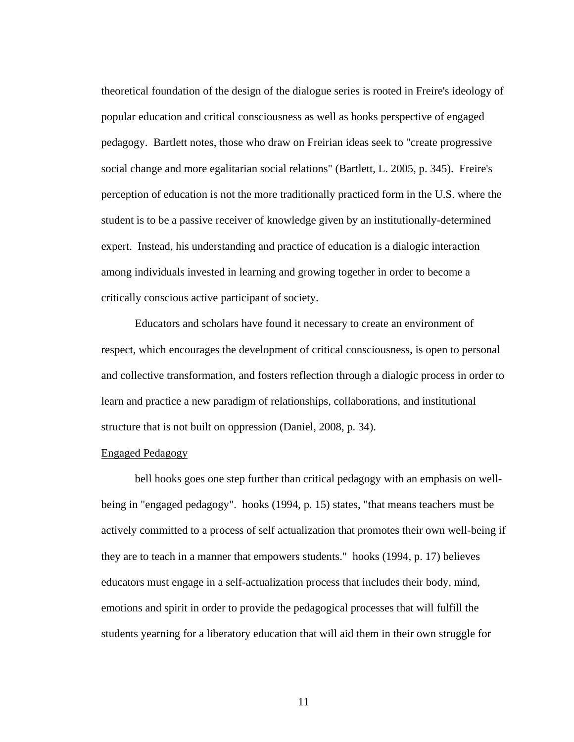theoretical foundation of the design of the dialogue series is rooted in Freire's ideology of popular education and critical consciousness as well as hooks perspective of engaged pedagogy. Bartlett notes, those who draw on Freirian ideas seek to "create progressive social change and more egalitarian social relations" (Bartlett, L. 2005, p. 345). Freire's perception of education is not the more traditionally practiced form in the U.S. where the student is to be a passive receiver of knowledge given by an institutionally-determined expert. Instead, his understanding and practice of education is a dialogic interaction among individuals invested in learning and growing together in order to become a critically conscious active participant of society.

Educators and scholars have found it necessary to create an environment of respect, which encourages the development of critical consciousness, is open to personal and collective transformation, and fosters reflection through a dialogic process in order to learn and practice a new paradigm of relationships, collaborations, and institutional structure that is not built on oppression (Daniel, 2008, p. 34).

## Engaged Pedagogy

bell hooks goes one step further than critical pedagogy with an emphasis on well-being in "engaged pedagogy". hooks (1994, p. 15) states, "that means teachers must be actively committed to a process of self actualization that promotes their own well-being if they are to teach in a manner that empowers students." hooks (1994, p. 17) believes educators must engage in a self-actualization process that includes their body, mind, emotions and spirit in order to provide the pedagogical processes that will fulfill the students yearning for a liberatory education that will aid them in their own struggle for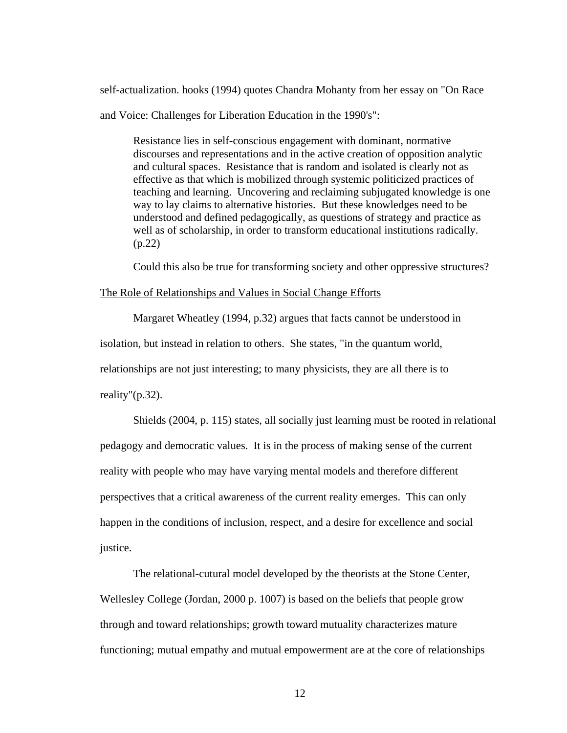self-actualization. hooks (1994) quotes Chandra Mohanty from her essay on "On Race and Voice: Challenges for Liberation Education in the 1990's":

> Resistance lies in self-conscious engagement with dominant, normative discourses and representations and in the active creation of opposition analytic and cultural spaces. Resistance that is random and isolated is clearly not as effective as that which is mobilized through systemic politicized practices of teaching and learning. Uncovering and reclaiming subjugated knowledge is one way to lay claims to alternative histories. But these knowledges need to be understood and defined pedagogically, as questions of strategy and practice as well as of scholarship, in order to transform educational institutions radically. (p.22)

Could this also be true for transforming society and other oppressive structures?

The Role of Relationships and Values in Social Change Efforts

Margaret Wheatley (1994, p.32) argues that facts cannot be understood in isolation, but instead in relation to others. She states, "in the quantum world, relationships are not just interesting; to many physicists, they are all there is to reality"(p.32).

Shields (2004, p. 115) states, all socially just learning must be rooted in relational pedagogy and democratic values. It is in the process of making sense of the current reality with people who may have varying mental models and therefore different perspectives that a critical awareness of the current reality emerges. This can only happen in the conditions of inclusion, respect, and a desire for excellence and social justice.

The relational-cutural model developed by the theorists at the Stone Center, Wellesley College (Jordan, 2000 p. 1007) is based on the beliefs that people grow through and toward relationships; growth toward mutuality characterizes mature functioning; mutual empathy and mutual empowerment are at the core of relationships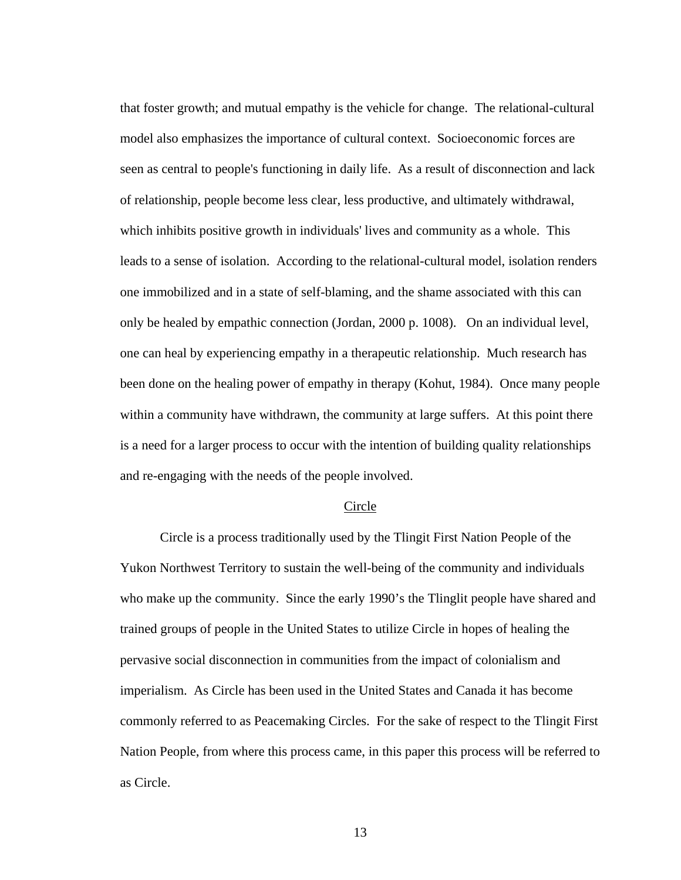that foster growth; and mutual empathy is the vehicle for change. The relational-cultural model also emphasizes the importance of cultural context. Socioeconomic forces are seen as central to people's functioning in daily life. As a result of disconnection and lack of relationship, people become less clear, less productive, and ultimately withdrawal, which inhibits positive growth in individuals' lives and community as a whole. This leads to a sense of isolation. According to the relational-cultural model, isolation renders one immobilized and in a state of self-blaming, and the shame associated with this can only be healed by empathic connection (Jordan, 2000 p. 1008). On an individual level, one can heal by experiencing empathy in a therapeutic relationship. Much research has been done on the healing power of empathy in therapy (Kohut, 1984). Once many people within a community have withdrawn, the community at large suffers. At this point there is a need for a larger process to occur with the intention of building quality relationships and re-engaging with the needs of the people involved.

## Circle

Circle is a process traditionally used by the Tlingit First Nation People of the Yukon Northwest Territory to sustain the well-being of the community and individuals who make up the community. Since the early 1990's the Tlinglit people have shared and trained groups of people in the United States to utilize Circle in hopes of healing the pervasive social disconnection in communities from the impact of colonialism and imperialism. As Circle has been used in the United States and Canada it has become commonly referred to as Peacemaking Circles. For the sake of respect to the Tlingit First Nation People, from where this process came, in this paper this process will be referred to as Circle.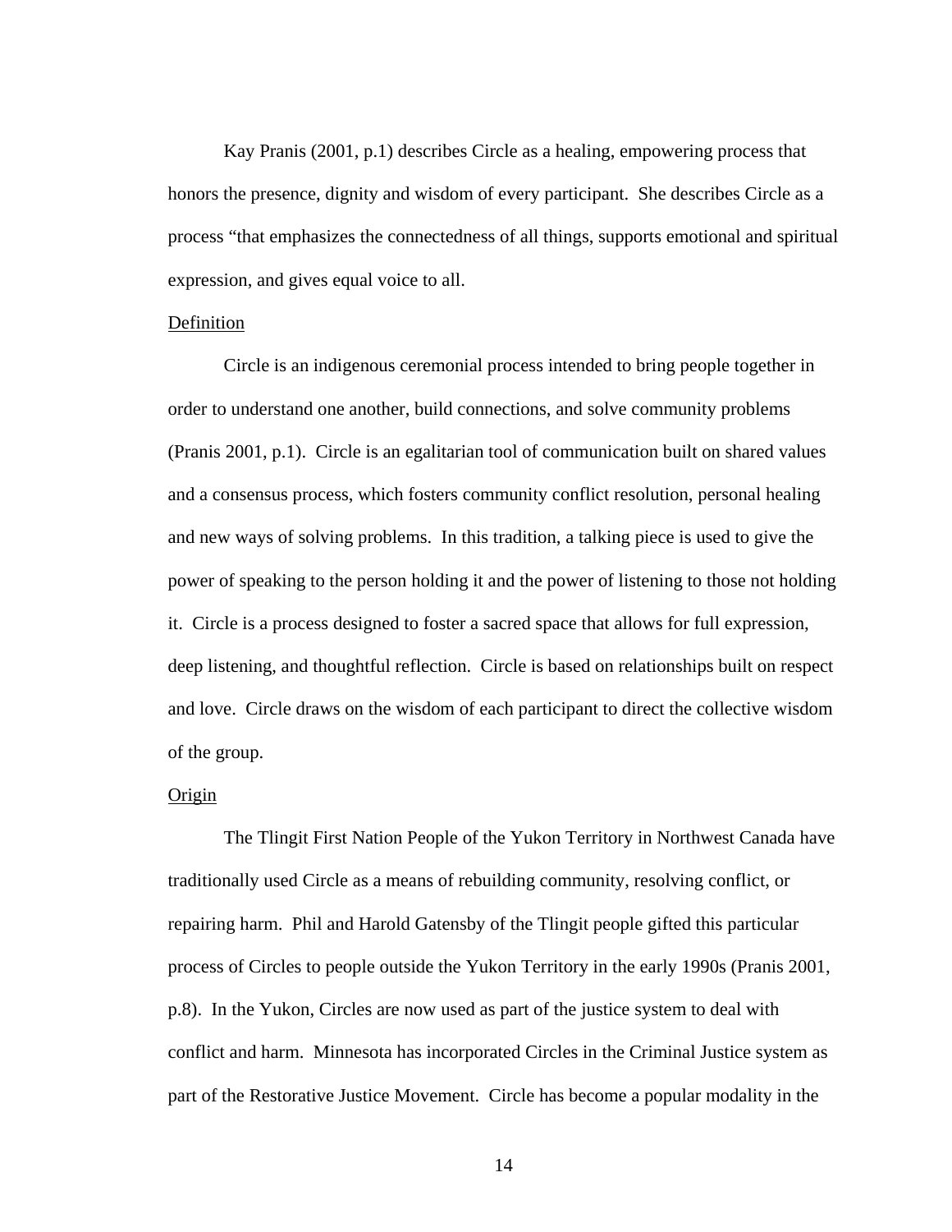Kay Pranis (2001, p.1) describes Circle as a healing, empowering process that honors the presence, dignity and wisdom of every participant. She describes Circle as a process "that emphasizes the connectedness of all things, supports emotional and spiritual expression, and gives equal voice to all.

<u>Definition</u>

Circle is an indigenous ceremonial process intended to bring people together in order to understand one another, build connections, and solve community problems (Pranis 2001, p.1). Circle is an egalitarian tool of communication built on shared values and a consensus process, which fosters community conflict resolution, personal healing and new ways of solving problems. In this tradition, a talking piece is used to give the power of speaking to the person holding it and the power of listening to those not holding it. Circle is a process designed to foster a sacred space that allows for full expression, deep listening, and thoughtful reflection. Circle is based on relationships built on respect and love. Circle draws on the wisdom of each participant to direct the collective wisdom of the group.

<u>Origin</u>

The Tlingit First Nation People of the Yukon Territory in Northwest Canada have traditionally used Circle as a means of rebuilding community, resolving conflict, or repairing harm. Phil and Harold Gatensby of the Tlingit people gifted this particular process of Circles to people outside the Yukon Territory in the early 1990s (Pranis 2001, p.8). In the Yukon, Circles are now used as part of the justice system to deal with conflict and harm. Minnesota has incorporated Circles in the Criminal Justice system as part of the Restorative Justice Movement. Circle has become a popular modality in the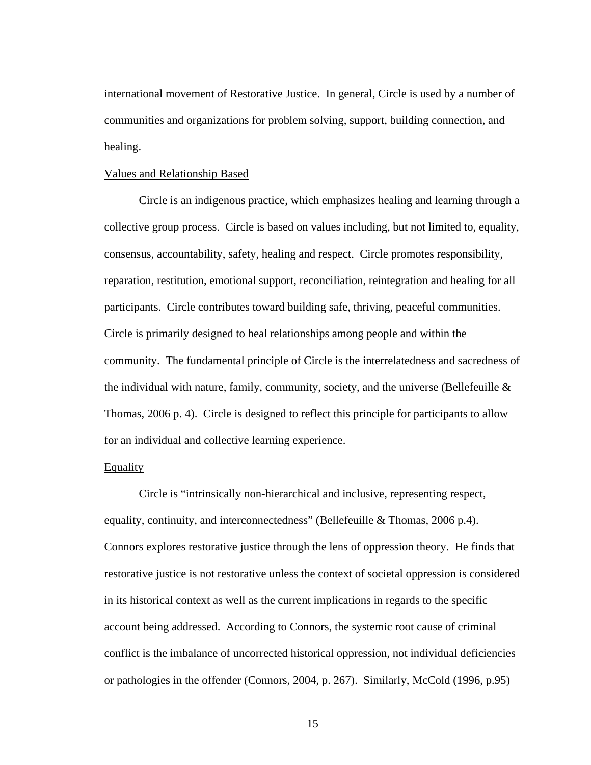international movement of Restorative Justice. In general, Circle is used by a number of communities and organizations for problem solving, support, building connection, and healing.

## Values and Relationship Based

Circle is an indigenous practice, which emphasizes healing and learning through a collective group process. Circle is based on values including, but not limited to, equality, consensus, accountability, safety, healing and respect. Circle promotes responsibility, reparation, restitution, emotional support, reconciliation, reintegration and healing for all participants. Circle contributes toward building safe, thriving, peaceful communities. Circle is primarily designed to heal relationships among people and within the community. The fundamental principle of Circle is the interrelatedness and sacredness of the individual with nature, family, community, society, and the universe (Bellefeuille & Thomas, 2006 p. 4). Circle is designed to reflect this principle for participants to allow for an individual and collective learning experience.

## Equality

Circle is "intrinsically non-hierarchical and inclusive, representing respect, equality, continuity, and interconnectedness" (Bellefeuille & Thomas, 2006 p.4). Connors explores restorative justice through the lens of oppression theory. He finds that restorative justice is not restorative unless the context of societal oppression is considered in its historical context as well as the current implications in regards to the specific account being addressed. According to Connors, the systemic root cause of criminal conflict is the imbalance of uncorrected historical oppression, not individual deficiencies or pathologies in the offender (Connors, 2004, p. 267). Similarly, McCold (1996, p.95)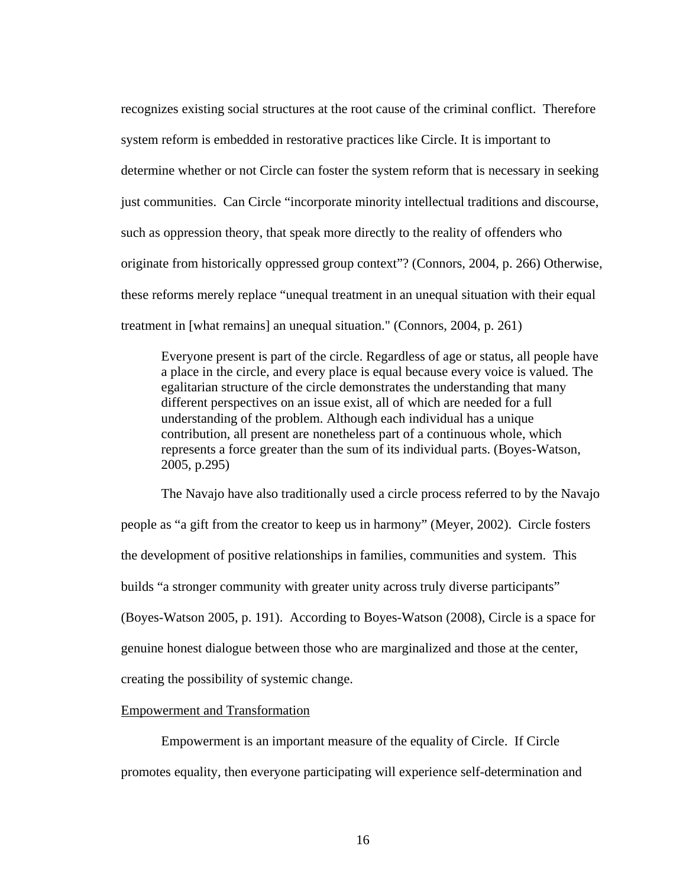recognizes existing social structures at the root cause of the criminal conflict. Therefore system reform is embedded in restorative practices like Circle. It is important to determine whether or not Circle can foster the system reform that is necessary in seeking just communities. Can Circle "incorporate minority intellectual traditions and discourse, such as oppression theory, that speak more directly to the reality of offenders who originate from historically oppressed group context"? (Connors, 2004, p. 266) Otherwise, these reforms merely replace "unequal treatment in an unequal situation with their equal treatment in [what remains] an unequal situation." (Connors, 2004, p. 261)

> Everyone present is part of the circle. Regardless of age or status, all people have a place in the circle, and every place is equal because every voice is valued. The egalitarian structure of the circle demonstrates the understanding that many different perspectives on an issue exist, all of which are needed for a full understanding of the problem. Although each individual has a unique contribution, all present are nonetheless part of a continuous whole, which represents a force greater than the sum of its individual parts. (Boyes-Watson, 2005, p.295)

The Navajo have also traditionally used a circle process referred to by the Navajo people as "a gift from the creator to keep us in harmony" (Meyer, 2002). Circle fosters the development of positive relationships in families, communities and system. This builds "a stronger community with greater unity across truly diverse participants" (Boyes-Watson 2005, p. 191). According to Boyes-Watson (2008), Circle is a space for genuine honest dialogue between those who are marginalized and those at the center, creating the possibility of systemic change.

### Empowerment and Transformation

Empowerment is an important measure of the equality of Circle. If Circle promotes equality, then everyone participating will experience self-determination and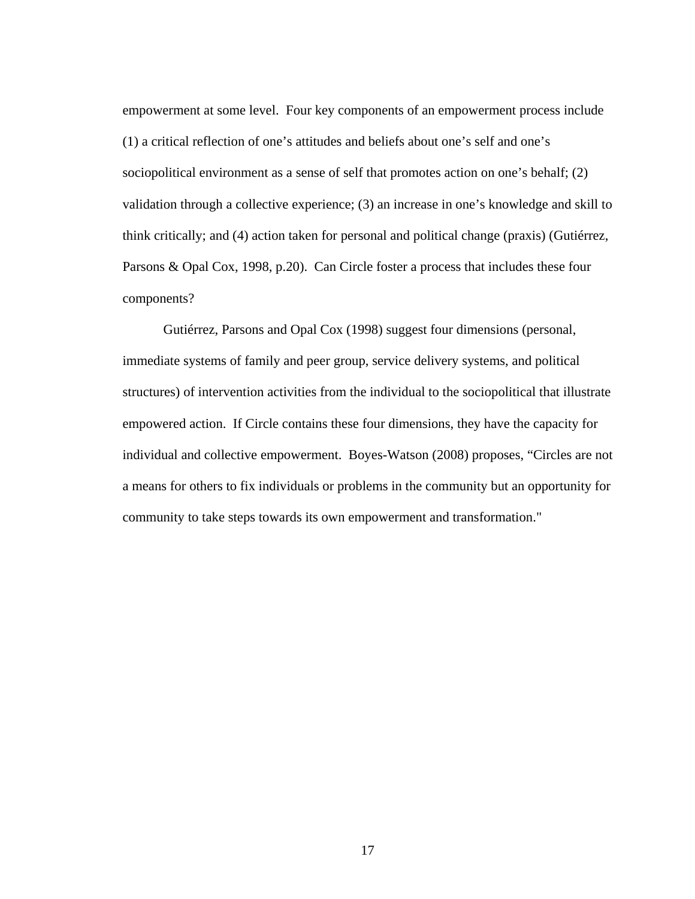empowerment at some level. Four key components of an empowerment process include (1) a critical reflection of one's attitudes and beliefs about one's self and one's sociopolitical environment as a sense of self that promotes action on one's behalf; (2) validation through a collective experience; (3) an increase in one's knowledge and skill to think critically; and (4) action taken for personal and political change (praxis) (Gutiérrez, Parsons & Opal Cox, 1998, p.20). Can Circle foster a process that includes these four components?

Gutiérrez, Parsons and Opal Cox (1998) suggest four dimensions (personal, immediate systems of family and peer group, service delivery systems, and political structures) of intervention activities from the individual to the sociopolitical that illustrate empowered action. If Circle contains these four dimensions, they have the capacity for individual and collective empowerment. Boyes-Watson (2008) proposes, "Circles are not a means for others to fix individuals or problems in the community but an opportunity for community to take steps towards its own empowerment and transformation."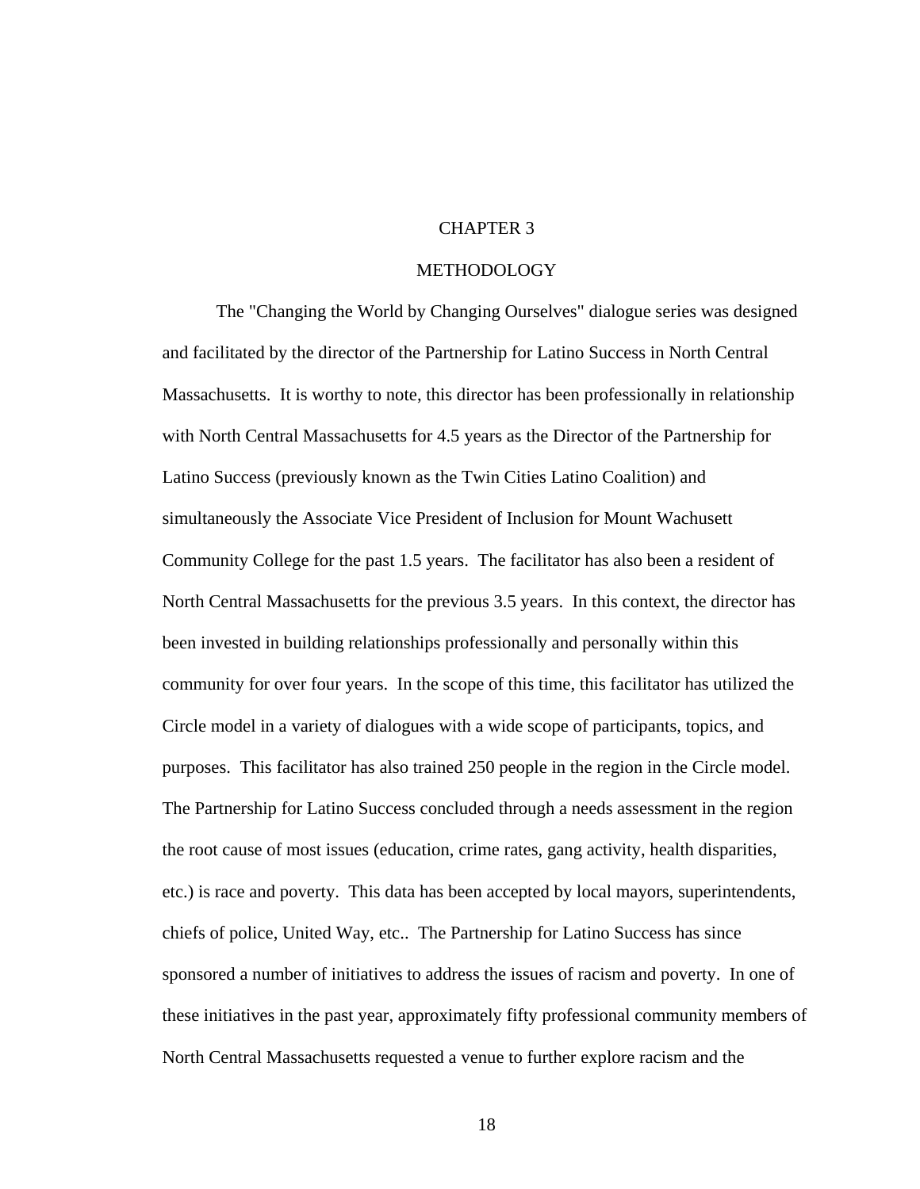# CHAPTER 3

# METHODOLOGY

The "Changing the World by Changing Ourselves" dialogue series was designed and facilitated by the director of the Partnership for Latino Success in North Central Massachusetts. It is worthy to note, this director has been professionally in relationship with North Central Massachusetts for 4.5 years as the Director of the Partnership for Latino Success (previously known as the Twin Cities Latino Coalition) and simultaneously the Associate Vice President of Inclusion for Mount Wachusett Community College for the past 1.5 years. The facilitator has also been a resident of North Central Massachusetts for the previous 3.5 years. In this context, the director has been invested in building relationships professionally and personally within this community for over four years. In the scope of this time, this facilitator has utilized the Circle model in a variety of dialogues with a wide scope of participants, topics, and purposes. This facilitator has also trained 250 people in the region in the Circle model. The Partnership for Latino Success concluded through a needs assessment in the region the root cause of most issues (education, crime rates, gang activity, health disparities, etc.) is race and poverty. This data has been accepted by local mayors, superintendents, chiefs of police, United Way, etc.. The Partnership for Latino Success has since sponsored a number of initiatives to address the issues of racism and poverty. In one of these initiatives in the past year, approximately fifty professional community members of North Central Massachusetts requested a venue to further explore racism and the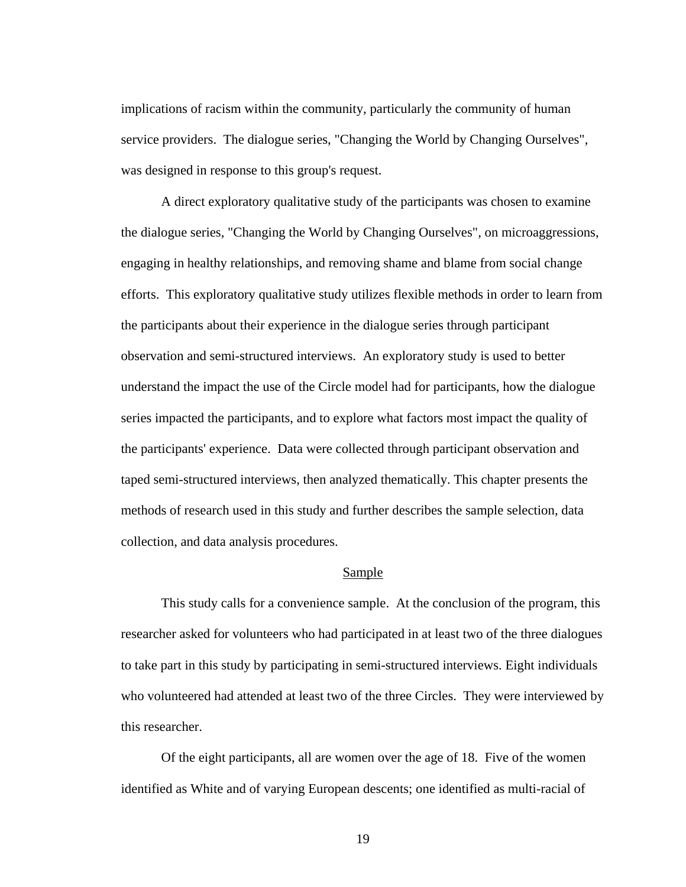implications of racism within the community, particularly the community of human service providers. The dialogue series, "Changing the World by Changing Ourselves", was designed in response to this group's request.

A direct exploratory qualitative study of the participants was chosen to examine the dialogue series, "Changing the World by Changing Ourselves", on microaggressions, engaging in healthy relationships, and removing shame and blame from social change efforts. This exploratory qualitative study utilizes flexible methods in order to learn from the participants about their experience in the dialogue series through participant observation and semi-structured interviews. An exploratory study is used to better understand the impact the use of the Circle model had for participants, how the dialogue series impacted the participants, and to explore what factors most impact the quality of the participants' experience. Data were collected through participant observation and taped semi-structured interviews, then analyzed thematically. This chapter presents the methods of research used in this study and further describes the sample selection, data collection, and data analysis procedures.

## Sample

This study calls for a convenience sample. At the conclusion of the program, this researcher asked for volunteers who had participated in at least two of the three dialogues to take part in this study by participating in semi-structured interviews. Eight individuals who volunteered had attended at least two of the three Circles. They were interviewed by this researcher.

Of the eight participants, all are women over the age of 18. Five of the women identified as White and of varying European descents; one identified as multi-racial of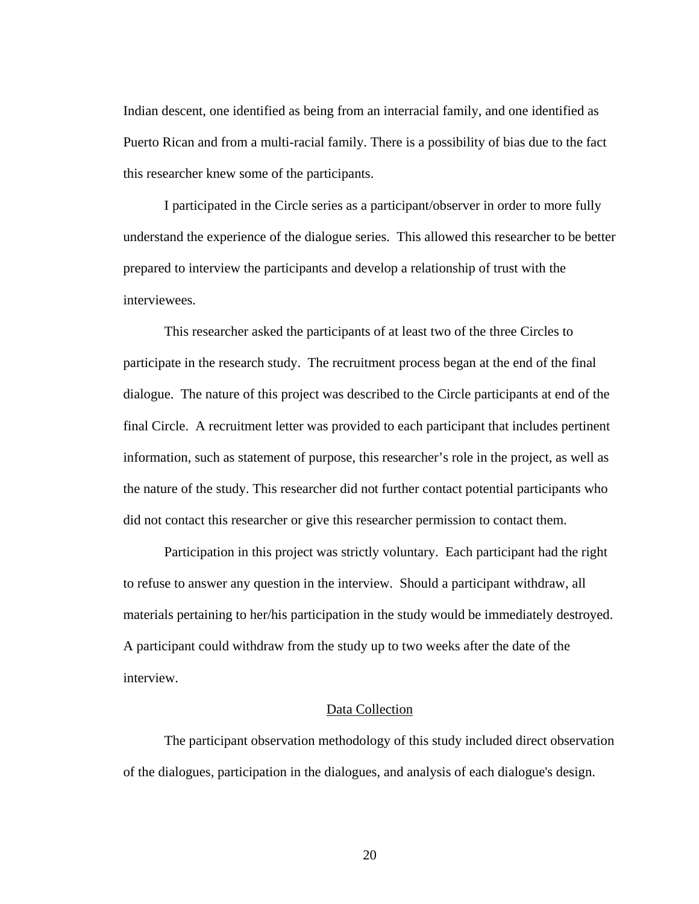Indian descent, one identified as being from an interracial family, and one identified as Puerto Rican and from a multi-racial family. There is a possibility of bias due to the fact this researcher knew some of the participants.

I participated in the Circle series as a participant/observer in order to more fully understand the experience of the dialogue series. This allowed this researcher to be better prepared to interview the participants and develop a relationship of trust with the interviewees.

This researcher asked the participants of at least two of the three Circles to participate in the research study. The recruitment process began at the end of the final dialogue. The nature of this project was described to the Circle participants at end of the final Circle. A recruitment letter was provided to each participant that includes pertinent information, such as statement of purpose, this researcher's role in the project, as well as the nature of the study. This researcher did not further contact potential participants who did not contact this researcher or give this researcher permission to contact them.

Participation in this project was strictly voluntary. Each participant had the right to refuse to answer any question in the interview. Should a participant withdraw, all materials pertaining to her/his participation in the study would be immediately destroyed. A participant could withdraw from the study up to two weeks after the date of the interview.

## Data Collection

The participant observation methodology of this study included direct observation of the dialogues, participation in the dialogues, and analysis of each dialogue's design.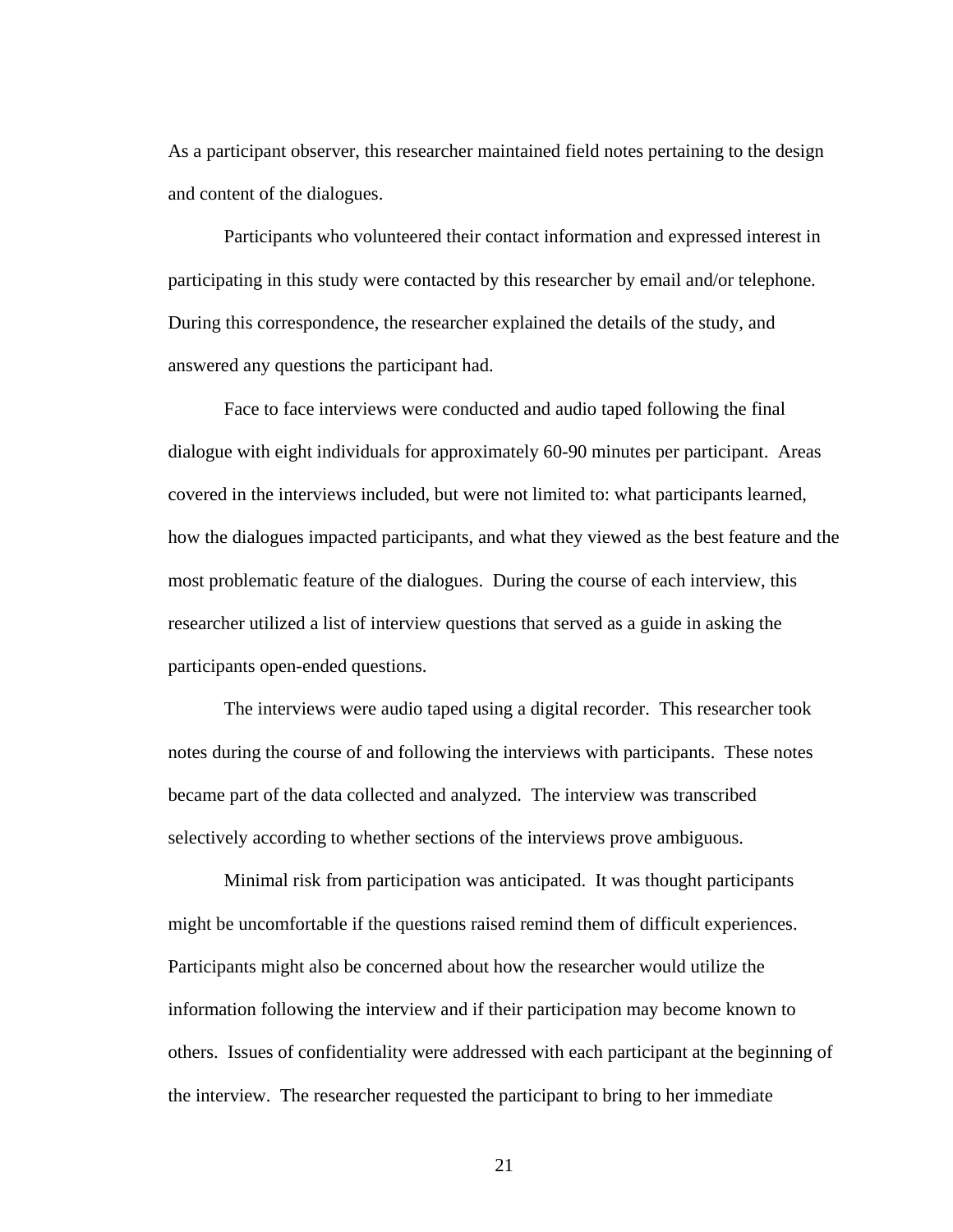As a participant observer, this researcher maintained field notes pertaining to the design and content of the dialogues.

Participants who volunteered their contact information and expressed interest in participating in this study were contacted by this researcher by email and/or telephone. During this correspondence, the researcher explained the details of the study, and answered any questions the participant had.

Face to face interviews were conducted and audio taped following the final dialogue with eight individuals for approximately 60-90 minutes per participant. Areas covered in the interviews included, but were not limited to: what participants learned, how the dialogues impacted participants, and what they viewed as the best feature and the most problematic feature of the dialogues. During the course of each interview, this researcher utilized a list of interview questions that served as a guide in asking the participants open-ended questions.

The interviews were audio taped using a digital recorder. This researcher took notes during the course of and following the interviews with participants. These notes became part of the data collected and analyzed. The interview was transcribed selectively according to whether sections of the interviews prove ambiguous.

Minimal risk from participation was anticipated. It was thought participants might be uncomfortable if the questions raised remind them of difficult experiences. Participants might also be concerned about how the researcher would utilize the information following the interview and if their participation may become known to others. Issues of confidentiality were addressed with each participant at the beginning of the interview. The researcher requested the participant to bring to her immediate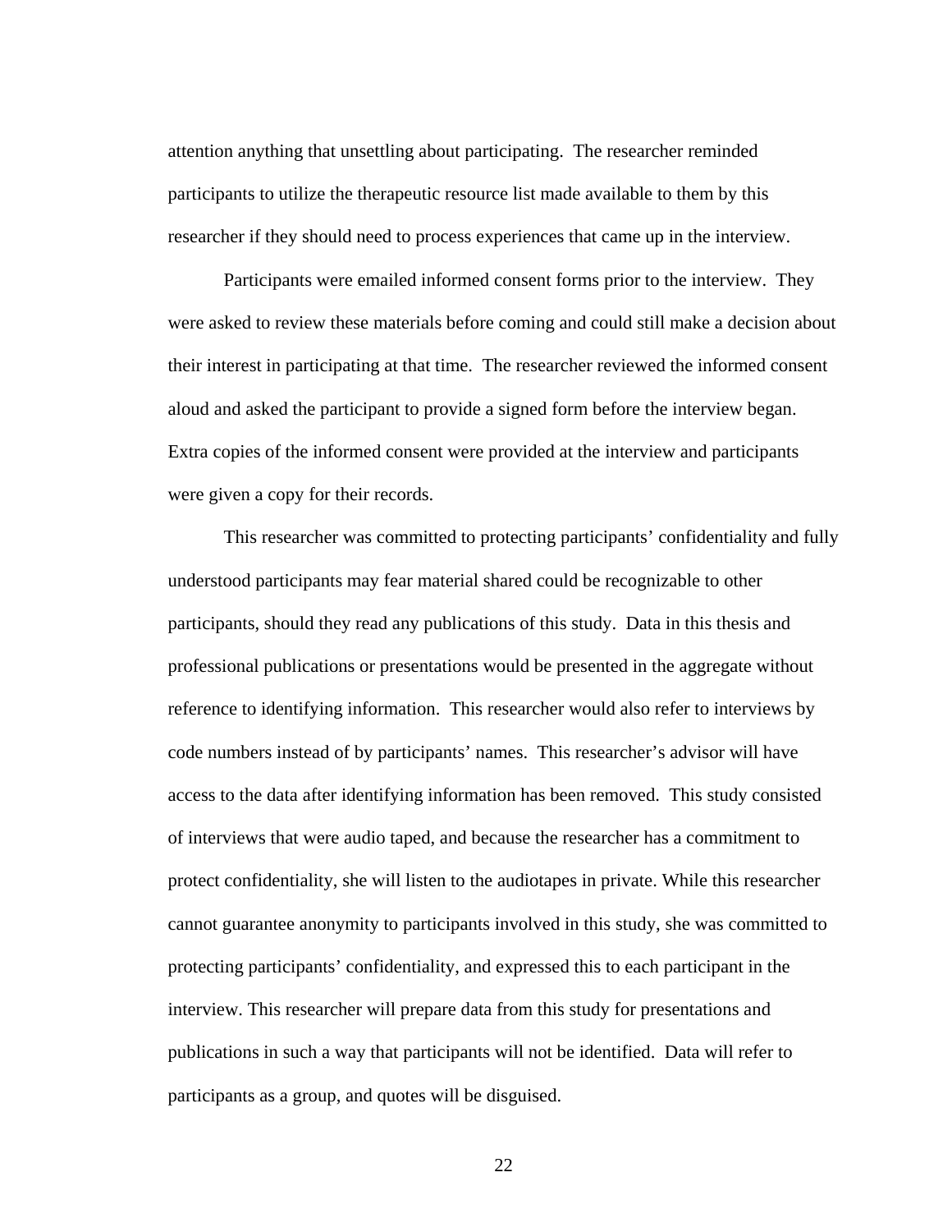attention anything that unsettling about participating. The researcher reminded participants to utilize the therapeutic resource list made available to them by this researcher if they should need to process experiences that came up in the interview.

Participants were emailed informed consent forms prior to the interview. They were asked to review these materials before coming and could still make a decision about their interest in participating at that time. The researcher reviewed the informed consent aloud and asked the participant to provide a signed form before the interview began. Extra copies of the informed consent were provided at the interview and participants were given a copy for their records.

This researcher was committed to protecting participants' confidentiality and fully understood participants may fear material shared could be recognizable to other participants, should they read any publications of this study. Data in this thesis and professional publications or presentations would be presented in the aggregate without reference to identifying information. This researcher would also refer to interviews by code numbers instead of by participants' names. This researcher's advisor will have access to the data after identifying information has been removed. This study consisted of interviews that were audio taped, and because the researcher has a commitment to protect confidentiality, she will listen to the audiotapes in private. While this researcher cannot guarantee anonymity to participants involved in this study, she was committed to protecting participants' confidentiality, and expressed this to each participant in the interview. This researcher will prepare data from this study for presentations and publications in such a way that participants will not be identified. Data will refer to participants as a group, and quotes will be disguised.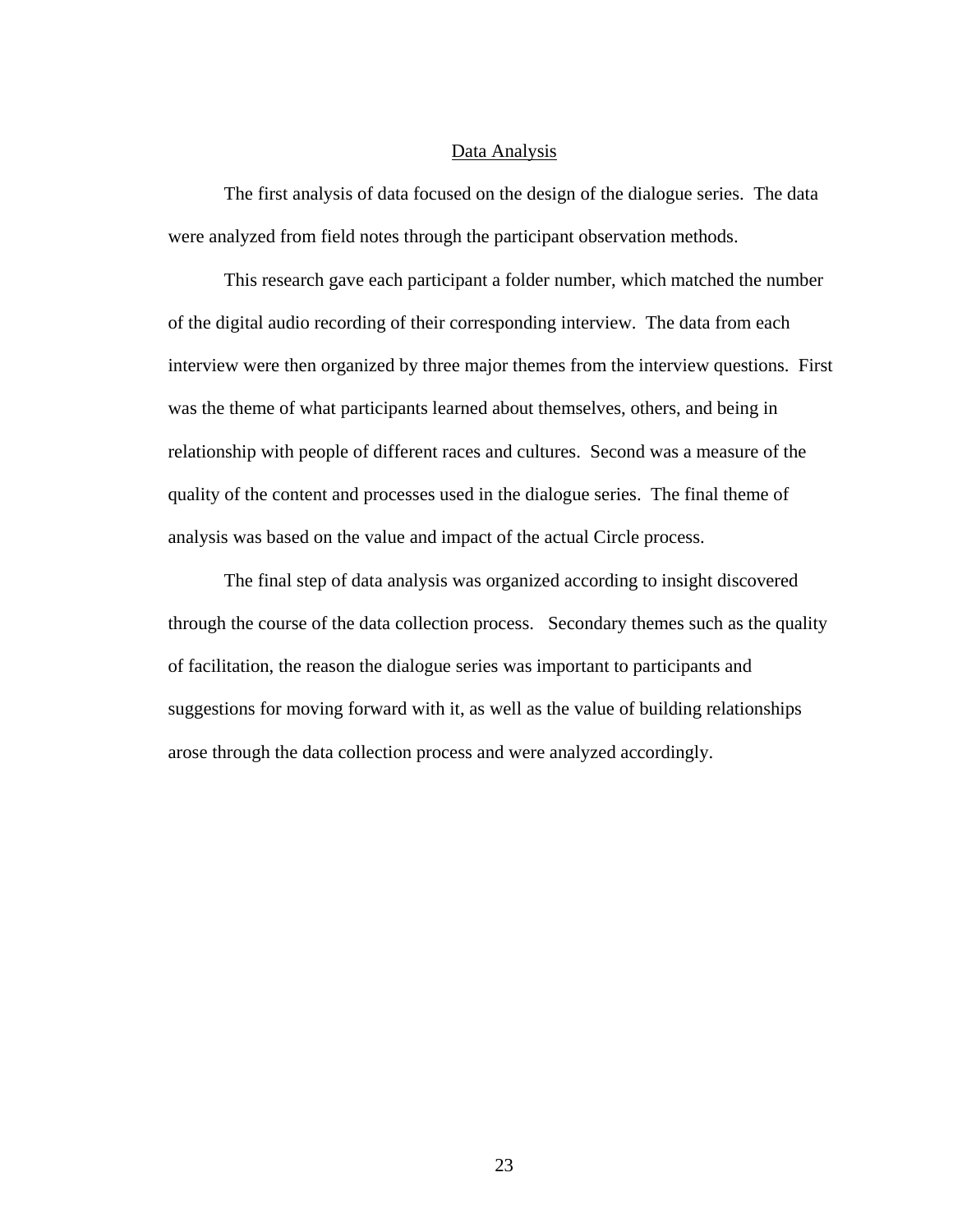## Data Analysis

The first analysis of data focused on the design of the dialogue series. The data were analyzed from field notes through the participant observation methods.

This research gave each participant a folder number, which matched the number of the digital audio recording of their corresponding interview. The data from each interview were then organized by three major themes from the interview questions. First was the theme of what participants learned about themselves, others, and being in relationship with people of different races and cultures. Second was a measure of the quality of the content and processes used in the dialogue series. The final theme of analysis was based on the value and impact of the actual Circle process.

The final step of data analysis was organized according to insight discovered through the course of the data collection process. Secondary themes such as the quality of facilitation, the reason the dialogue series was important to participants and suggestions for moving forward with it, as well as the value of building relationships arose through the data collection process and were analyzed accordingly.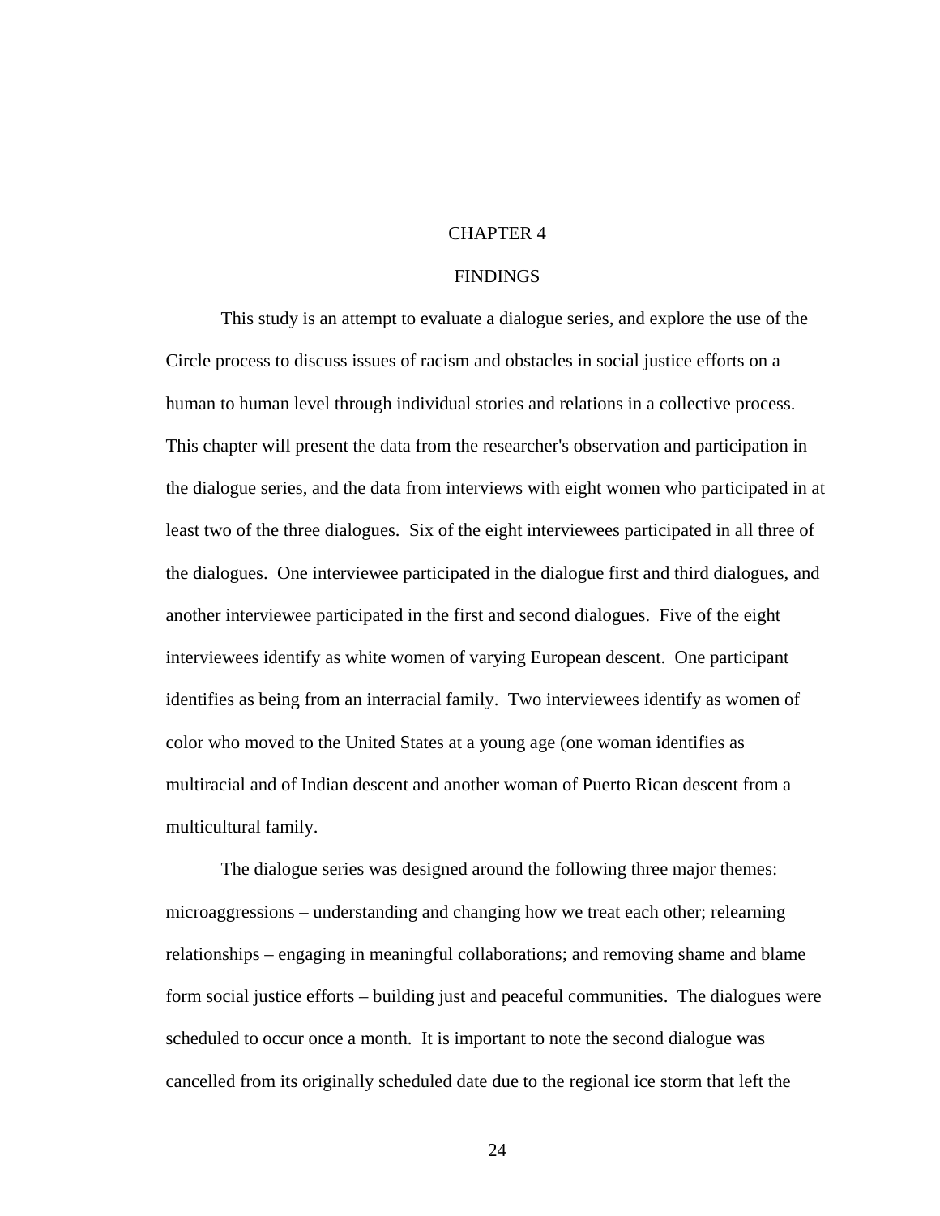# CHAPTER 4

## FINDINGS

This study is an attempt to evaluate a dialogue series, and explore the use of the Circle process to discuss issues of racism and obstacles in social justice efforts on a human to human level through individual stories and relations in a collective process. This chapter will present the data from the researcher's observation and participation in the dialogue series, and the data from interviews with eight women who participated in at least two of the three dialogues. Six of the eight interviewees participated in all three of the dialogues. One interviewee participated in the dialogue first and third dialogues, and another interviewee participated in the first and second dialogues. Five of the eight interviewees identify as white women of varying European descent. One participant identifies as being from an interracial family. Two interviewees identify as women of color who moved to the United States at a young age (one woman identifies as multiracial and of Indian descent and another woman of Puerto Rican descent from a multicultural family.

The dialogue series was designed around the following three major themes: microaggressions – understanding and changing how we treat each other; relearning relationships – engaging in meaningful collaborations; and removing shame and blame form social justice efforts – building just and peaceful communities. The dialogues were scheduled to occur once a month. It is important to note the second dialogue was cancelled from its originally scheduled date due to the regional ice storm that left the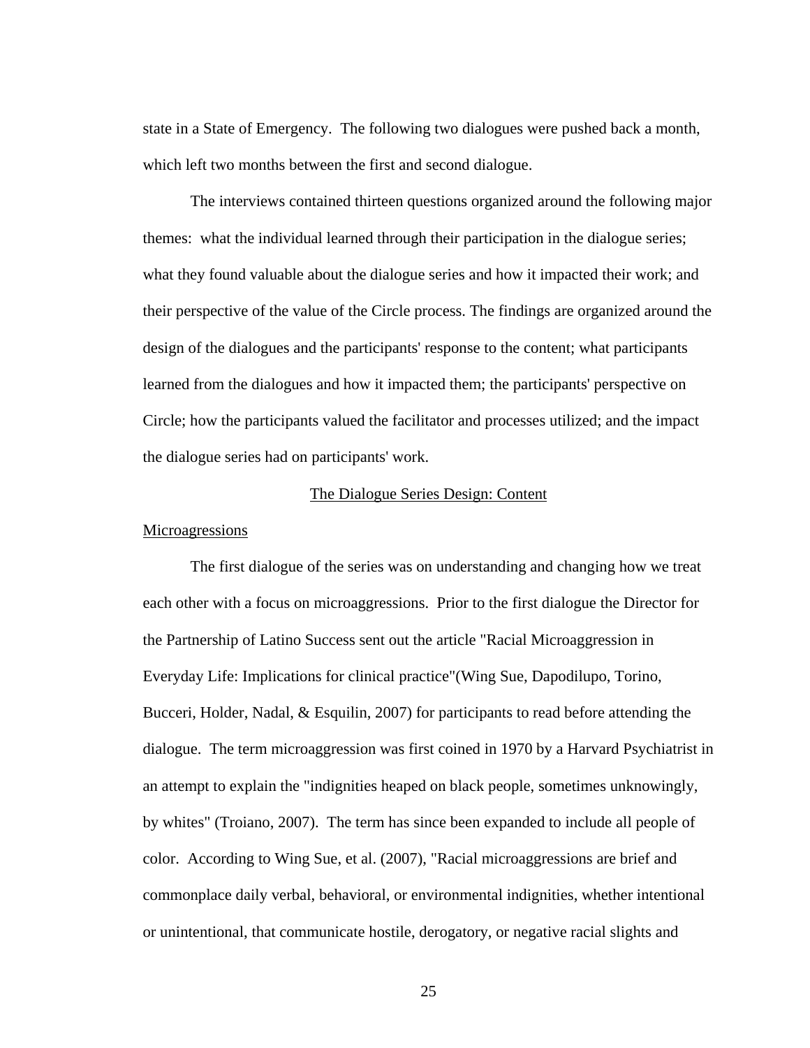state in a State of Emergency.  The following two dialogues were pushed back a month, which left two months between the first and second dialogue.

The interviews contained thirteen questions organized around the following major themes:  what the individual learned through their participation in the dialogue series; what they found valuable about the dialogue series and how it impacted their work; and their perspective of the value of the Circle process. The findings are organized around the design of the dialogues and the participants' response to the content; what participants learned from the dialogues and how it impacted them; the participants' perspective on Circle; how the participants valued the facilitator and processes utilized; and the impact the dialogue series had on participants' work.

## The Dialogue Series Design: Content

### Microagressions

The first dialogue of the series was on understanding and changing how we treat each other with a focus on microaggressions.  Prior to the first dialogue the Director for the Partnership of Latino Success sent out the article "Racial Microaggression in Everyday Life: Implications for clinical practice"(Wing Sue, Dapodilupo, Torino, Bucceri, Holder, Nadal, & Esquilin, 2007) for participants to read before attending the dialogue.  The term microaggression was first coined in 1970 by a Harvard Psychiatrist in an attempt to explain the "indignities heaped on black people, sometimes unknowingly, by whites" (Troiano, 2007).  The term has since been expanded to include all people of color.  According to Wing Sue, et al. (2007), "Racial microaggressions are brief and commonplace daily verbal, behavioral, or environmental indignities, whether intentional or unintentional, that communicate hostile, derogatory, or negative racial slights and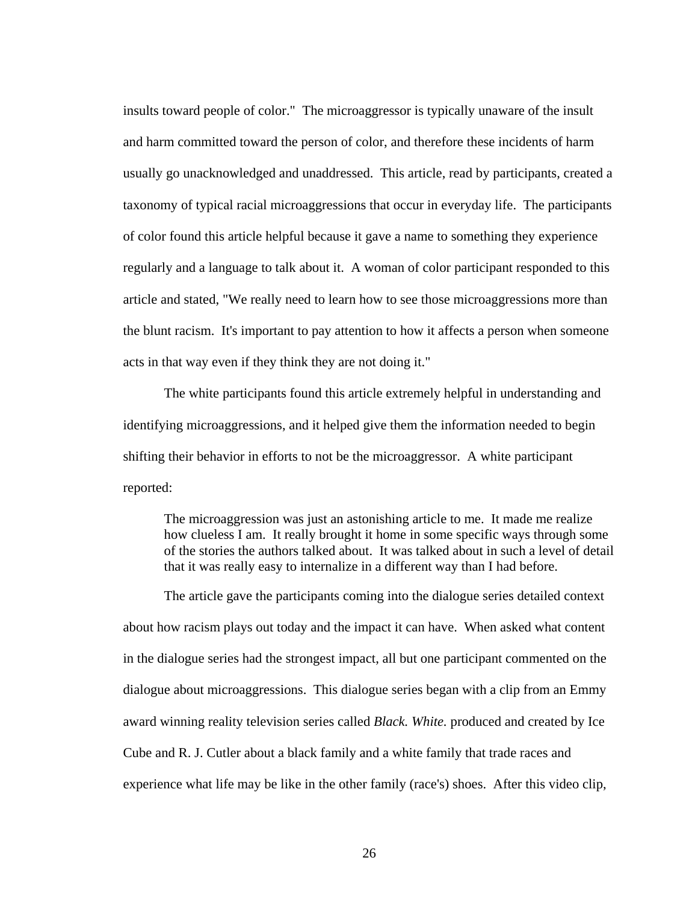insults toward people of color." The microaggressor is typically unaware of the insult and harm committed toward the person of color, and therefore these incidents of harm usually go unacknowledged and unaddressed. This article, read by participants, created a taxonomy of typical racial microaggressions that occur in everyday life. The participants of color found this article helpful because it gave a name to something they experience regularly and a language to talk about it. A woman of color participant responded to this article and stated, "We really need to learn how to see those microaggressions more than the blunt racism. It's important to pay attention to how it affects a person when someone acts in that way even if they think they are not doing it."

The white participants found this article extremely helpful in understanding and identifying microaggressions, and it helped give them the information needed to begin shifting their behavior in efforts to not be the microaggressor. A white participant reported:

> The microaggression was just an astonishing article to me. It made me realize how clueless I am. It really brought it home in some specific ways through some of the stories the authors talked about. It was talked about in such a level of detail that it was really easy to internalize in a different way than I had before.

The article gave the participants coming into the dialogue series detailed context about how racism plays out today and the impact it can have. When asked what content in the dialogue series had the strongest impact, all but one participant commented on the dialogue about microaggressions. This dialogue series began with a clip from an Emmy award winning reality television series called *Black. White.* produced and created by Ice Cube and R. J. Cutler about a black family and a white family that trade races and experience what life may be like in the other family (race's) shoes. After this video clip,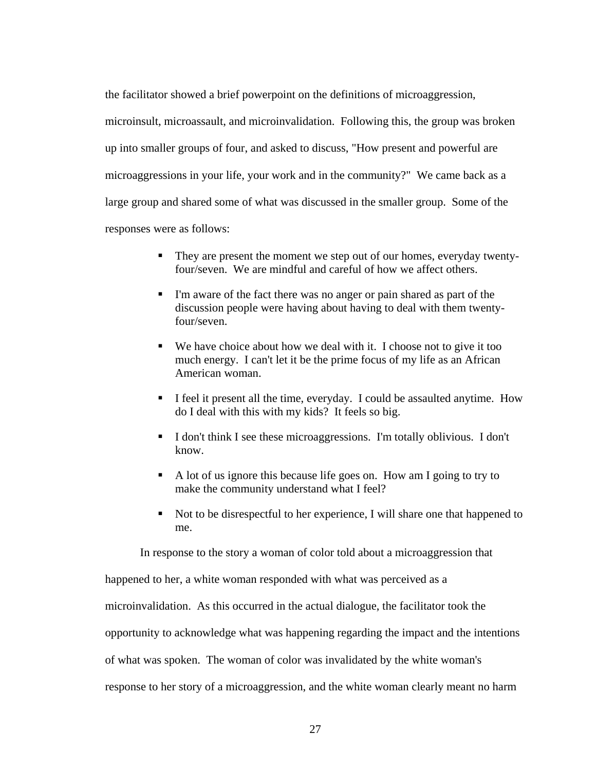the facilitator showed a brief powerpoint on the definitions of microaggression, microinsult, microassault, and microinvalidation. Following this, the group was broken up into smaller groups of four, and asked to discuss, "How present and powerful are microaggressions in your life, your work and in the community?" We came back as a large group and shared some of what was discussed in the smaller group. Some of the responses were as follows:

- They are present the moment we step out of our homes, everyday twenty-four/seven. We are mindful and careful of how we affect others.
- I'm aware of the fact there was no anger or pain shared as part of the discussion people were having about having to deal with them twenty-four/seven.
- We have choice about how we deal with it. I choose not to give it too much energy. I can't let it be the prime focus of my life as an African American woman.
- I feel it present all the time, everyday. I could be assaulted anytime. How do I deal with this with my kids? It feels so big.
- I don't think I see these microaggressions. I'm totally oblivious. I don't know.
- A lot of us ignore this because life goes on. How am I going to try to make the community understand what I feel?
- Not to be disrespectful to her experience, I will share one that happened to me.

In response to the story a woman of color told about a microaggression that happened to her, a white woman responded with what was perceived as a microinvalidation. As this occurred in the actual dialogue, the facilitator took the opportunity to acknowledge what was happening regarding the impact and the intentions of what was spoken. The woman of color was invalidated by the white woman's response to her story of a microaggression, and the white woman clearly meant no harm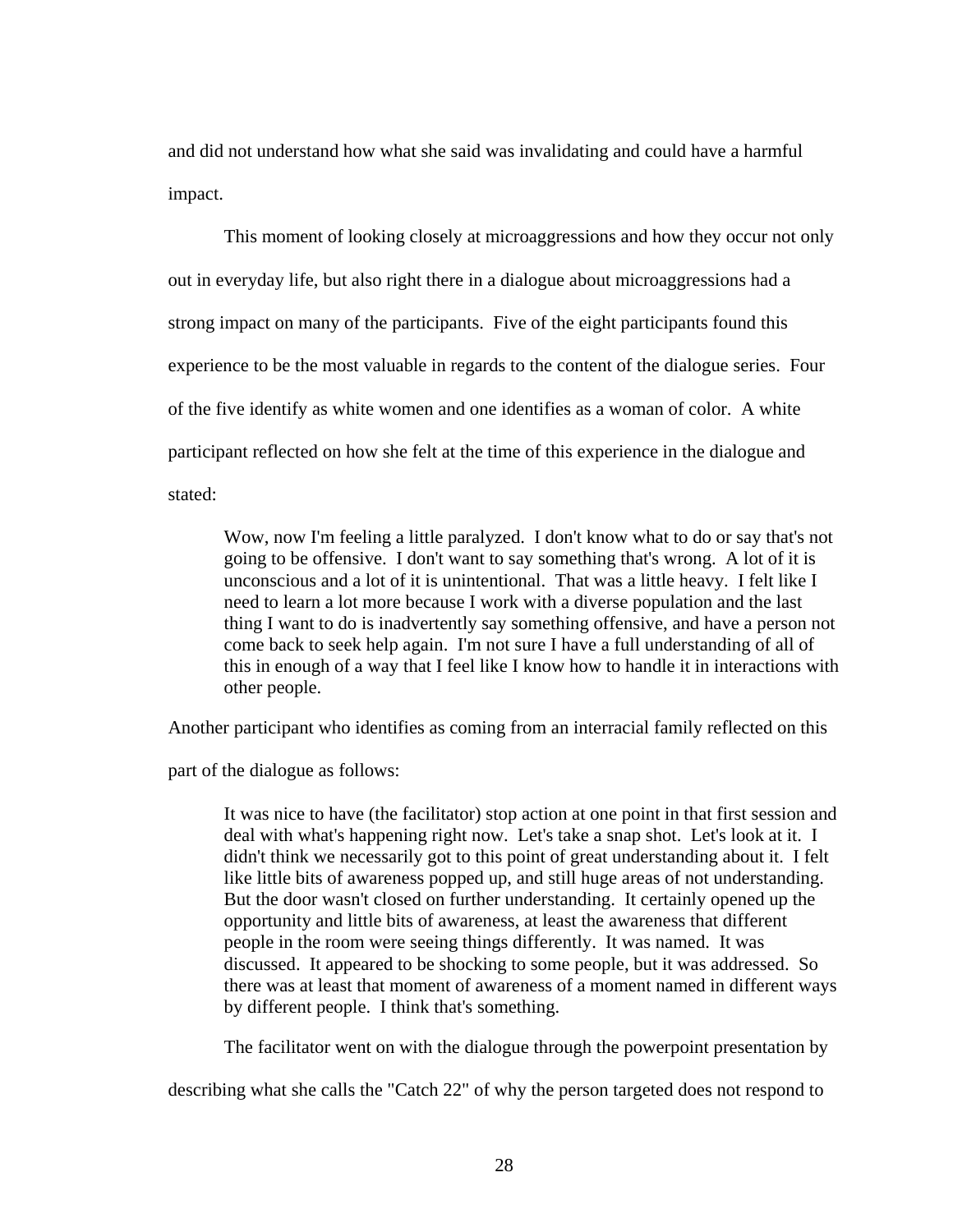and did not understand how what she said was invalidating and could have a harmful impact.

This moment of looking closely at microaggressions and how they occur not only out in everyday life, but also right there in a dialogue about microaggressions had a strong impact on many of the participants. Five of the eight participants found this experience to be the most valuable in regards to the content of the dialogue series. Four of the five identify as white women and one identifies as a woman of color. A white participant reflected on how she felt at the time of this experience in the dialogue and stated:

> Wow, now I'm feeling a little paralyzed. I don't know what to do or say that's not going to be offensive. I don't want to say something that's wrong. A lot of it is unconscious and a lot of it is unintentional. That was a little heavy. I felt like I need to learn a lot more because I work with a diverse population and the last thing I want to do is inadvertently say something offensive, and have a person not come back to seek help again. I'm not sure I have a full understanding of all of this in enough of a way that I feel like I know how to handle it in interactions with other people.

Another participant who identifies as coming from an interracial family reflected on this part of the dialogue as follows:

> It was nice to have (the facilitator) stop action at one point in that first session and deal with what's happening right now. Let's take a snap shot. Let's look at it. I didn't think we necessarily got to this point of great understanding about it. I felt like little bits of awareness popped up, and still huge areas of not understanding. But the door wasn't closed on further understanding. It certainly opened up the opportunity and little bits of awareness, at least the awareness that different people in the room were seeing things differently. It was named. It was discussed. It appeared to be shocking to some people, but it was addressed. So there was at least that moment of awareness of a moment named in different ways by different people. I think that's something.

The facilitator went on with the dialogue through the powerpoint presentation by describing what she calls the "Catch 22" of why the person targeted does not respond to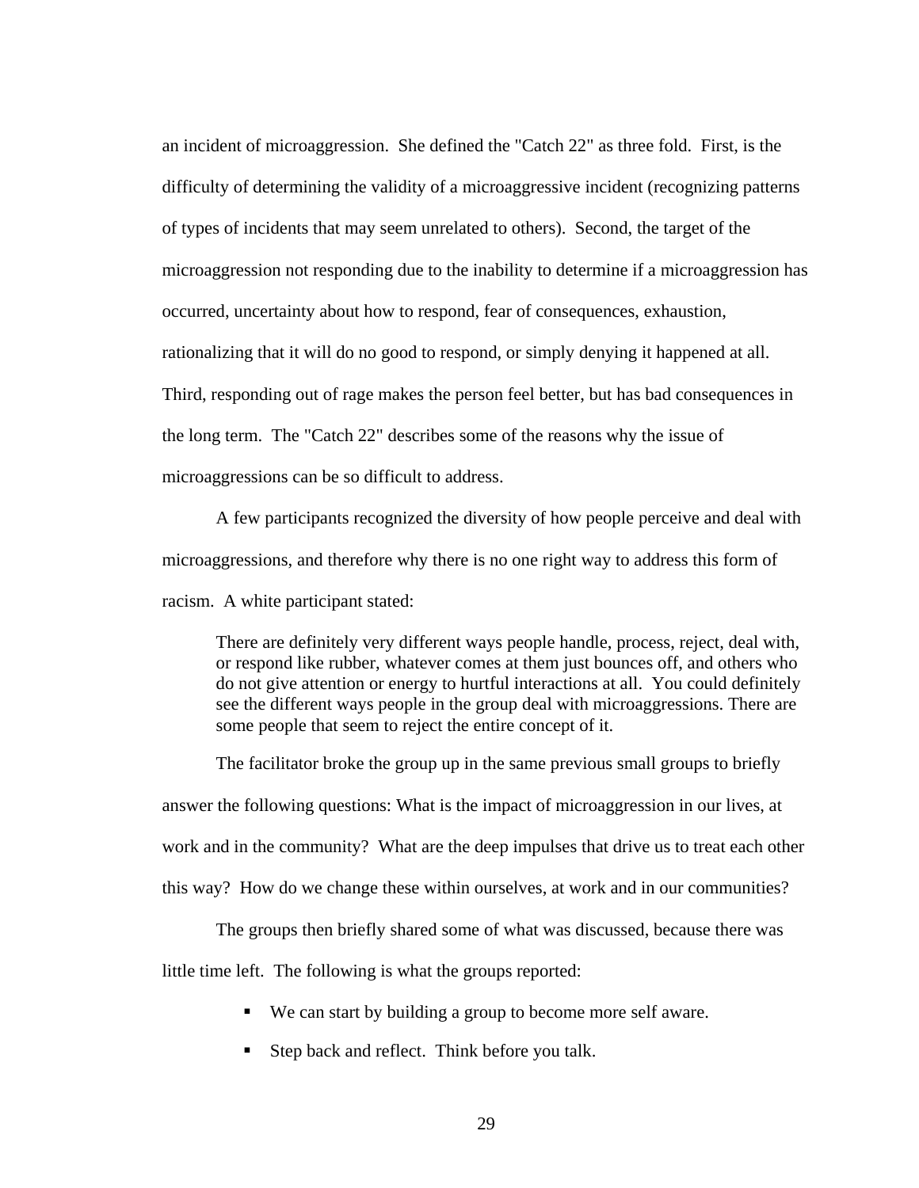an incident of microaggression. She defined the "Catch 22" as three fold. First, is the difficulty of determining the validity of a microaggressive incident (recognizing patterns of types of incidents that may seem unrelated to others). Second, the target of the microaggression not responding due to the inability to determine if a microaggression has occurred, uncertainty about how to respond, fear of consequences, exhaustion, rationalizing that it will do no good to respond, or simply denying it happened at all. Third, responding out of rage makes the person feel better, but has bad consequences in the long term. The "Catch 22" describes some of the reasons why the issue of microaggressions can be so difficult to address.

A few participants recognized the diversity of how people perceive and deal with microaggressions, and therefore why there is no one right way to address this form of racism. A white participant stated:

> There are definitely very different ways people handle, process, reject, deal with, or respond like rubber, whatever comes at them just bounces off, and others who do not give attention or energy to hurtful interactions at all. You could definitely see the different ways people in the group deal with microaggressions. There are some people that seem to reject the entire concept of it.

The facilitator broke the group up in the same previous small groups to briefly answer the following questions: What is the impact of microaggression in our lives, at work and in the community? What are the deep impulses that drive us to treat each other this way? How do we change these within ourselves, at work and in our communities?

The groups then briefly shared some of what was discussed, because there was little time left. The following is what the groups reported:

- We can start by building a group to become more self aware.
- Step back and reflect. Think before you talk.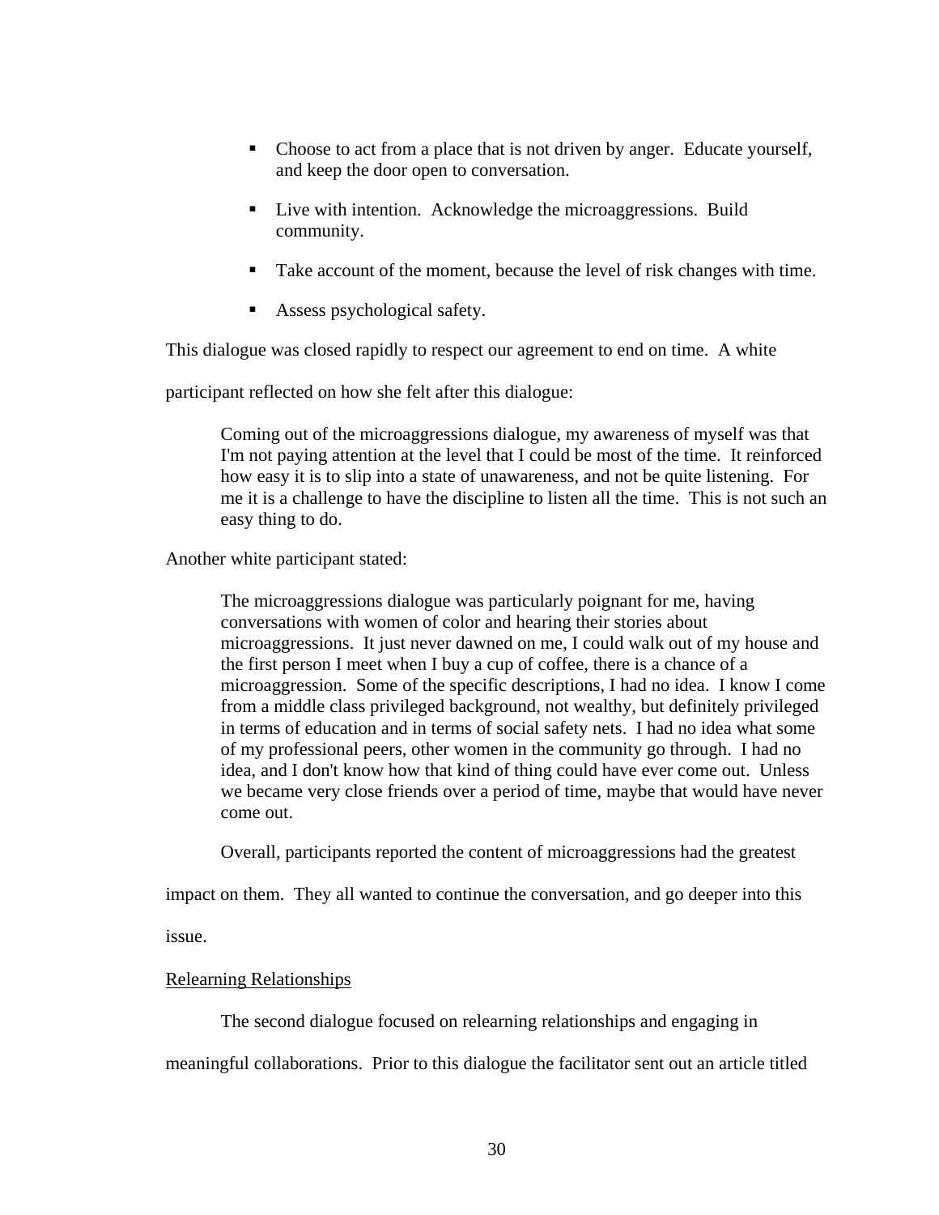- Choose to act from a place that is not driven by anger. Educate yourself, and keep the door open to conversation.
- Live with intention. Acknowledge the microaggressions. Build community.
- Take account of the moment, because the level of risk changes with time.
- Assess psychological safety.

This dialogue was closed rapidly to respect our agreement to end on time. A white participant reflected on how she felt after this dialogue:

> Coming out of the microaggressions dialogue, my awareness of myself was that I'm not paying attention at the level that I could be most of the time. It reinforced how easy it is to slip into a state of unawareness, and not be quite listening. For me it is a challenge to have the discipline to listen all the time. This is not such an easy thing to do.

Another white participant stated:

> The microaggressions dialogue was particularly poignant for me, having conversations with women of color and hearing their stories about microaggressions. It just never dawned on me, I could walk out of my house and the first person I meet when I buy a cup of coffee, there is a chance of a microaggression. Some of the specific descriptions, I had no idea. I know I come from a middle class privileged background, not wealthy, but definitely privileged in terms of education and in terms of social safety nets. I had no idea what some of my professional peers, other women in the community go through. I had no idea, and I don't know how that kind of thing could have ever come out. Unless we became very close friends over a period of time, maybe that would have never come out.

Overall, participants reported the content of microaggressions had the greatest impact on them. They all wanted to continue the conversation, and go deeper into this issue.

<u>Relearning Relationships</u>

The second dialogue focused on relearning relationships and engaging in meaningful collaborations. Prior to this dialogue the facilitator sent out an article titled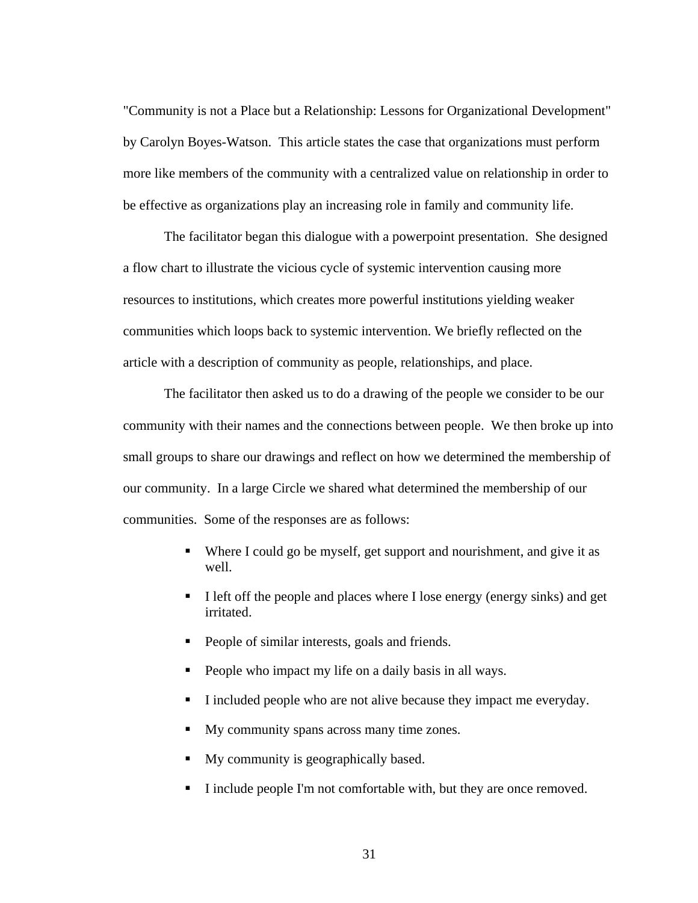"Community is not a Place but a Relationship: Lessons for Organizational Development" by Carolyn Boyes-Watson. This article states the case that organizations must perform more like members of the community with a centralized value on relationship in order to be effective as organizations play an increasing role in family and community life.

The facilitator began this dialogue with a powerpoint presentation. She designed a flow chart to illustrate the vicious cycle of systemic intervention causing more resources to institutions, which creates more powerful institutions yielding weaker communities which loops back to systemic intervention. We briefly reflected on the article with a description of community as people, relationships, and place.

The facilitator then asked us to do a drawing of the people we consider to be our community with their names and the connections between people. We then broke up into small groups to share our drawings and reflect on how we determined the membership of our community. In a large Circle we shared what determined the membership of our communities. Some of the responses are as follows:

- Where I could go be myself, get support and nourishment, and give it as well.
- I left off the people and places where I lose energy (energy sinks) and get irritated.
- People of similar interests, goals and friends.
- People who impact my life on a daily basis in all ways.
- I included people who are not alive because they impact me everyday.
- My community spans across many time zones.
- My community is geographically based.
- I include people I'm not comfortable with, but they are once removed.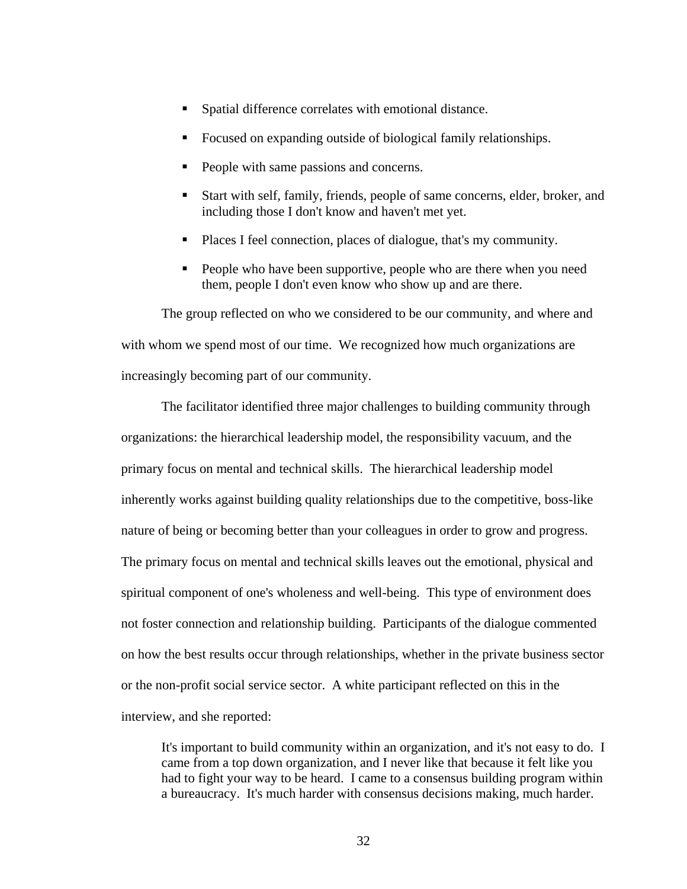- Spatial difference correlates with emotional distance.
- Focused on expanding outside of biological family relationships.
- People with same passions and concerns.
- Start with self, family, friends, people of same concerns, elder, broker, and including those I don't know and haven't met yet.
- Places I feel connection, places of dialogue, that's my community.
- People who have been supportive, people who are there when you need them, people I don't even know who show up and are there.

The group reflected on who we considered to be our community, and where and with whom we spend most of our time. We recognized how much organizations are increasingly becoming part of our community.

The facilitator identified three major challenges to building community through organizations: the hierarchical leadership model, the responsibility vacuum, and the primary focus on mental and technical skills. The hierarchical leadership model inherently works against building quality relationships due to the competitive, boss-like nature of being or becoming better than your colleagues in order to grow and progress. The primary focus on mental and technical skills leaves out the emotional, physical and spiritual component of one's wholeness and well-being. This type of environment does not foster connection and relationship building. Participants of the dialogue commented on how the best results occur through relationships, whether in the private business sector or the non-profit social service sector. A white participant reflected on this in the interview, and she reported:

> It's important to build community within an organization, and it's not easy to do. I came from a top down organization, and I never like that because it felt like you had to fight your way to be heard. I came to a consensus building program within a bureaucracy. It's much harder with consensus decisions making, much harder.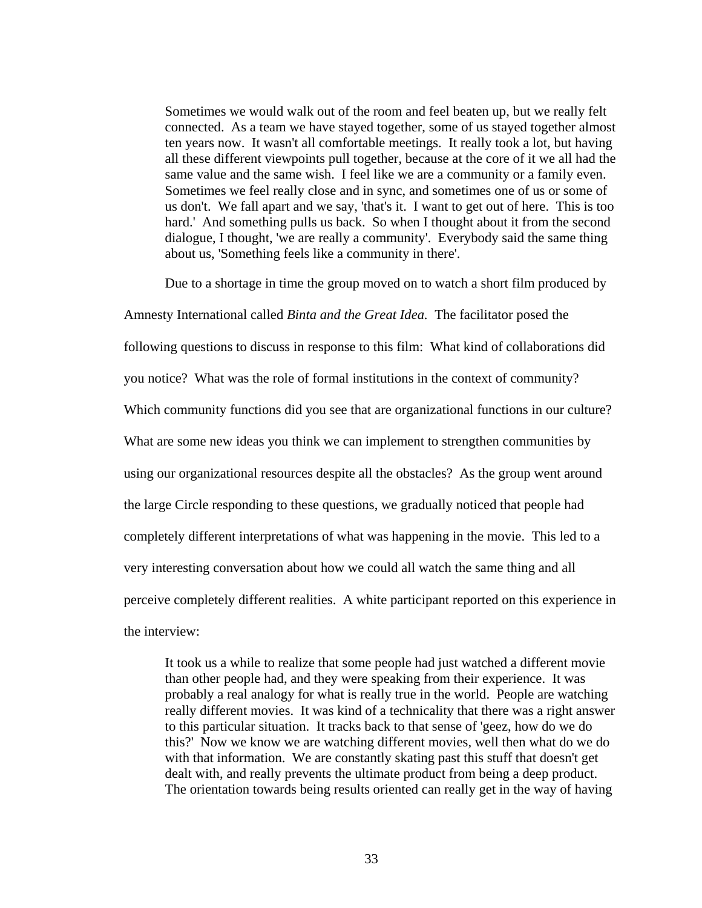> Sometimes we would walk out of the room and feel beaten up, but we really felt connected. As a team we have stayed together, some of us stayed together almost ten years now. It wasn't all comfortable meetings. It really took a lot, but having all these different viewpoints pull together, because at the core of it we all had the same value and the same wish. I feel like we are a community or a family even. Sometimes we feel really close and in sync, and sometimes one of us or some of us don't. We fall apart and we say, 'that's it. I want to get out of here. This is too hard.' And something pulls us back. So when I thought about it from the second dialogue, I thought, 'we are really a community'. Everybody said the same thing about us, 'Something feels like a community in there'.

Due to a shortage in time the group moved on to watch a short film produced by Amnesty International called *Binta and the Great Idea.* The facilitator posed the following questions to discuss in response to this film: What kind of collaborations did you notice? What was the role of formal institutions in the context of community? Which community functions did you see that are organizational functions in our culture? What are some new ideas you think we can implement to strengthen communities by using our organizational resources despite all the obstacles? As the group went around the large Circle responding to these questions, we gradually noticed that people had completely different interpretations of what was happening in the movie. This led to a very interesting conversation about how we could all watch the same thing and all perceive completely different realities. A white participant reported on this experience in the interview:

> It took us a while to realize that some people had just watched a different movie than other people had, and they were speaking from their experience. It was probably a real analogy for what is really true in the world. People are watching really different movies. It was kind of a technicality that there was a right answer to this particular situation. It tracks back to that sense of 'geez, how do we do this?' Now we know we are watching different movies, well then what do we do with that information. We are constantly skating past this stuff that doesn't get dealt with, and really prevents the ultimate product from being a deep product. The orientation towards being results oriented can really get in the way of having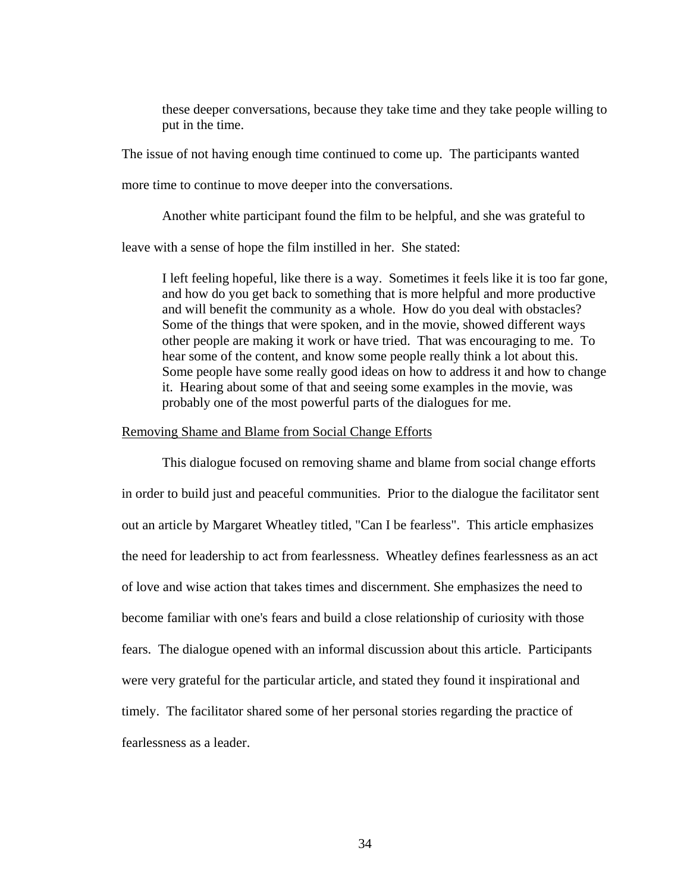> these deeper conversations, because they take time and they take people willing to put in the time.

The issue of not having enough time continued to come up. The participants wanted more time to continue to move deeper into the conversations.

Another white participant found the film to be helpful, and she was grateful to leave with a sense of hope the film instilled in her. She stated:

> I left feeling hopeful, like there is a way. Sometimes it feels like it is too far gone, and how do you get back to something that is more helpful and more productive and will benefit the community as a whole. How do you deal with obstacles? Some of the things that were spoken, and in the movie, showed different ways other people are making it work or have tried. That was encouraging to me. To hear some of the content, and know some people really think a lot about this. Some people have some really good ideas on how to address it and how to change it. Hearing about some of that and seeing some examples in the movie, was probably one of the most powerful parts of the dialogues for me.

<u>Removing Shame and Blame from Social Change Efforts</u>

This dialogue focused on removing shame and blame from social change efforts in order to build just and peaceful communities. Prior to the dialogue the facilitator sent out an article by Margaret Wheatley titled, "Can I be fearless". This article emphasizes the need for leadership to act from fearlessness. Wheatley defines fearlessness as an act of love and wise action that takes times and discernment. She emphasizes the need to become familiar with one's fears and build a close relationship of curiosity with those fears. The dialogue opened with an informal discussion about this article. Participants were very grateful for the particular article, and stated they found it inspirational and timely. The facilitator shared some of her personal stories regarding the practice of fearlessness as a leader.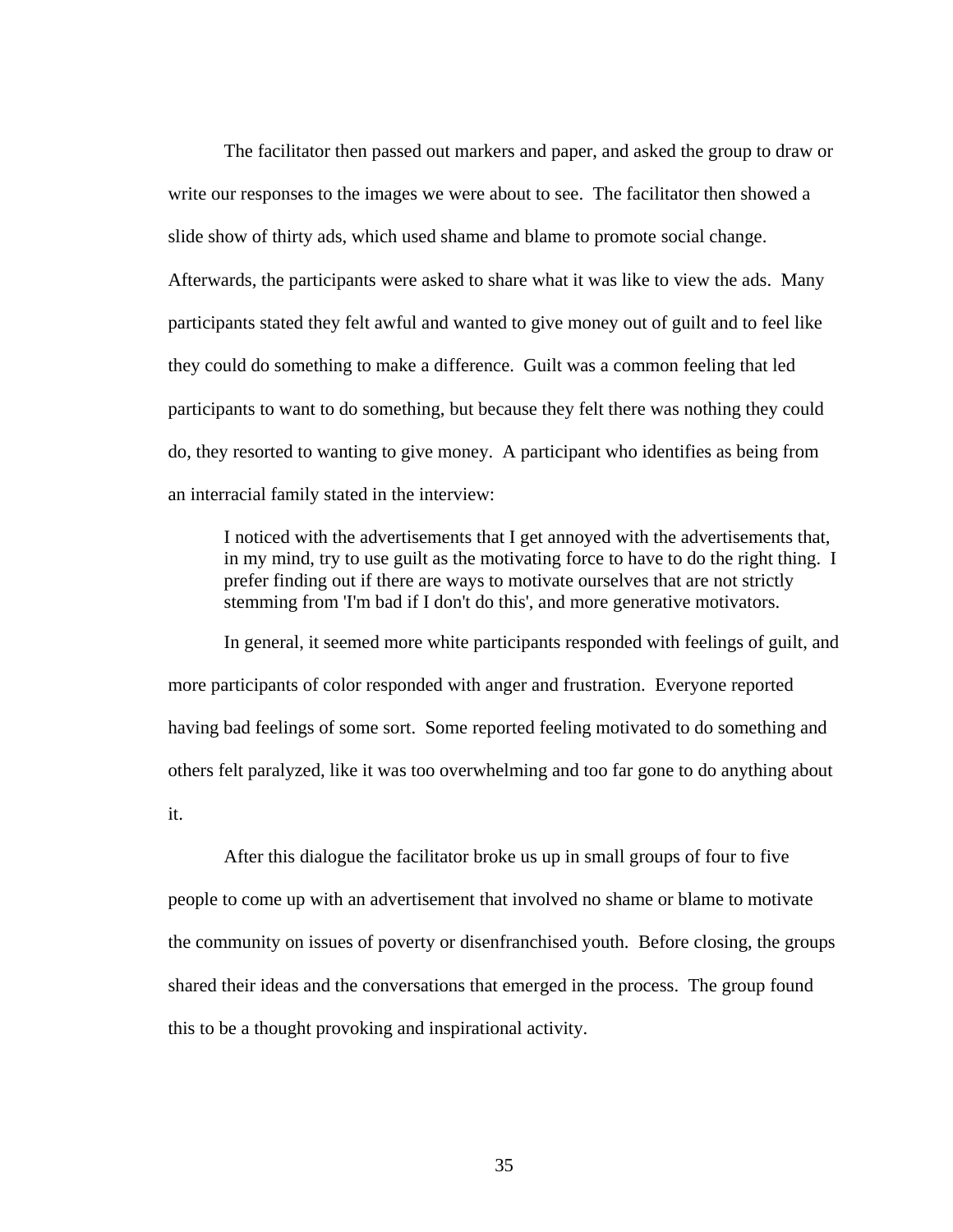The facilitator then passed out markers and paper, and asked the group to draw or write our responses to the images we were about to see. The facilitator then showed a slide show of thirty ads, which used shame and blame to promote social change. Afterwards, the participants were asked to share what it was like to view the ads. Many participants stated they felt awful and wanted to give money out of guilt and to feel like they could do something to make a difference. Guilt was a common feeling that led participants to want to do something, but because they felt there was nothing they could do, they resorted to wanting to give money. A participant who identifies as being from an interracial family stated in the interview:

> I noticed with the advertisements that I get annoyed with the advertisements that, in my mind, try to use guilt as the motivating force to have to do the right thing. I prefer finding out if there are ways to motivate ourselves that are not strictly stemming from 'I'm bad if I don't do this', and more generative motivators.

In general, it seemed more white participants responded with feelings of guilt, and more participants of color responded with anger and frustration. Everyone reported having bad feelings of some sort. Some reported feeling motivated to do something and others felt paralyzed, like it was too overwhelming and too far gone to do anything about it.

After this dialogue the facilitator broke us up in small groups of four to five people to come up with an advertisement that involved no shame or blame to motivate the community on issues of poverty or disenfranchised youth. Before closing, the groups shared their ideas and the conversations that emerged in the process. The group found this to be a thought provoking and inspirational activity.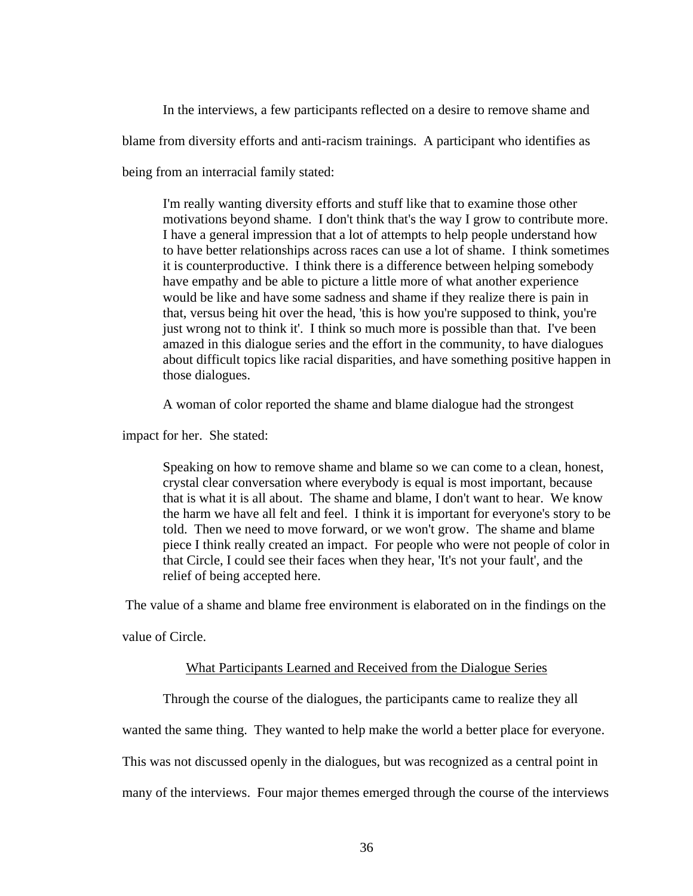In the interviews, a few participants reflected on a desire to remove shame and blame from diversity efforts and anti-racism trainings. A participant who identifies as being from an interracial family stated:

> I'm really wanting diversity efforts and stuff like that to examine those other motivations beyond shame. I don't think that's the way I grow to contribute more. I have a general impression that a lot of attempts to help people understand how to have better relationships across races can use a lot of shame. I think sometimes it is counterproductive. I think there is a difference between helping somebody have empathy and be able to picture a little more of what another experience would be like and have some sadness and shame if they realize there is pain in that, versus being hit over the head, 'this is how you're supposed to think, you're just wrong not to think it'. I think so much more is possible than that. I've been amazed in this dialogue series and the effort in the community, to have dialogues about difficult topics like racial disparities, and have something positive happen in those dialogues.

A woman of color reported the shame and blame dialogue had the strongest impact for her. She stated:

> Speaking on how to remove shame and blame so we can come to a clean, honest, crystal clear conversation where everybody is equal is most important, because that is what it is all about. The shame and blame, I don't want to hear. We know the harm we have all felt and feel. I think it is important for everyone's story to be told. Then we need to move forward, or we won't grow. The shame and blame piece I think really created an impact. For people who were not people of color in that Circle, I could see their faces when they hear, 'It's not your fault', and the relief of being accepted here.

The value of a shame and blame free environment is elaborated on in the findings on the value of Circle.

## What Participants Learned and Received from the Dialogue Series

Through the course of the dialogues, the participants came to realize they all wanted the same thing. They wanted to help make the world a better place for everyone. This was not discussed openly in the dialogues, but was recognized as a central point in many of the interviews. Four major themes emerged through the course of the interviews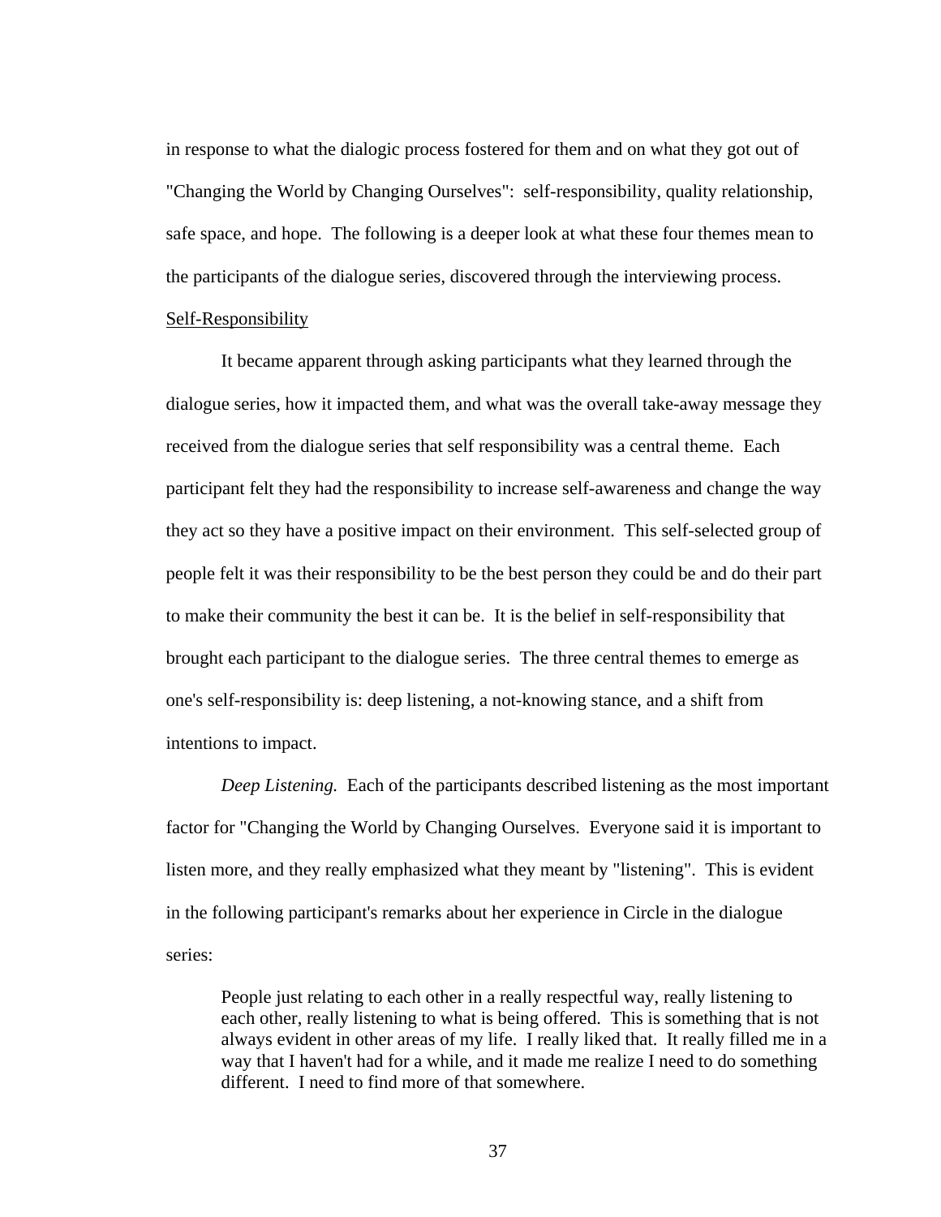in response to what the dialogic process fostered for them and on what they got out of "Changing the World by Changing Ourselves": self-responsibility, quality relationship, safe space, and hope. The following is a deeper look at what these four themes mean to the participants of the dialogue series, discovered through the interviewing process.

Self-Responsibility

It became apparent through asking participants what they learned through the dialogue series, how it impacted them, and what was the overall take-away message they received from the dialogue series that self responsibility was a central theme. Each participant felt they had the responsibility to increase self-awareness and change the way they act so they have a positive impact on their environment. This self-selected group of people felt it was their responsibility to be the best person they could be and do their part to make their community the best it can be. It is the belief in self-responsibility that brought each participant to the dialogue series. The three central themes to emerge as one's self-responsibility is: deep listening, a not-knowing stance, and a shift from intentions to impact.

*Deep Listening.* Each of the participants described listening as the most important factor for "Changing the World by Changing Ourselves. Everyone said it is important to listen more, and they really emphasized what they meant by "listening". This is evident in the following participant's remarks about her experience in Circle in the dialogue series:

> People just relating to each other in a really respectful way, really listening to each other, really listening to what is being offered. This is something that is not always evident in other areas of my life. I really liked that. It really filled me in a way that I haven't had for a while, and it made me realize I need to do something different. I need to find more of that somewhere.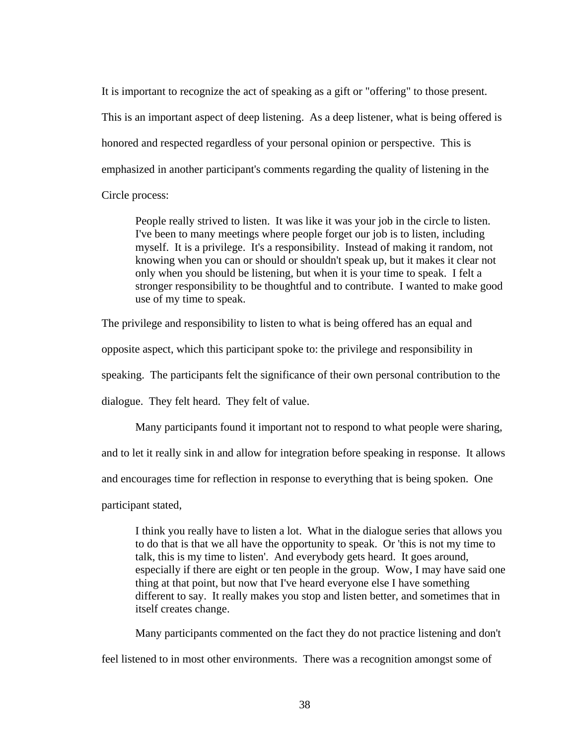It is important to recognize the act of speaking as a gift or "offering" to those present. This is an important aspect of deep listening. As a deep listener, what is being offered is honored and respected regardless of your personal opinion or perspective. This is emphasized in another participant's comments regarding the quality of listening in the Circle process:

> People really strived to listen. It was like it was your job in the circle to listen. I've been to many meetings where people forget our job is to listen, including myself. It is a privilege. It's a responsibility. Instead of making it random, not knowing when you can or should or shouldn't speak up, but it makes it clear not only when you should be listening, but when it is your time to speak. I felt a stronger responsibility to be thoughtful and to contribute. I wanted to make good use of my time to speak.

The privilege and responsibility to listen to what is being offered has an equal and opposite aspect, which this participant spoke to: the privilege and responsibility in speaking. The participants felt the significance of their own personal contribution to the dialogue. They felt heard. They felt of value.

Many participants found it important not to respond to what people were sharing, and to let it really sink in and allow for integration before speaking in response. It allows and encourages time for reflection in response to everything that is being spoken. One participant stated,

> I think you really have to listen a lot. What in the dialogue series that allows you to do that is that we all have the opportunity to speak. Or 'this is not my time to talk, this is my time to listen'. And everybody gets heard. It goes around, especially if there are eight or ten people in the group. Wow, I may have said one thing at that point, but now that I've heard everyone else I have something different to say. It really makes you stop and listen better, and sometimes that in itself creates change.

Many participants commented on the fact they do not practice listening and don't feel listened to in most other environments. There was a recognition amongst some of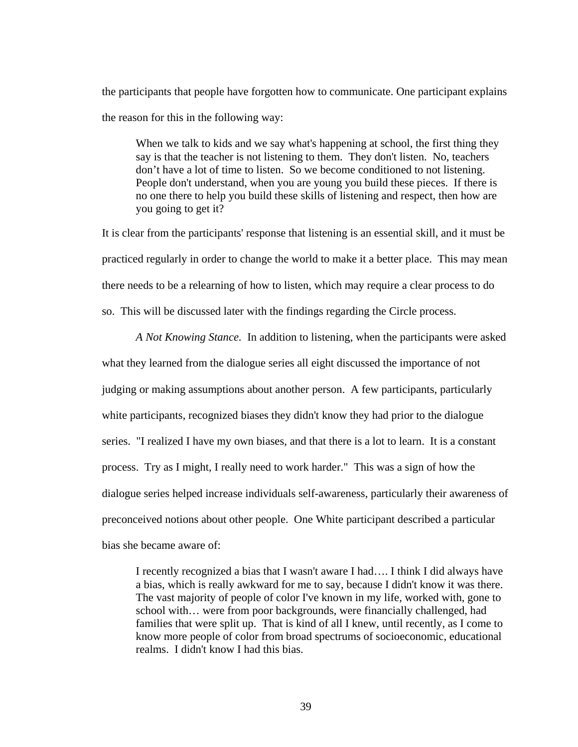the participants that people have forgotten how to communicate. One participant explains the reason for this in the following way:

> When we talk to kids and we say what's happening at school, the first thing they say is that the teacher is not listening to them. They don't listen. No, teachers don't have a lot of time to listen. So we become conditioned to not listening. People don't understand, when you are young you build these pieces. If there is no one there to help you build these skills of listening and respect, then how are you going to get it?

It is clear from the participants' response that listening is an essential skill, and it must be practiced regularly in order to change the world to make it a better place. This may mean there needs to be a relearning of how to listen, which may require a clear process to do so. This will be discussed later with the findings regarding the Circle process.

*A Not Knowing Stance.* In addition to listening, when the participants were asked what they learned from the dialogue series all eight discussed the importance of not judging or making assumptions about another person. A few participants, particularly white participants, recognized biases they didn't know they had prior to the dialogue series. "I realized I have my own biases, and that there is a lot to learn. It is a constant process. Try as I might, I really need to work harder." This was a sign of how the dialogue series helped increase individuals self-awareness, particularly their awareness of preconceived notions about other people. One White participant described a particular bias she became aware of:

> I recently recognized a bias that I wasn't aware I had…. I think I did always have a bias, which is really awkward for me to say, because I didn't know it was there. The vast majority of people of color I've known in my life, worked with, gone to school with… were from poor backgrounds, were financially challenged, had families that were split up. That is kind of all I knew, until recently, as I come to know more people of color from broad spectrums of socioeconomic, educational realms. I didn't know I had this bias.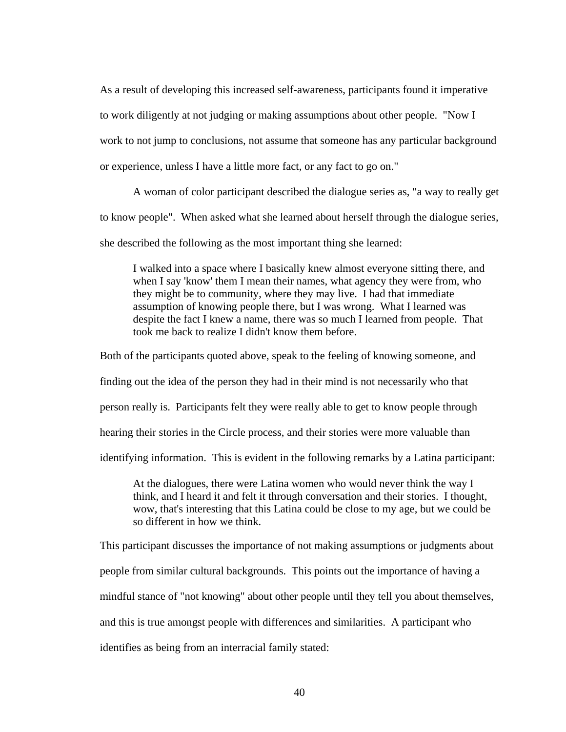As a result of developing this increased self-awareness, participants found it imperative to work diligently at not judging or making assumptions about other people. "Now I work to not jump to conclusions, not assume that someone has any particular background or experience, unless I have a little more fact, or any fact to go on."

A woman of color participant described the dialogue series as, "a way to really get to know people". When asked what she learned about herself through the dialogue series, she described the following as the most important thing she learned:

> I walked into a space where I basically knew almost everyone sitting there, and when I say 'know' them I mean their names, what agency they were from, who they might be to community, where they may live. I had that immediate assumption of knowing people there, but I was wrong. What I learned was despite the fact I knew a name, there was so much I learned from people. That took me back to realize I didn't know them before.

Both of the participants quoted above, speak to the feeling of knowing someone, and finding out the idea of the person they had in their mind is not necessarily who that person really is. Participants felt they were really able to get to know people through hearing their stories in the Circle process, and their stories were more valuable than identifying information. This is evident in the following remarks by a Latina participant:

> At the dialogues, there were Latina women who would never think the way I think, and I heard it and felt it through conversation and their stories. I thought, wow, that's interesting that this Latina could be close to my age, but we could be so different in how we think.

This participant discusses the importance of not making assumptions or judgments about people from similar cultural backgrounds. This points out the importance of having a mindful stance of "not knowing" about other people until they tell you about themselves, and this is true amongst people with differences and similarities. A participant who identifies as being from an interracial family stated: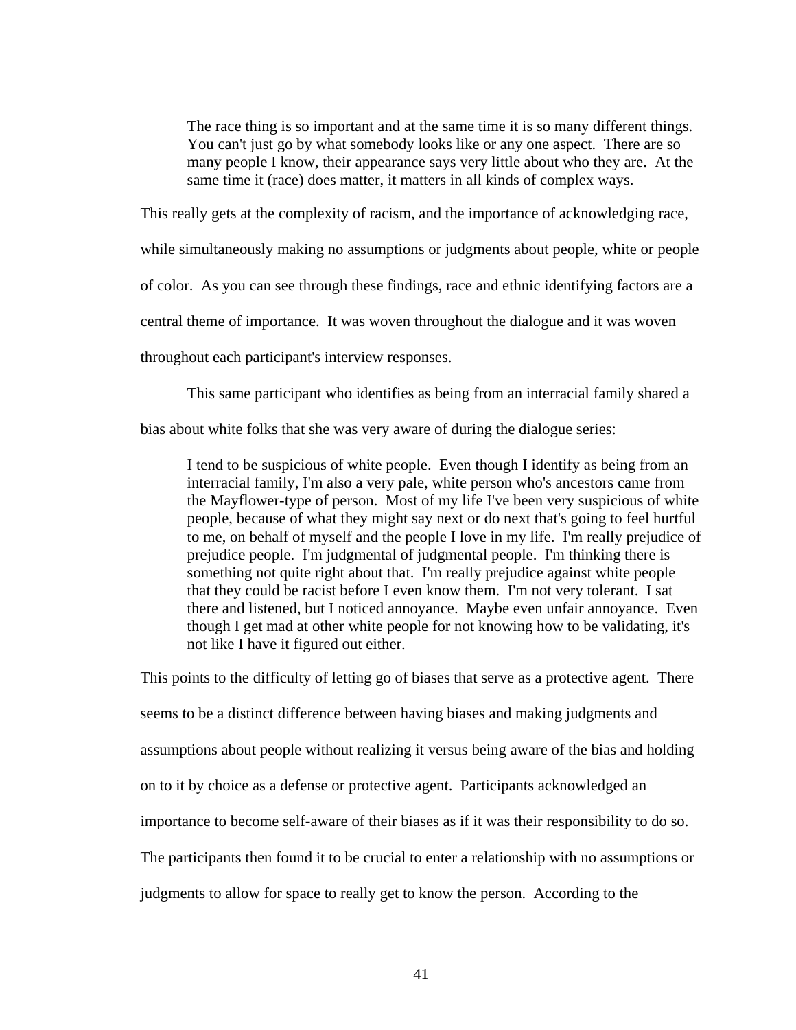> The race thing is so important and at the same time it is so many different things. You can't just go by what somebody looks like or any one aspect. There are so many people I know, their appearance says very little about who they are. At the same time it (race) does matter, it matters in all kinds of complex ways.

This really gets at the complexity of racism, and the importance of acknowledging race, while simultaneously making no assumptions or judgments about people, white or people of color. As you can see through these findings, race and ethnic identifying factors are a central theme of importance. It was woven throughout the dialogue and it was woven throughout each participant's interview responses.

This same participant who identifies as being from an interracial family shared a bias about white folks that she was very aware of during the dialogue series:

> I tend to be suspicious of white people. Even though I identify as being from an interracial family, I'm also a very pale, white person who's ancestors came from the Mayflower-type of person. Most of my life I've been very suspicious of white people, because of what they might say next or do next that's going to feel hurtful to me, on behalf of myself and the people I love in my life. I'm really prejudice of prejudice people. I'm judgmental of judgmental people. I'm thinking there is something not quite right about that. I'm really prejudice against white people that they could be racist before I even know them. I'm not very tolerant. I sat there and listened, but I noticed annoyance. Maybe even unfair annoyance. Even though I get mad at other white people for not knowing how to be validating, it's not like I have it figured out either.

This points to the difficulty of letting go of biases that serve as a protective agent. There seems to be a distinct difference between having biases and making judgments and assumptions about people without realizing it versus being aware of the bias and holding on to it by choice as a defense or protective agent. Participants acknowledged an importance to become self-aware of their biases as if it was their responsibility to do so. The participants then found it to be crucial to enter a relationship with no assumptions or judgments to allow for space to really get to know the person. According to the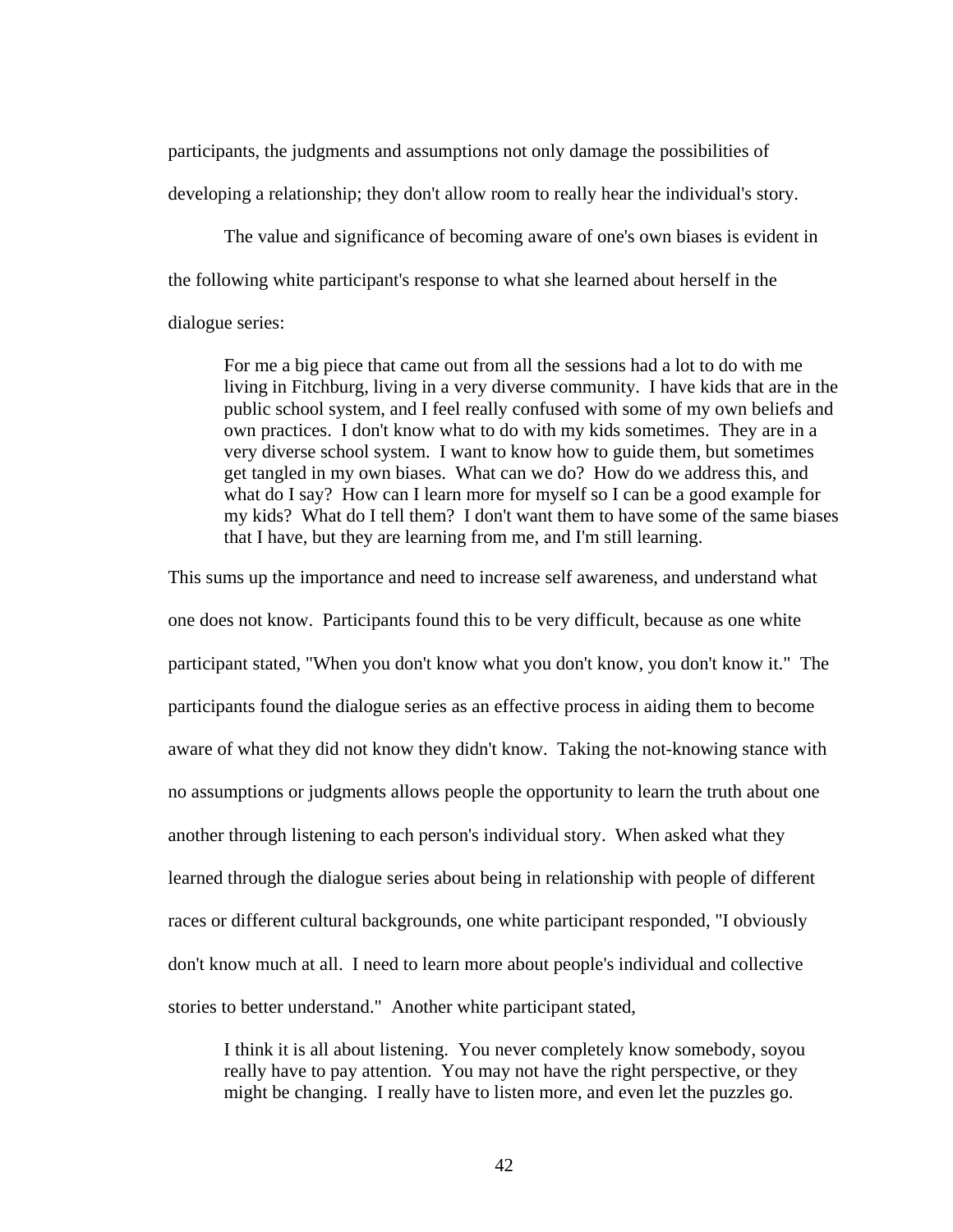participants, the judgments and assumptions not only damage the possibilities of developing a relationship; they don't allow room to really hear the individual's story.

The value and significance of becoming aware of one's own biases is evident in the following white participant's response to what she learned about herself in the dialogue series:

> For me a big piece that came out from all the sessions had a lot to do with me living in Fitchburg, living in a very diverse community. I have kids that are in the public school system, and I feel really confused with some of my own beliefs and own practices. I don't know what to do with my kids sometimes. They are in a very diverse school system. I want to know how to guide them, but sometimes get tangled in my own biases. What can we do? How do we address this, and what do I say? How can I learn more for myself so I can be a good example for my kids? What do I tell them? I don't want them to have some of the same biases that I have, but they are learning from me, and I'm still learning.

This sums up the importance and need to increase self awareness, and understand what one does not know. Participants found this to be very difficult, because as one white participant stated, "When you don't know what you don't know, you don't know it." The participants found the dialogue series as an effective process in aiding them to become aware of what they did not know they didn't know. Taking the not-knowing stance with no assumptions or judgments allows people the opportunity to learn the truth about one another through listening to each person's individual story. When asked what they learned through the dialogue series about being in relationship with people of different races or different cultural backgrounds, one white participant responded, "I obviously don't know much at all. I need to learn more about people's individual and collective stories to better understand." Another white participant stated,

> I think it is all about listening. You never completely know somebody, soyou really have to pay attention. You may not have the right perspective, or they might be changing. I really have to listen more, and even let the puzzles go.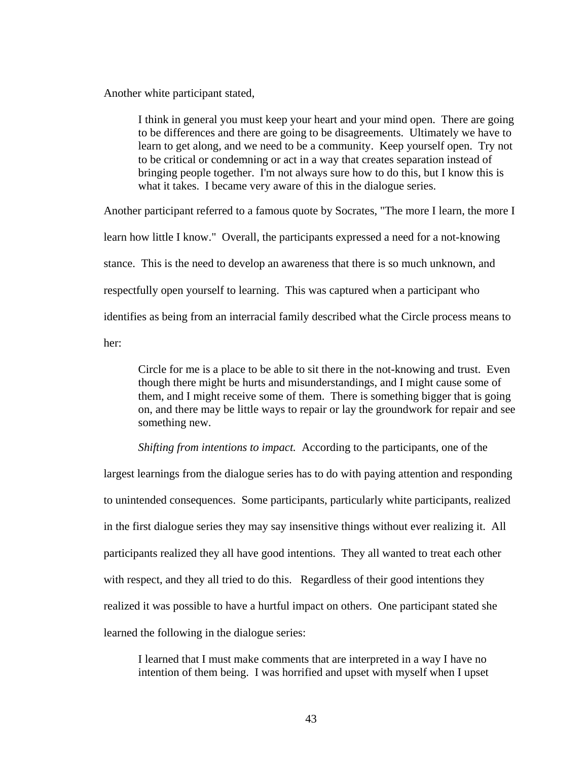Another white participant stated,

> I think in general you must keep your heart and your mind open. There are going to be differences and there are going to be disagreements. Ultimately we have to learn to get along, and we need to be a community. Keep yourself open. Try not to be critical or condemning or act in a way that creates separation instead of bringing people together. I'm not always sure how to do this, but I know this is what it takes. I became very aware of this in the dialogue series.

Another participant referred to a famous quote by Socrates, "The more I learn, the more I learn how little I know." Overall, the participants expressed a need for a not-knowing stance. This is the need to develop an awareness that there is so much unknown, and respectfully open yourself to learning. This was captured when a participant who identifies as being from an interracial family described what the Circle process means to her:

> Circle for me is a place to be able to sit there in the not-knowing and trust. Even though there might be hurts and misunderstandings, and I might cause some of them, and I might receive some of them. There is something bigger that is going on, and there may be little ways to repair or lay the groundwork for repair and see something new.

*Shifting from intentions to impact.* According to the participants, one of the largest learnings from the dialogue series has to do with paying attention and responding to unintended consequences. Some participants, particularly white participants, realized in the first dialogue series they may say insensitive things without ever realizing it. All participants realized they all have good intentions. They all wanted to treat each other with respect, and they all tried to do this. Regardless of their good intentions they realized it was possible to have a hurtful impact on others. One participant stated she learned the following in the dialogue series:

> I learned that I must make comments that are interpreted in a way I have no intention of them being. I was horrified and upset with myself when I upset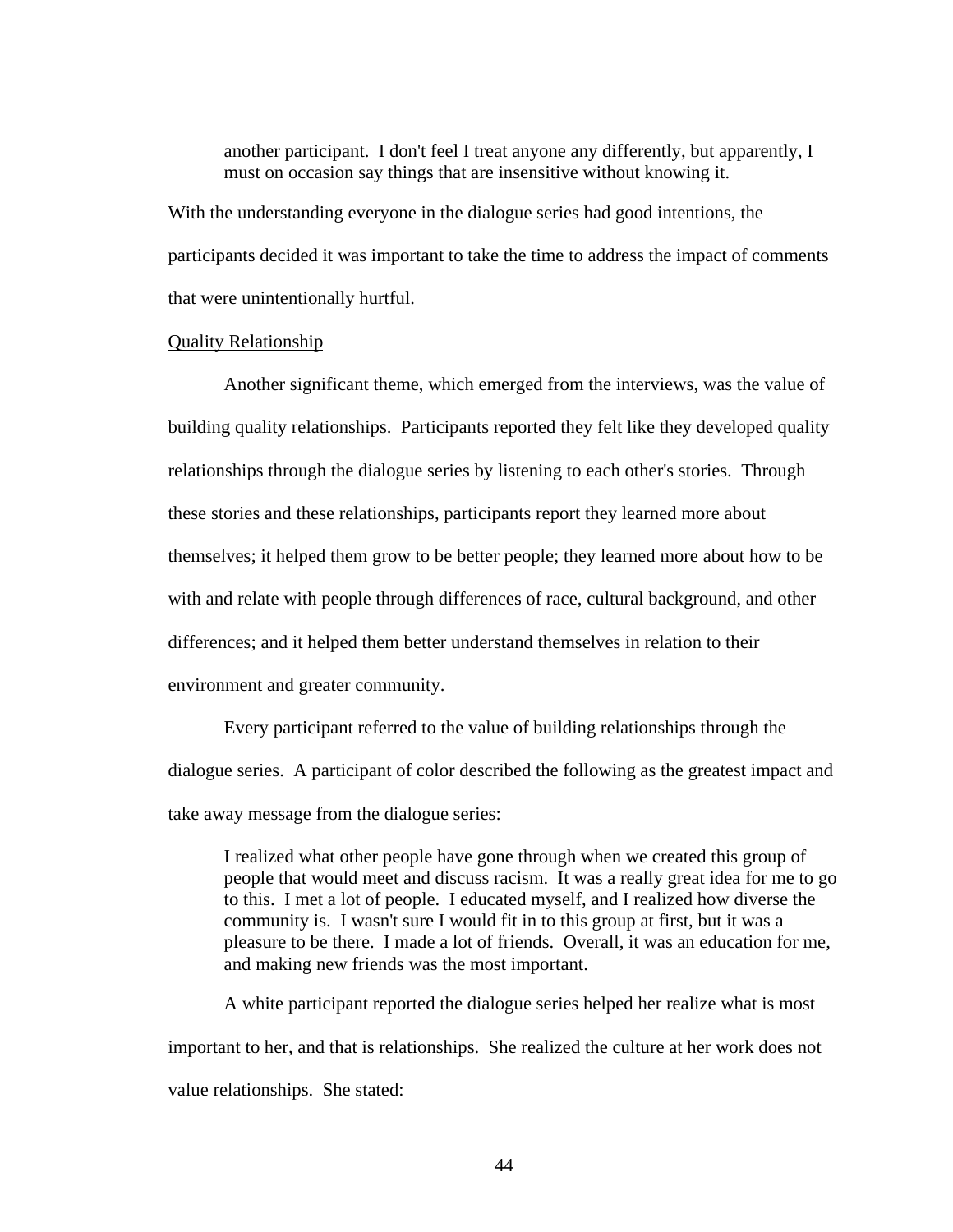> another participant. I don't feel I treat anyone any differently, but apparently, I must on occasion say things that are insensitive without knowing it.

With the understanding everyone in the dialogue series had good intentions, the participants decided it was important to take the time to address the impact of comments that were unintentionally hurtful.

<u>Quality Relationship</u>

Another significant theme, which emerged from the interviews, was the value of building quality relationships. Participants reported they felt like they developed quality relationships through the dialogue series by listening to each other's stories. Through these stories and these relationships, participants report they learned more about themselves; it helped them grow to be better people; they learned more about how to be with and relate with people through differences of race, cultural background, and other differences; and it helped them better understand themselves in relation to their environment and greater community.

Every participant referred to the value of building relationships through the dialogue series. A participant of color described the following as the greatest impact and take away message from the dialogue series:

> I realized what other people have gone through when we created this group of people that would meet and discuss racism. It was a really great idea for me to go to this. I met a lot of people. I educated myself, and I realized how diverse the community is. I wasn't sure I would fit in to this group at first, but it was a pleasure to be there. I made a lot of friends. Overall, it was an education for me, and making new friends was the most important.

A white participant reported the dialogue series helped her realize what is most important to her, and that is relationships. She realized the culture at her work does not value relationships. She stated: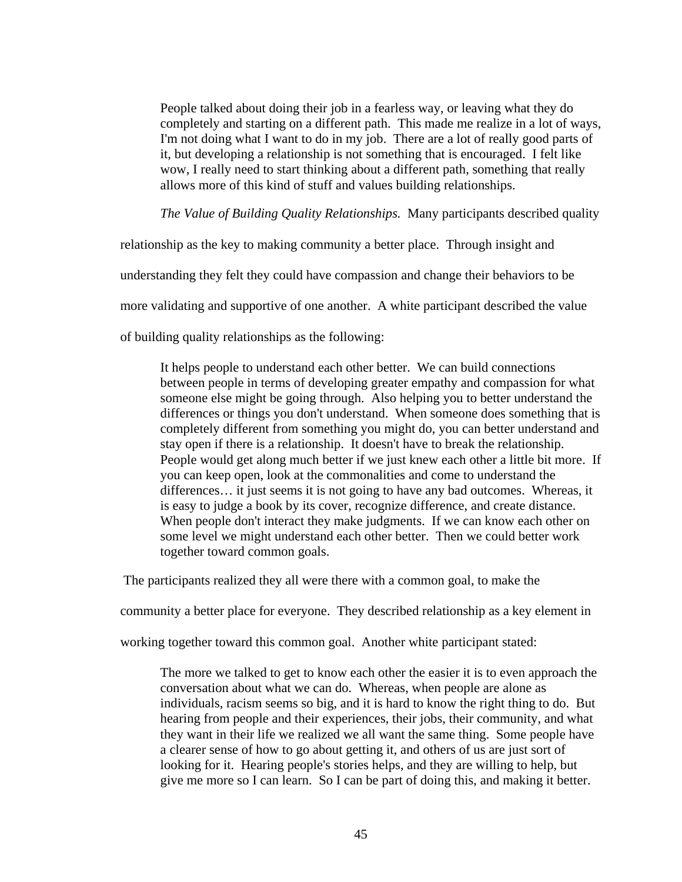> People talked about doing their job in a fearless way, or leaving what they do completely and starting on a different path. This made me realize in a lot of ways, I'm not doing what I want to do in my job. There are a lot of really good parts of it, but developing a relationship is not something that is encouraged. I felt like wow, I really need to start thinking about a different path, something that really allows more of this kind of stuff and values building relationships.

*The Value of Building Quality Relationships.* Many participants described quality relationship as the key to making community a better place. Through insight and understanding they felt they could have compassion and change their behaviors to be more validating and supportive of one another. A white participant described the value of building quality relationships as the following:

> It helps people to understand each other better. We can build connections between people in terms of developing greater empathy and compassion for what someone else might be going through. Also helping you to better understand the differences or things you don't understand. When someone does something that is completely different from something you might do, you can better understand and stay open if there is a relationship. It doesn't have to break the relationship. People would get along much better if we just knew each other a little bit more. If you can keep open, look at the commonalities and come to understand the differences… it just seems it is not going to have any bad outcomes. Whereas, it is easy to judge a book by its cover, recognize difference, and create distance. When people don't interact they make judgments. If we can know each other on some level we might understand each other better. Then we could better work together toward common goals.

The participants realized they all were there with a common goal, to make the community a better place for everyone. They described relationship as a key element in working together toward this common goal. Another white participant stated:

> The more we talked to get to know each other the easier it is to even approach the conversation about what we can do. Whereas, when people are alone as individuals, racism seems so big, and it is hard to know the right thing to do. But hearing from people and their experiences, their jobs, their community, and what they want in their life we realized we all want the same thing. Some people have a clearer sense of how to go about getting it, and others of us are just sort of looking for it. Hearing people's stories helps, and they are willing to help, but give me more so I can learn. So I can be part of doing this, and making it better.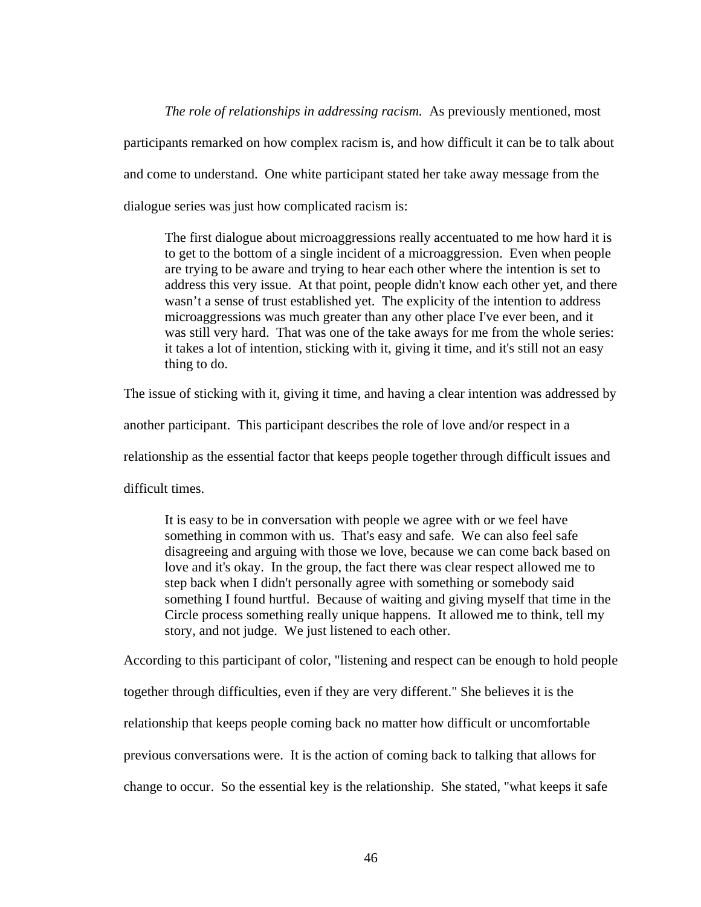*The role of relationships in addressing racism.* As previously mentioned, most participants remarked on how complex racism is, and how difficult it can be to talk about and come to understand. One white participant stated her take away message from the dialogue series was just how complicated racism is:

> The first dialogue about microaggressions really accentuated to me how hard it is to get to the bottom of a single incident of a microaggression. Even when people are trying to be aware and trying to hear each other where the intention is set to address this very issue. At that point, people didn't know each other yet, and there wasn't a sense of trust established yet. The explicity of the intention to address microaggressions was much greater than any other place I've ever been, and it was still very hard. That was one of the take aways for me from the whole series: it takes a lot of intention, sticking with it, giving it time, and it's still not an easy thing to do.

The issue of sticking with it, giving it time, and having a clear intention was addressed by another participant. This participant describes the role of love and/or respect in a relationship as the essential factor that keeps people together through difficult issues and difficult times.

> It is easy to be in conversation with people we agree with or we feel have something in common with us. That's easy and safe. We can also feel safe disagreeing and arguing with those we love, because we can come back based on love and it's okay. In the group, the fact there was clear respect allowed me to step back when I didn't personally agree with something or somebody said something I found hurtful. Because of waiting and giving myself that time in the Circle process something really unique happens. It allowed me to think, tell my story, and not judge. We just listened to each other.

According to this participant of color, "listening and respect can be enough to hold people together through difficulties, even if they are very different." She believes it is the relationship that keeps people coming back no matter how difficult or uncomfortable previous conversations were. It is the action of coming back to talking that allows for change to occur. So the essential key is the relationship. She stated, "what keeps it safe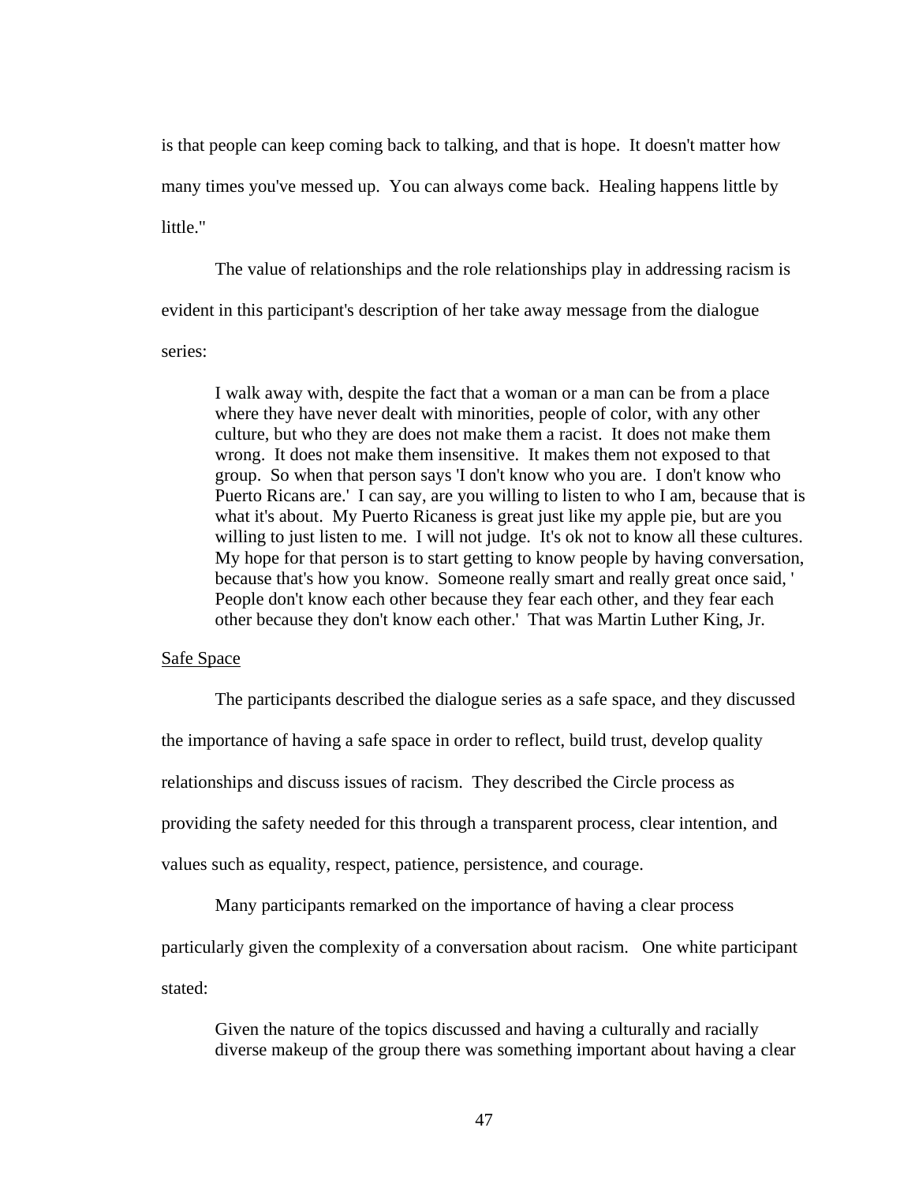is that people can keep coming back to talking, and that is hope. It doesn't matter how many times you've messed up. You can always come back. Healing happens little by little."

The value of relationships and the role relationships play in addressing racism is evident in this participant's description of her take away message from the dialogue series:

> I walk away with, despite the fact that a woman or a man can be from a place where they have never dealt with minorities, people of color, with any other culture, but who they are does not make them a racist. It does not make them wrong. It does not make them insensitive. It makes them not exposed to that group. So when that person says 'I don't know who you are. I don't know who Puerto Ricans are.' I can say, are you willing to listen to who I am, because that is what it's about. My Puerto Ricaness is great just like my apple pie, but are you willing to just listen to me. I will not judge. It's ok not to know all these cultures. My hope for that person is to start getting to know people by having conversation, because that's how you know. Someone really smart and really great once said, ' People don't know each other because they fear each other, and they fear each other because they don't know each other.' That was Martin Luther King, Jr.

Safe Space

The participants described the dialogue series as a safe space, and they discussed the importance of having a safe space in order to reflect, build trust, develop quality relationships and discuss issues of racism. They described the Circle process as providing the safety needed for this through a transparent process, clear intention, and values such as equality, respect, patience, persistence, and courage.

Many participants remarked on the importance of having a clear process particularly given the complexity of a conversation about racism. One white participant stated:

> Given the nature of the topics discussed and having a culturally and racially diverse makeup of the group there was something important about having a clear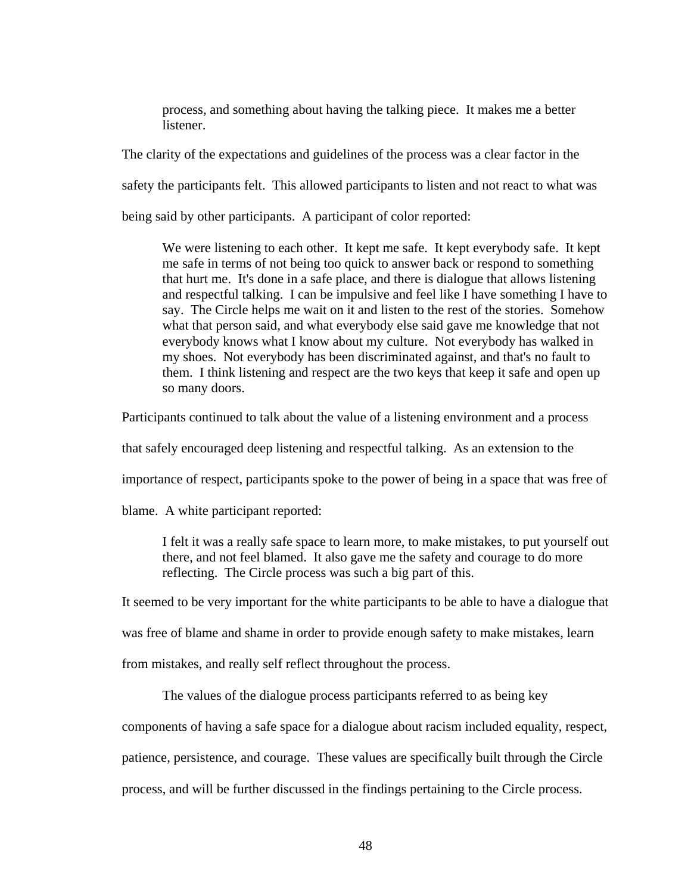> process, and something about having the talking piece. It makes me a better listener.

The clarity of the expectations and guidelines of the process was a clear factor in the safety the participants felt. This allowed participants to listen and not react to what was being said by other participants. A participant of color reported:

> We were listening to each other. It kept me safe. It kept everybody safe. It kept me safe in terms of not being too quick to answer back or respond to something that hurt me. It's done in a safe place, and there is dialogue that allows listening and respectful talking. I can be impulsive and feel like I have something I have to say. The Circle helps me wait on it and listen to the rest of the stories. Somehow what that person said, and what everybody else said gave me knowledge that not everybody knows what I know about my culture. Not everybody has walked in my shoes. Not everybody has been discriminated against, and that's no fault to them. I think listening and respect are the two keys that keep it safe and open up so many doors.

Participants continued to talk about the value of a listening environment and a process that safely encouraged deep listening and respectful talking. As an extension to the importance of respect, participants spoke to the power of being in a space that was free of blame. A white participant reported:

> I felt it was a really safe space to learn more, to make mistakes, to put yourself out there, and not feel blamed. It also gave me the safety and courage to do more reflecting. The Circle process was such a big part of this.

It seemed to be very important for the white participants to be able to have a dialogue that was free of blame and shame in order to provide enough safety to make mistakes, learn from mistakes, and really self reflect throughout the process.

The values of the dialogue process participants referred to as being key components of having a safe space for a dialogue about racism included equality, respect, patience, persistence, and courage. These values are specifically built through the Circle process, and will be further discussed in the findings pertaining to the Circle process.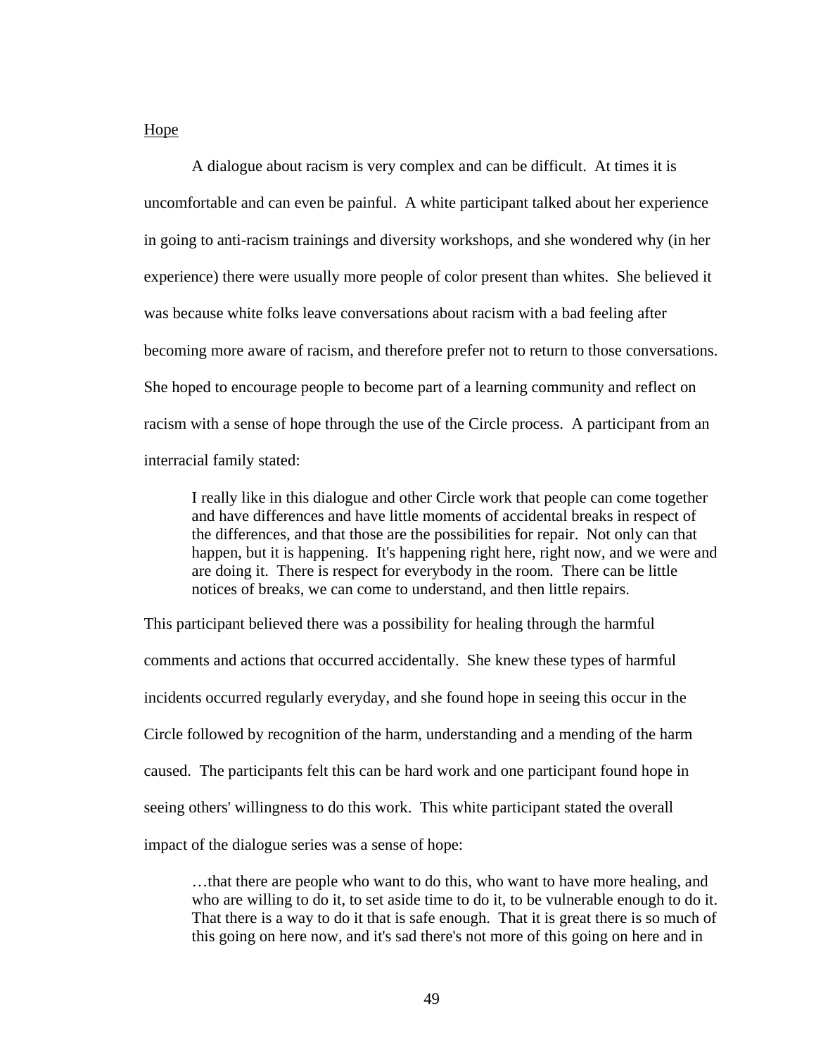Hope

A dialogue about racism is very complex and can be difficult. At times it is uncomfortable and can even be painful. A white participant talked about her experience in going to anti-racism trainings and diversity workshops, and she wondered why (in her experience) there were usually more people of color present than whites. She believed it was because white folks leave conversations about racism with a bad feeling after becoming more aware of racism, and therefore prefer not to return to those conversations. She hoped to encourage people to become part of a learning community and reflect on racism with a sense of hope through the use of the Circle process. A participant from an interracial family stated:

> I really like in this dialogue and other Circle work that people can come together and have differences and have little moments of accidental breaks in respect of the differences, and that those are the possibilities for repair. Not only can that happen, but it is happening. It's happening right here, right now, and we were and are doing it. There is respect for everybody in the room. There can be little notices of breaks, we can come to understand, and then little repairs.

This participant believed there was a possibility for healing through the harmful comments and actions that occurred accidentally. She knew these types of harmful incidents occurred regularly everyday, and she found hope in seeing this occur in the Circle followed by recognition of the harm, understanding and a mending of the harm caused. The participants felt this can be hard work and one participant found hope in seeing others' willingness to do this work. This white participant stated the overall impact of the dialogue series was a sense of hope:

> …that there are people who want to do this, who want to have more healing, and who are willing to do it, to set aside time to do it, to be vulnerable enough to do it. That there is a way to do it that is safe enough. That it is great there is so much of this going on here now, and it's sad there's not more of this going on here and in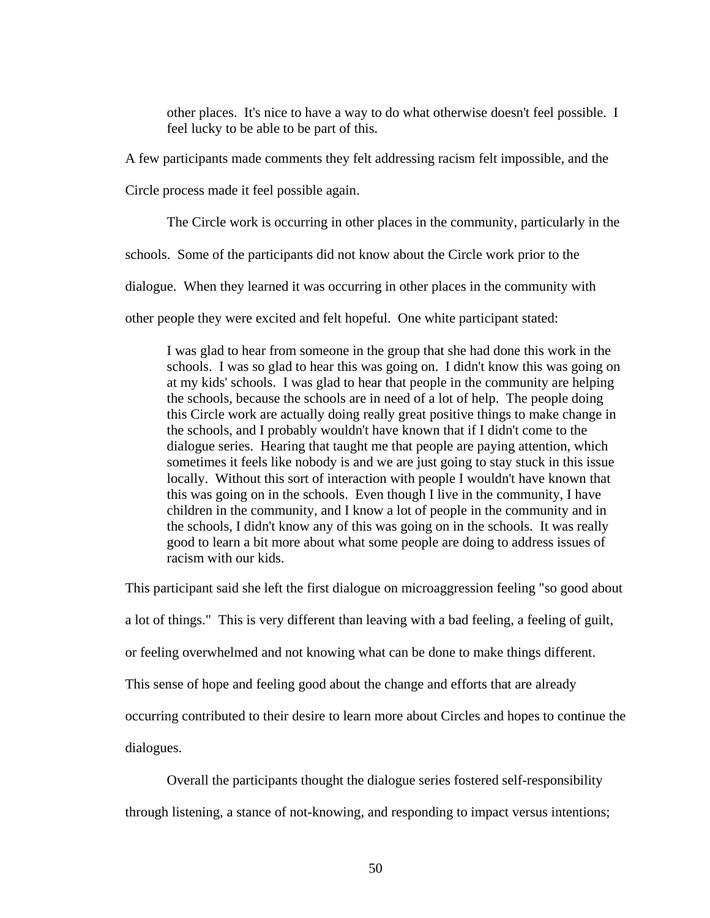> other places. It's nice to have a way to do what otherwise doesn't feel possible. I feel lucky to be able to be part of this.

A few participants made comments they felt addressing racism felt impossible, and the Circle process made it feel possible again.

The Circle work is occurring in other places in the community, particularly in the schools. Some of the participants did not know about the Circle work prior to the dialogue. When they learned it was occurring in other places in the community with other people they were excited and felt hopeful. One white participant stated:

> I was glad to hear from someone in the group that she had done this work in the schools. I was so glad to hear this was going on. I didn't know this was going on at my kids' schools. I was glad to hear that people in the community are helping the schools, because the schools are in need of a lot of help. The people doing this Circle work are actually doing really great positive things to make change in the schools, and I probably wouldn't have known that if I didn't come to the dialogue series. Hearing that taught me that people are paying attention, which sometimes it feels like nobody is and we are just going to stay stuck in this issue locally. Without this sort of interaction with people I wouldn't have known that this was going on in the schools. Even though I live in the community, I have children in the community, and I know a lot of people in the community and in the schools, I didn't know any of this was going on in the schools. It was really good to learn a bit more about what some people are doing to address issues of racism with our kids.

This participant said she left the first dialogue on microaggression feeling "so good about a lot of things." This is very different than leaving with a bad feeling, a feeling of guilt, or feeling overwhelmed and not knowing what can be done to make things different. This sense of hope and feeling good about the change and efforts that are already occurring contributed to their desire to learn more about Circles and hopes to continue the dialogues.

Overall the participants thought the dialogue series fostered self-responsibility through listening, a stance of not-knowing, and responding to impact versus intentions;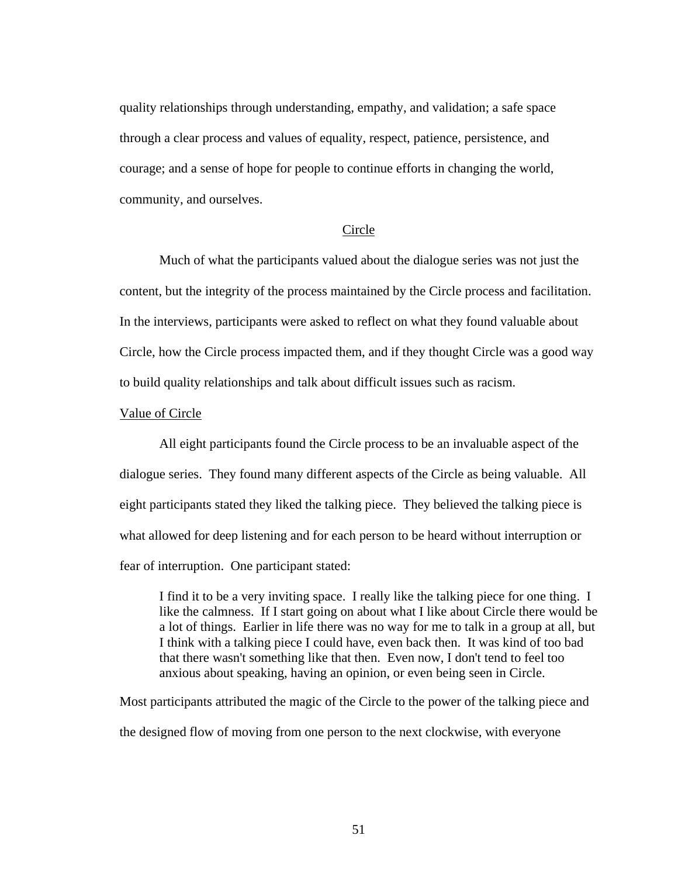quality relationships through understanding, empathy, and validation; a safe space through a clear process and values of equality, respect, patience, persistence, and courage; and a sense of hope for people to continue efforts in changing the world, community, and ourselves.

## Circle

Much of what the participants valued about the dialogue series was not just the content, but the integrity of the process maintained by the Circle process and facilitation. In the interviews, participants were asked to reflect on what they found valuable about Circle, how the Circle process impacted them, and if they thought Circle was a good way to build quality relationships and talk about difficult issues such as racism.

### Value of Circle

All eight participants found the Circle process to be an invaluable aspect of the dialogue series. They found many different aspects of the Circle as being valuable. All eight participants stated they liked the talking piece. They believed the talking piece is what allowed for deep listening and for each person to be heard without interruption or fear of interruption. One participant stated:

> I find it to be a very inviting space. I really like the talking piece for one thing. I like the calmness. If I start going on about what I like about Circle there would be a lot of things. Earlier in life there was no way for me to talk in a group at all, but I think with a talking piece I could have, even back then. It was kind of too bad that there wasn't something like that then. Even now, I don't tend to feel too anxious about speaking, having an opinion, or even being seen in Circle.

Most participants attributed the magic of the Circle to the power of the talking piece and the designed flow of moving from one person to the next clockwise, with everyone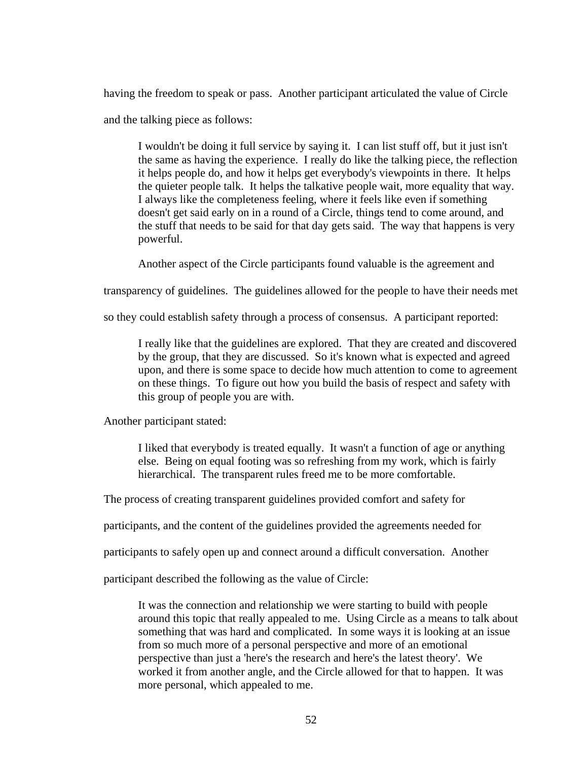having the freedom to speak or pass. Another participant articulated the value of Circle and the talking piece as follows:

> I wouldn't be doing it full service by saying it. I can list stuff off, but it just isn't the same as having the experience. I really do like the talking piece, the reflection it helps people do, and how it helps get everybody's viewpoints in there. It helps the quieter people talk. It helps the talkative people wait, more equality that way. I always like the completeness feeling, where it feels like even if something doesn't get said early on in a round of a Circle, things tend to come around, and the stuff that needs to be said for that day gets said. The way that happens is very powerful.

Another aspect of the Circle participants found valuable is the agreement and transparency of guidelines. The guidelines allowed for the people to have their needs met so they could establish safety through a process of consensus. A participant reported:

> I really like that the guidelines are explored. That they are created and discovered by the group, that they are discussed. So it's known what is expected and agreed upon, and there is some space to decide how much attention to come to agreement on these things. To figure out how you build the basis of respect and safety with this group of people you are with.

Another participant stated:

> I liked that everybody is treated equally. It wasn't a function of age or anything else. Being on equal footing was so refreshing from my work, which is fairly hierarchical. The transparent rules freed me to be more comfortable.

The process of creating transparent guidelines provided comfort and safety for participants, and the content of the guidelines provided the agreements needed for participants to safely open up and connect around a difficult conversation. Another participant described the following as the value of Circle:

> It was the connection and relationship we were starting to build with people around this topic that really appealed to me. Using Circle as a means to talk about something that was hard and complicated. In some ways it is looking at an issue from so much more of a personal perspective and more of an emotional perspective than just a 'here's the research and here's the latest theory'. We worked it from another angle, and the Circle allowed for that to happen. It was more personal, which appealed to me.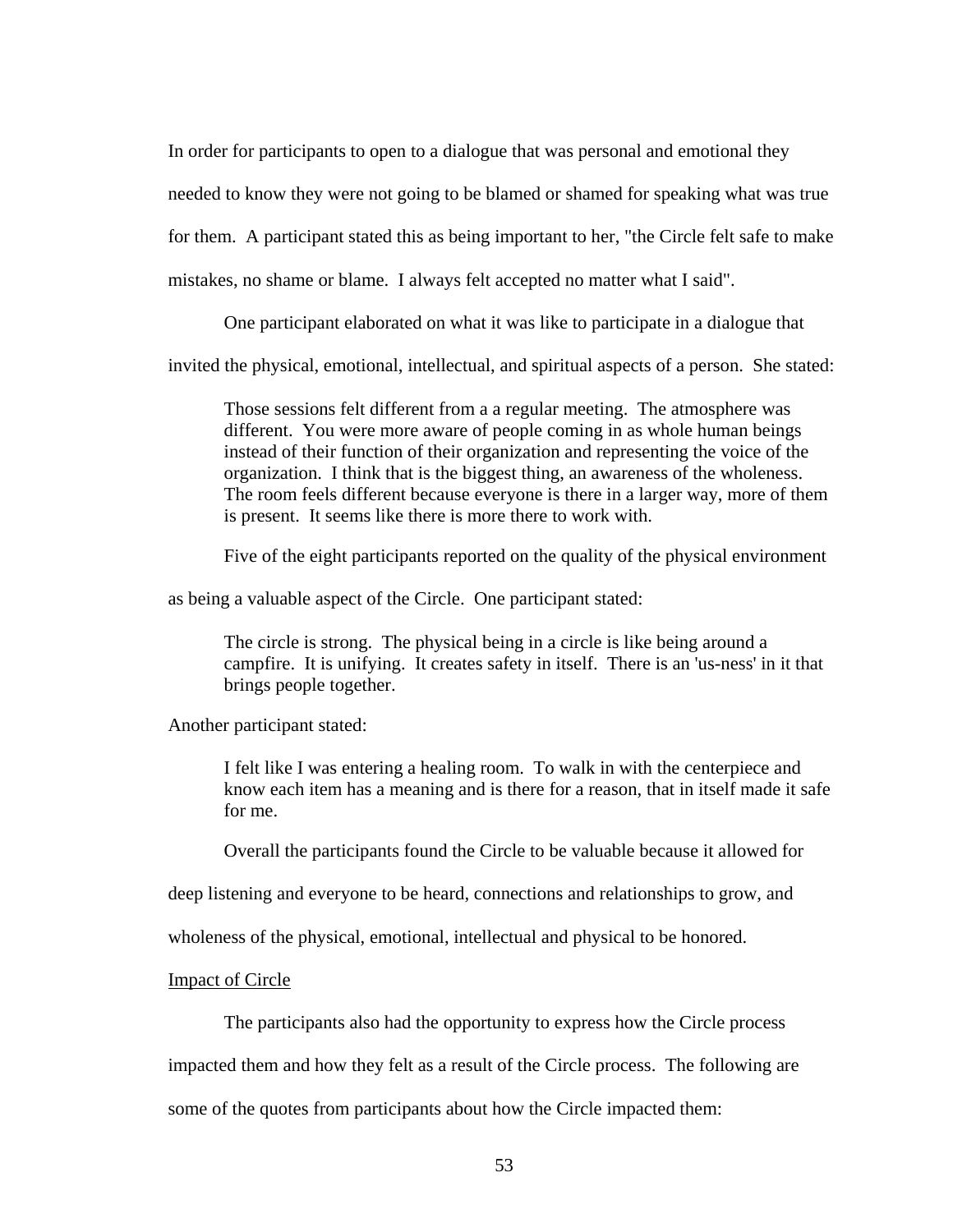In order for participants to open to a dialogue that was personal and emotional they needed to know they were not going to be blamed or shamed for speaking what was true for them. A participant stated this as being important to her, "the Circle felt safe to make mistakes, no shame or blame. I always felt accepted no matter what I said".

One participant elaborated on what it was like to participate in a dialogue that invited the physical, emotional, intellectual, and spiritual aspects of a person. She stated:

> Those sessions felt different from a a regular meeting. The atmosphere was different. You were more aware of people coming in as whole human beings instead of their function of their organization and representing the voice of the organization. I think that is the biggest thing, an awareness of the wholeness. The room feels different because everyone is there in a larger way, more of them is present. It seems like there is more there to work with.

Five of the eight participants reported on the quality of the physical environment as being a valuable aspect of the Circle. One participant stated:

> The circle is strong. The physical being in a circle is like being around a campfire. It is unifying. It creates safety in itself. There is an 'us-ness' in it that brings people together.

Another participant stated:

> I felt like I was entering a healing room. To walk in with the centerpiece and know each item has a meaning and is there for a reason, that in itself made it safe for me.

Overall the participants found the Circle to be valuable because it allowed for deep listening and everyone to be heard, connections and relationships to grow, and wholeness of the physical, emotional, intellectual and physical to be honored.

<u>Impact of Circle</u>

The participants also had the opportunity to express how the Circle process impacted them and how they felt as a result of the Circle process. The following are some of the quotes from participants about how the Circle impacted them: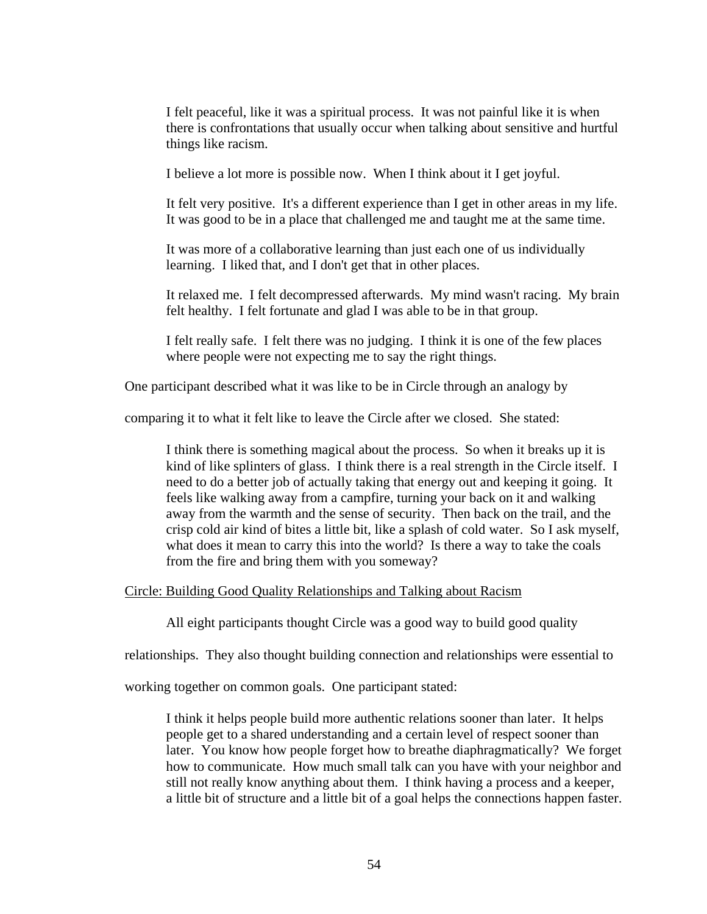> I felt peaceful, like it was a spiritual process. It was not painful like it is when there is confrontations that usually occur when talking about sensitive and hurtful things like racism.
>
> I believe a lot more is possible now. When I think about it I get joyful.
>
> It felt very positive. It's a different experience than I get in other areas in my life. It was good to be in a place that challenged me and taught me at the same time.
>
> It was more of a collaborative learning than just each one of us individually learning. I liked that, and I don't get that in other places.
>
> It relaxed me. I felt decompressed afterwards. My mind wasn't racing. My brain felt healthy. I felt fortunate and glad I was able to be in that group.
>
> I felt really safe. I felt there was no judging. I think it is one of the few places where people were not expecting me to say the right things.

One participant described what it was like to be in Circle through an analogy by comparing it to what it felt like to leave the Circle after we closed. She stated:

> I think there is something magical about the process. So when it breaks up it is kind of like splinters of glass. I think there is a real strength in the Circle itself. I need to do a better job of actually taking that energy out and keeping it going. It feels like walking away from a campfire, turning your back on it and walking away from the warmth and the sense of security. Then back on the trail, and the crisp cold air kind of bites a little bit, like a splash of cold water. So I ask myself, what does it mean to carry this into the world? Is there a way to take the coals from the fire and bring them with you someway?

<u>Circle: Building Good Quality Relationships and Talking about Racism</u>

All eight participants thought Circle was a good way to build good quality relationships. They also thought building connection and relationships were essential to working together on common goals. One participant stated:

> I think it helps people build more authentic relations sooner than later. It helps people get to a shared understanding and a certain level of respect sooner than later. You know how people forget how to breathe diaphragmatically? We forget how to communicate. How much small talk can you have with your neighbor and still not really know anything about them. I think having a process and a keeper, a little bit of structure and a little bit of a goal helps the connections happen faster.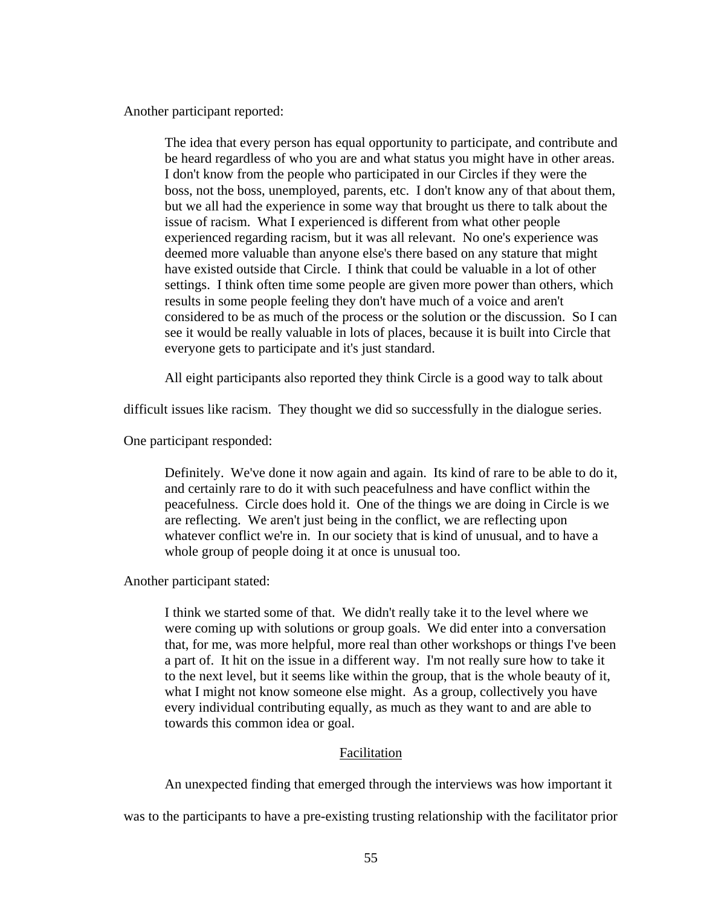Another participant reported:

> The idea that every person has equal opportunity to participate, and contribute and be heard regardless of who you are and what status you might have in other areas. I don't know from the people who participated in our Circles if they were the boss, not the boss, unemployed, parents, etc. I don't know any of that about them, but we all had the experience in some way that brought us there to talk about the issue of racism. What I experienced is different from what other people experienced regarding racism, but it was all relevant. No one's experience was deemed more valuable than anyone else's there based on any stature that might have existed outside that Circle. I think that could be valuable in a lot of other settings. I think often time some people are given more power than others, which results in some people feeling they don't have much of a voice and aren't considered to be as much of the process or the solution or the discussion. So I can see it would be really valuable in lots of places, because it is built into Circle that everyone gets to participate and it's just standard.

All eight participants also reported they think Circle is a good way to talk about difficult issues like racism. They thought we did so successfully in the dialogue series.

One participant responded:

> Definitely. We've done it now again and again. Its kind of rare to be able to do it, and certainly rare to do it with such peacefulness and have conflict within the peacefulness. Circle does hold it. One of the things we are doing in Circle is we are reflecting. We aren't just being in the conflict, we are reflecting upon whatever conflict we're in. In our society that is kind of unusual, and to have a whole group of people doing it at once is unusual too.

Another participant stated:

> I think we started some of that. We didn't really take it to the level where we were coming up with solutions or group goals. We did enter into a conversation that, for me, was more helpful, more real than other workshops or things I've been a part of. It hit on the issue in a different way. I'm not really sure how to take it to the next level, but it seems like within the group, that is the whole beauty of it, what I might not know someone else might. As a group, collectively you have every individual contributing equally, as much as they want to and are able to towards this common idea or goal.

### Facilitation

An unexpected finding that emerged through the interviews was how important it was to the participants to have a pre-existing trusting relationship with the facilitator prior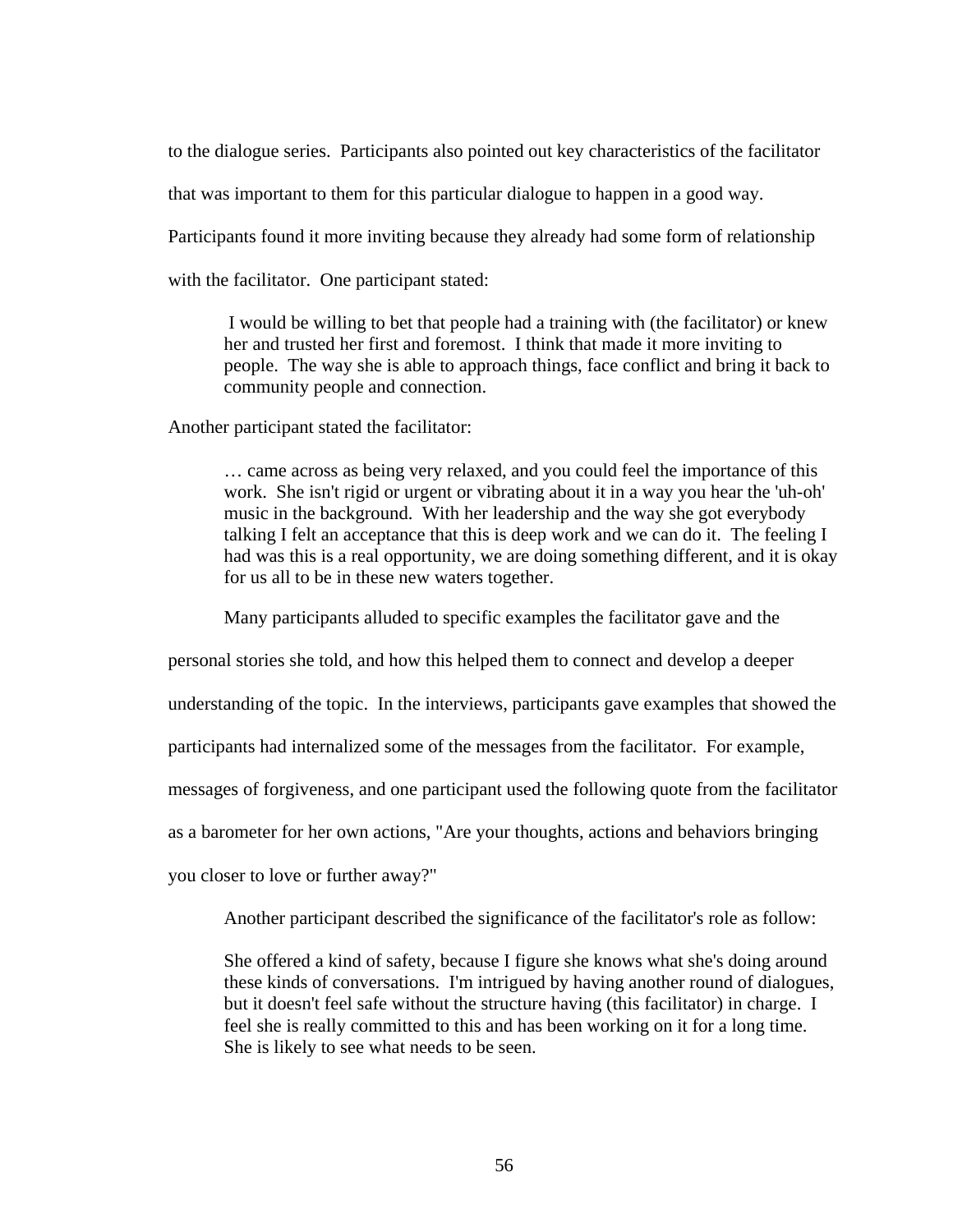to the dialogue series. Participants also pointed out key characteristics of the facilitator that was important to them for this particular dialogue to happen in a good way. Participants found it more inviting because they already had some form of relationship with the facilitator. One participant stated:

> I would be willing to bet that people had a training with (the facilitator) or knew her and trusted her first and foremost. I think that made it more inviting to people. The way she is able to approach things, face conflict and bring it back to community people and connection.

Another participant stated the facilitator:

> … came across as being very relaxed, and you could feel the importance of this work. She isn't rigid or urgent or vibrating about it in a way you hear the 'uh-oh' music in the background. With her leadership and the way she got everybody talking I felt an acceptance that this is deep work and we can do it. The feeling I had was this is a real opportunity, we are doing something different, and it is okay for us all to be in these new waters together.

Many participants alluded to specific examples the facilitator gave and the personal stories she told, and how this helped them to connect and develop a deeper understanding of the topic. In the interviews, participants gave examples that showed the participants had internalized some of the messages from the facilitator. For example, messages of forgiveness, and one participant used the following quote from the facilitator as a barometer for her own actions, "Are your thoughts, actions and behaviors bringing you closer to love or further away?"

Another participant described the significance of the facilitator's role as follow:

> She offered a kind of safety, because I figure she knows what she's doing around these kinds of conversations. I'm intrigued by having another round of dialogues, but it doesn't feel safe without the structure having (this facilitator) in charge. I feel she is really committed to this and has been working on it for a long time. She is likely to see what needs to be seen.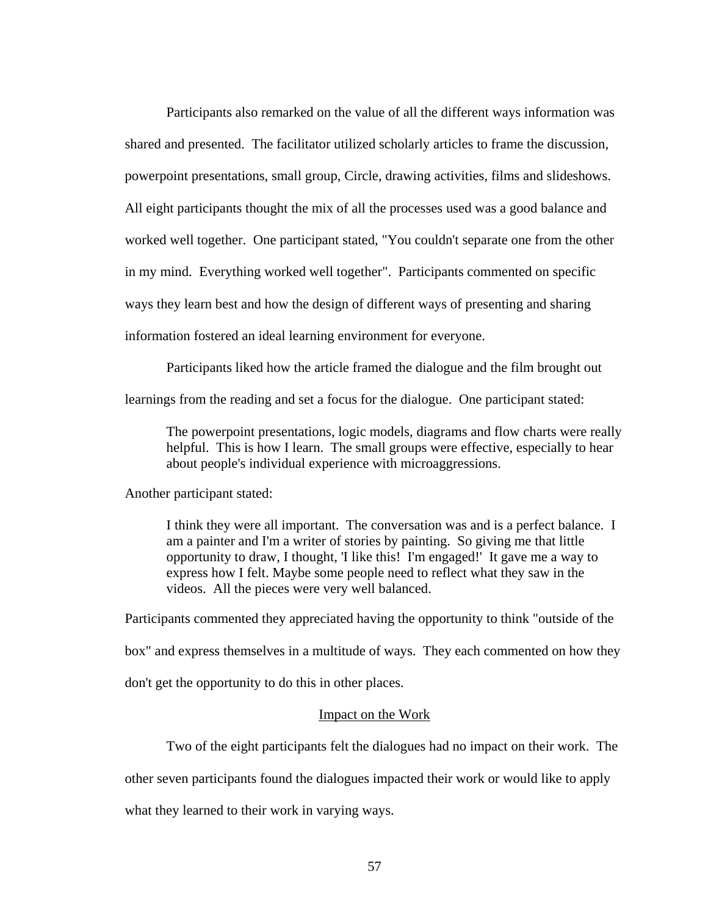Participants also remarked on the value of all the different ways information was shared and presented. The facilitator utilized scholarly articles to frame the discussion, powerpoint presentations, small group, Circle, drawing activities, films and slideshows. All eight participants thought the mix of all the processes used was a good balance and worked well together. One participant stated, "You couldn't separate one from the other in my mind. Everything worked well together". Participants commented on specific ways they learn best and how the design of different ways of presenting and sharing information fostered an ideal learning environment for everyone.

Participants liked how the article framed the dialogue and the film brought out learnings from the reading and set a focus for the dialogue. One participant stated:

> The powerpoint presentations, logic models, diagrams and flow charts were really helpful. This is how I learn. The small groups were effective, especially to hear about people's individual experience with microaggressions.

Another participant stated:

> I think they were all important. The conversation was and is a perfect balance. I am a painter and I'm a writer of stories by painting. So giving me that little opportunity to draw, I thought, 'I like this! I'm engaged!' It gave me a way to express how I felt. Maybe some people need to reflect what they saw in the videos. All the pieces were very well balanced.

Participants commented they appreciated having the opportunity to think "outside of the box" and express themselves in a multitude of ways. They each commented on how they don't get the opportunity to do this in other places.

## Impact on the Work

Two of the eight participants felt the dialogues had no impact on their work. The other seven participants found the dialogues impacted their work or would like to apply what they learned to their work in varying ways.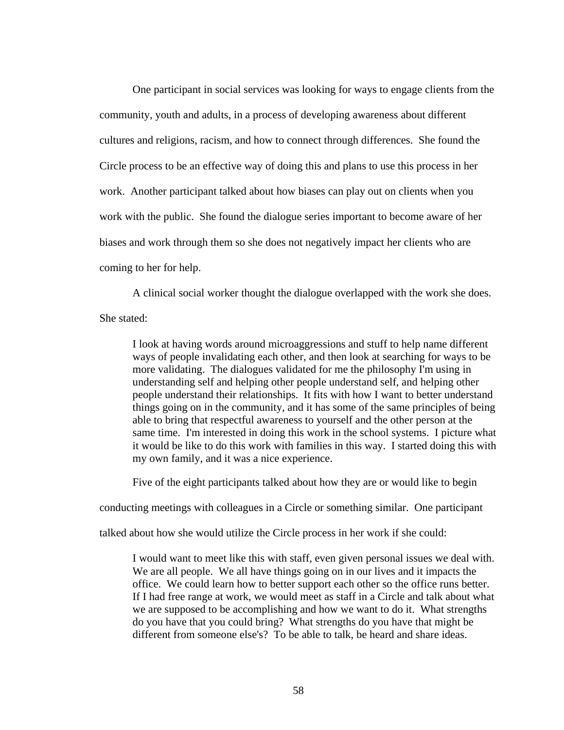One participant in social services was looking for ways to engage clients from the community, youth and adults, in a process of developing awareness about different cultures and religions, racism, and how to connect through differences. She found the Circle process to be an effective way of doing this and plans to use this process in her work. Another participant talked about how biases can play out on clients when you work with the public. She found the dialogue series important to become aware of her biases and work through them so she does not negatively impact her clients who are coming to her for help.

A clinical social worker thought the dialogue overlapped with the work she does. She stated:

> I look at having words around microaggressions and stuff to help name different ways of people invalidating each other, and then look at searching for ways to be more validating. The dialogues validated for me the philosophy I'm using in understanding self and helping other people understand self, and helping other people understand their relationships. It fits with how I want to better understand things going on in the community, and it has some of the same principles of being able to bring that respectful awareness to yourself and the other person at the same time. I'm interested in doing this work in the school systems. I picture what it would be like to do this work with families in this way. I started doing this with my own family, and it was a nice experience.

Five of the eight participants talked about how they are or would like to begin conducting meetings with colleagues in a Circle or something similar. One participant talked about how she would utilize the Circle process in her work if she could:

> I would want to meet like this with staff, even given personal issues we deal with. We are all people. We all have things going on in our lives and it impacts the office. We could learn how to better support each other so the office runs better. If I had free range at work, we would meet as staff in a Circle and talk about what we are supposed to be accomplishing and how we want to do it. What strengths do you have that you could bring? What strengths do you have that might be different from someone else's? To be able to talk, be heard and share ideas.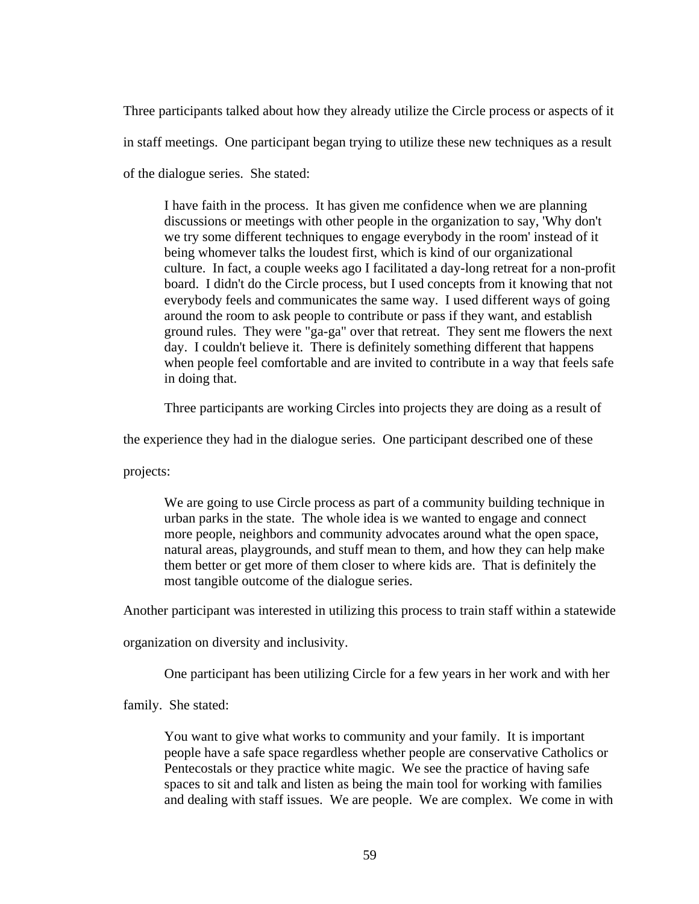Three participants talked about how they already utilize the Circle process or aspects of it in staff meetings. One participant began trying to utilize these new techniques as a result of the dialogue series. She stated:

> I have faith in the process. It has given me confidence when we are planning discussions or meetings with other people in the organization to say, 'Why don't we try some different techniques to engage everybody in the room' instead of it being whomever talks the loudest first, which is kind of our organizational culture. In fact, a couple weeks ago I facilitated a day-long retreat for a non-profit board. I didn't do the Circle process, but I used concepts from it knowing that not everybody feels and communicates the same way. I used different ways of going around the room to ask people to contribute or pass if they want, and establish ground rules. They were "ga-ga" over that retreat. They sent me flowers the next day. I couldn't believe it. There is definitely something different that happens when people feel comfortable and are invited to contribute in a way that feels safe in doing that.

Three participants are working Circles into projects they are doing as a result of the experience they had in the dialogue series. One participant described one of these projects:

> We are going to use Circle process as part of a community building technique in urban parks in the state. The whole idea is we wanted to engage and connect more people, neighbors and community advocates around what the open space, natural areas, playgrounds, and stuff mean to them, and how they can help make them better or get more of them closer to where kids are. That is definitely the most tangible outcome of the dialogue series.

Another participant was interested in utilizing this process to train staff within a statewide organization on diversity and inclusivity.

One participant has been utilizing Circle for a few years in her work and with her family. She stated:

> You want to give what works to community and your family. It is important people have a safe space regardless whether people are conservative Catholics or Pentecostals or they practice white magic. We see the practice of having safe spaces to sit and talk and listen as being the main tool for working with families and dealing with staff issues. We are people. We are complex. We come in with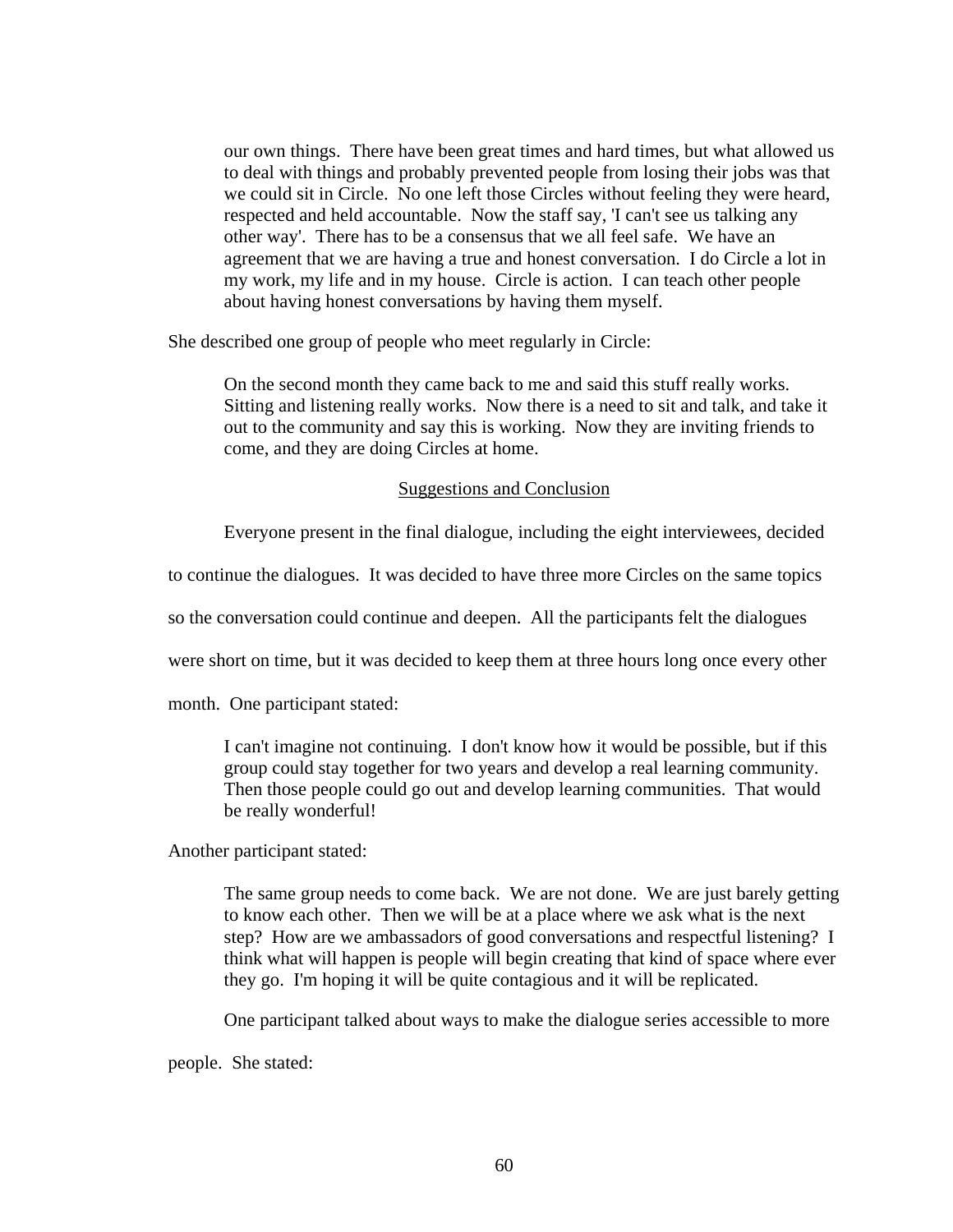> our own things. There have been great times and hard times, but what allowed us to deal with things and probably prevented people from losing their jobs was that we could sit in Circle. No one left those Circles without feeling they were heard, respected and held accountable. Now the staff say, 'I can't see us talking any other way'. There has to be a consensus that we all feel safe. We have an agreement that we are having a true and honest conversation. I do Circle a lot in my work, my life and in my house. Circle is action. I can teach other people about having honest conversations by having them myself.

She described one group of people who meet regularly in Circle:

> On the second month they came back to me and said this stuff really works. Sitting and listening really works. Now there is a need to sit and talk, and take it out to the community and say this is working. Now they are inviting friends to come, and they are doing Circles at home.

## Suggestions and Conclusion

Everyone present in the final dialogue, including the eight interviewees, decided to continue the dialogues. It was decided to have three more Circles on the same topics so the conversation could continue and deepen. All the participants felt the dialogues were short on time, but it was decided to keep them at three hours long once every other month. One participant stated:

> I can't imagine not continuing. I don't know how it would be possible, but if this group could stay together for two years and develop a real learning community. Then those people could go out and develop learning communities. That would be really wonderful!

Another participant stated:

> The same group needs to come back. We are not done. We are just barely getting to know each other. Then we will be at a place where we ask what is the next step? How are we ambassadors of good conversations and respectful listening? I think what will happen is people will begin creating that kind of space where ever they go. I'm hoping it will be quite contagious and it will be replicated.

One participant talked about ways to make the dialogue series accessible to more people. She stated: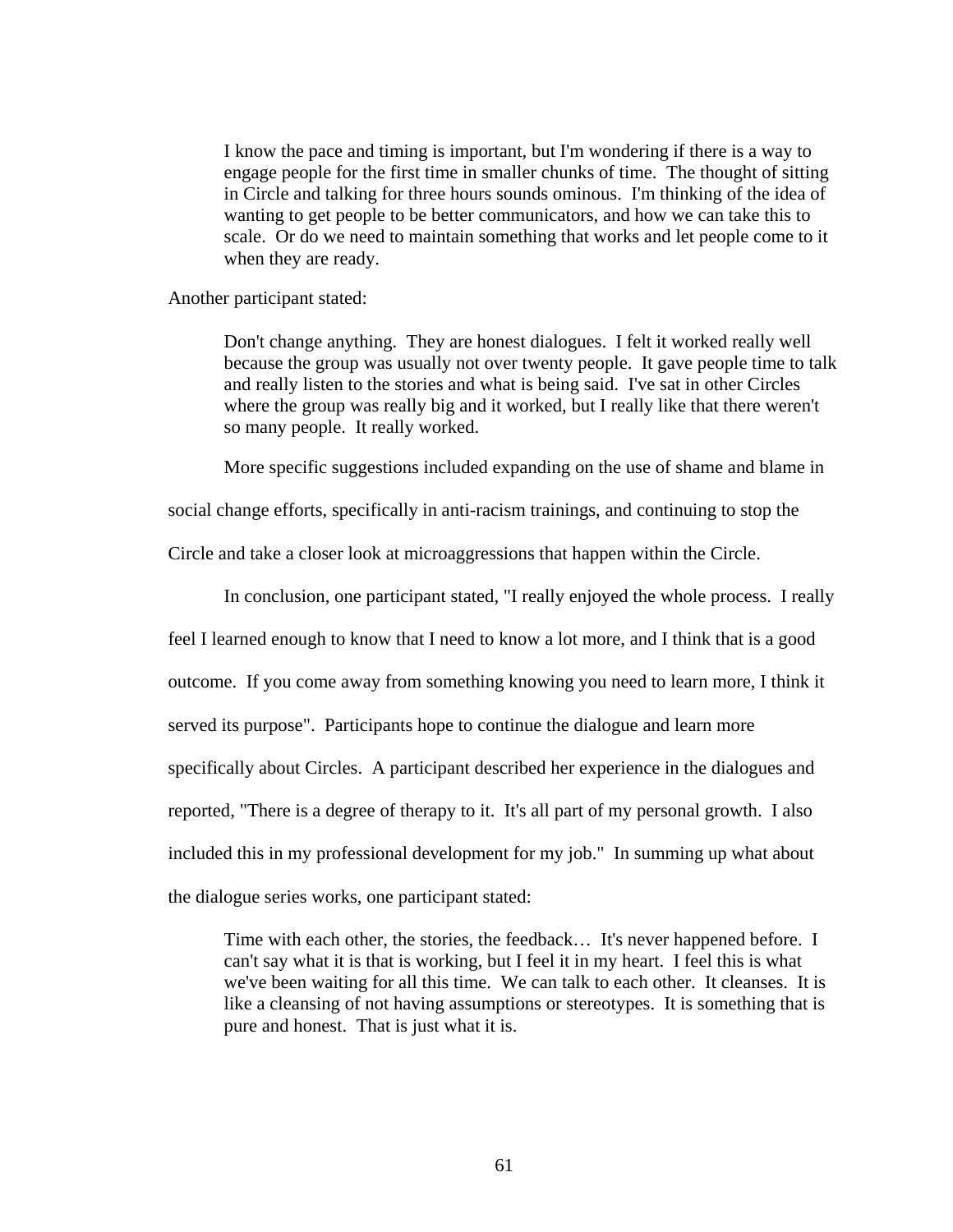> I know the pace and timing is important, but I'm wondering if there is a way to engage people for the first time in smaller chunks of time. The thought of sitting in Circle and talking for three hours sounds ominous. I'm thinking of the idea of wanting to get people to be better communicators, and how we can take this to scale. Or do we need to maintain something that works and let people come to it when they are ready.

Another participant stated:

> Don't change anything. They are honest dialogues. I felt it worked really well because the group was usually not over twenty people. It gave people time to talk and really listen to the stories and what is being said. I've sat in other Circles where the group was really big and it worked, but I really like that there weren't so many people. It really worked.

More specific suggestions included expanding on the use of shame and blame in social change efforts, specifically in anti-racism trainings, and continuing to stop the Circle and take a closer look at microaggressions that happen within the Circle.

In conclusion, one participant stated, "I really enjoyed the whole process. I really feel I learned enough to know that I need to know a lot more, and I think that is a good outcome. If you come away from something knowing you need to learn more, I think it served its purpose". Participants hope to continue the dialogue and learn more specifically about Circles. A participant described her experience in the dialogues and reported, "There is a degree of therapy to it. It's all part of my personal growth. I also included this in my professional development for my job." In summing up what about the dialogue series works, one participant stated:

> Time with each other, the stories, the feedback… It's never happened before. I can't say what it is that is working, but I feel it in my heart. I feel this is what we've been waiting for all this time. We can talk to each other. It cleanses. It is like a cleansing of not having assumptions or stereotypes. It is something that is pure and honest. That is just what it is.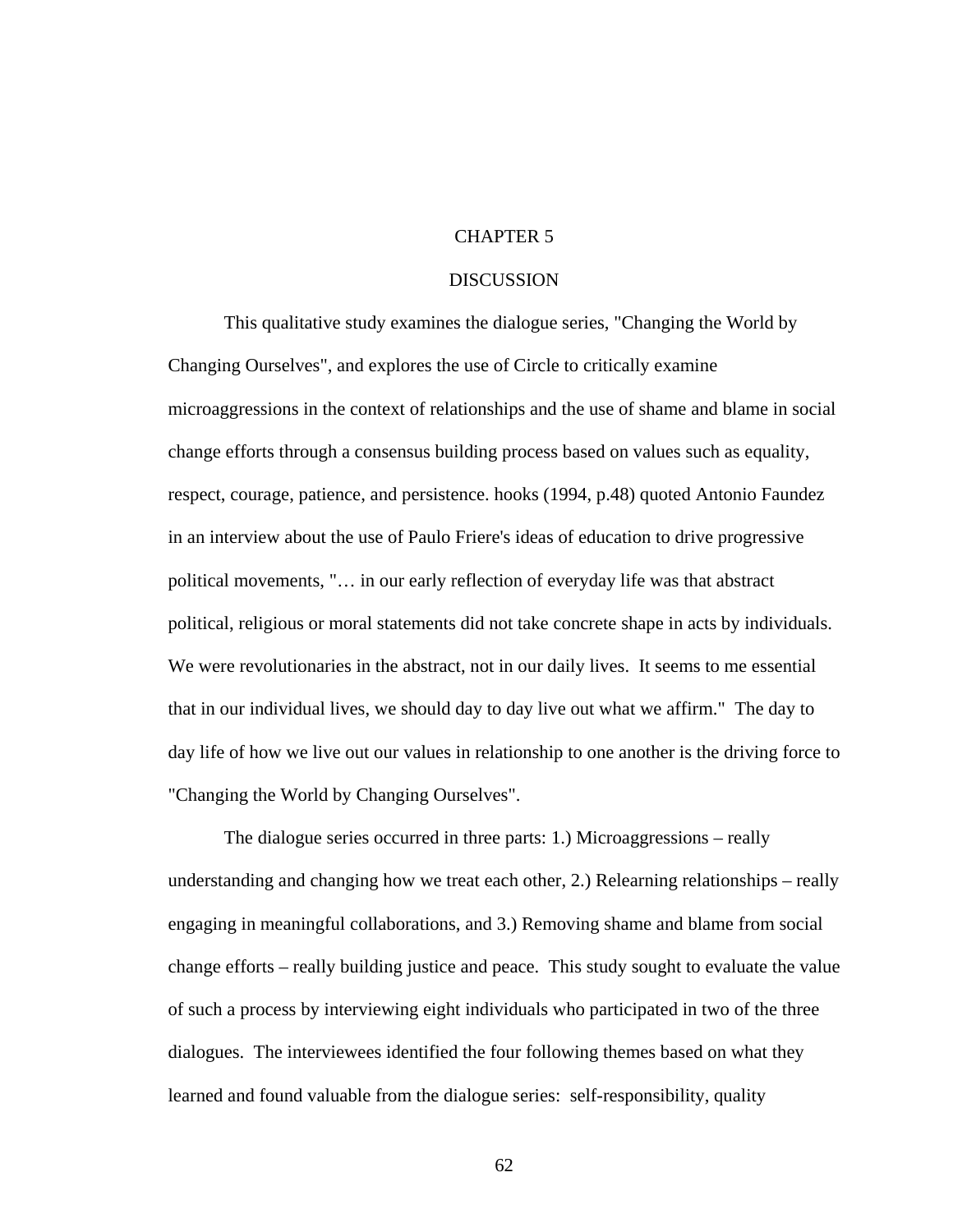# CHAPTER 5

## DISCUSSION

This qualitative study examines the dialogue series, "Changing the World by Changing Ourselves", and explores the use of Circle to critically examine microaggressions in the context of relationships and the use of shame and blame in social change efforts through a consensus building process based on values such as equality, respect, courage, patience, and persistence. hooks (1994, p.48) quoted Antonio Faundez in an interview about the use of Paulo Friere's ideas of education to drive progressive political movements, "… in our early reflection of everyday life was that abstract political, religious or moral statements did not take concrete shape in acts by individuals. We were revolutionaries in the abstract, not in our daily lives. It seems to me essential that in our individual lives, we should day to day live out what we affirm." The day to day life of how we live out our values in relationship to one another is the driving force to "Changing the World by Changing Ourselves".

The dialogue series occurred in three parts: 1.) Microaggressions – really understanding and changing how we treat each other, 2.) Relearning relationships – really engaging in meaningful collaborations, and 3.) Removing shame and blame from social change efforts – really building justice and peace. This study sought to evaluate the value of such a process by interviewing eight individuals who participated in two of the three dialogues. The interviewees identified the four following themes based on what they learned and found valuable from the dialogue series: self-responsibility, quality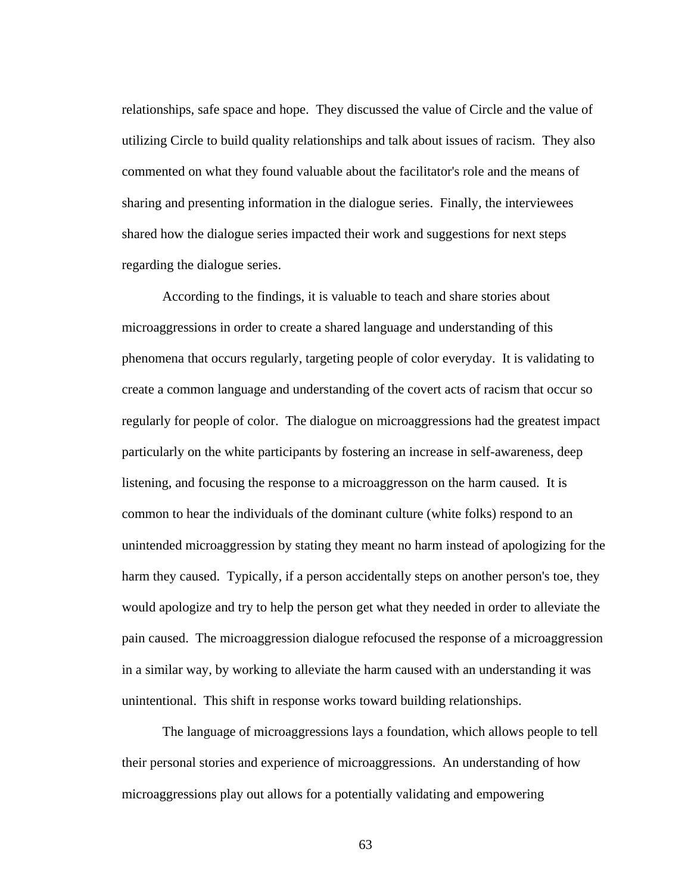relationships, safe space and hope. They discussed the value of Circle and the value of utilizing Circle to build quality relationships and talk about issues of racism. They also commented on what they found valuable about the facilitator's role and the means of sharing and presenting information in the dialogue series. Finally, the interviewees shared how the dialogue series impacted their work and suggestions for next steps regarding the dialogue series.

According to the findings, it is valuable to teach and share stories about microaggressions in order to create a shared language and understanding of this phenomena that occurs regularly, targeting people of color everyday. It is validating to create a common language and understanding of the covert acts of racism that occur so regularly for people of color. The dialogue on microaggressions had the greatest impact particularly on the white participants by fostering an increase in self-awareness, deep listening, and focusing the response to a microaggresson on the harm caused. It is common to hear the individuals of the dominant culture (white folks) respond to an unintended microaggression by stating they meant no harm instead of apologizing for the harm they caused. Typically, if a person accidentally steps on another person's toe, they would apologize and try to help the person get what they needed in order to alleviate the pain caused. The microaggression dialogue refocused the response of a microaggression in a similar way, by working to alleviate the harm caused with an understanding it was unintentional. This shift in response works toward building relationships.

The language of microaggressions lays a foundation, which allows people to tell their personal stories and experience of microaggressions. An understanding of how microaggressions play out allows for a potentially validating and empowering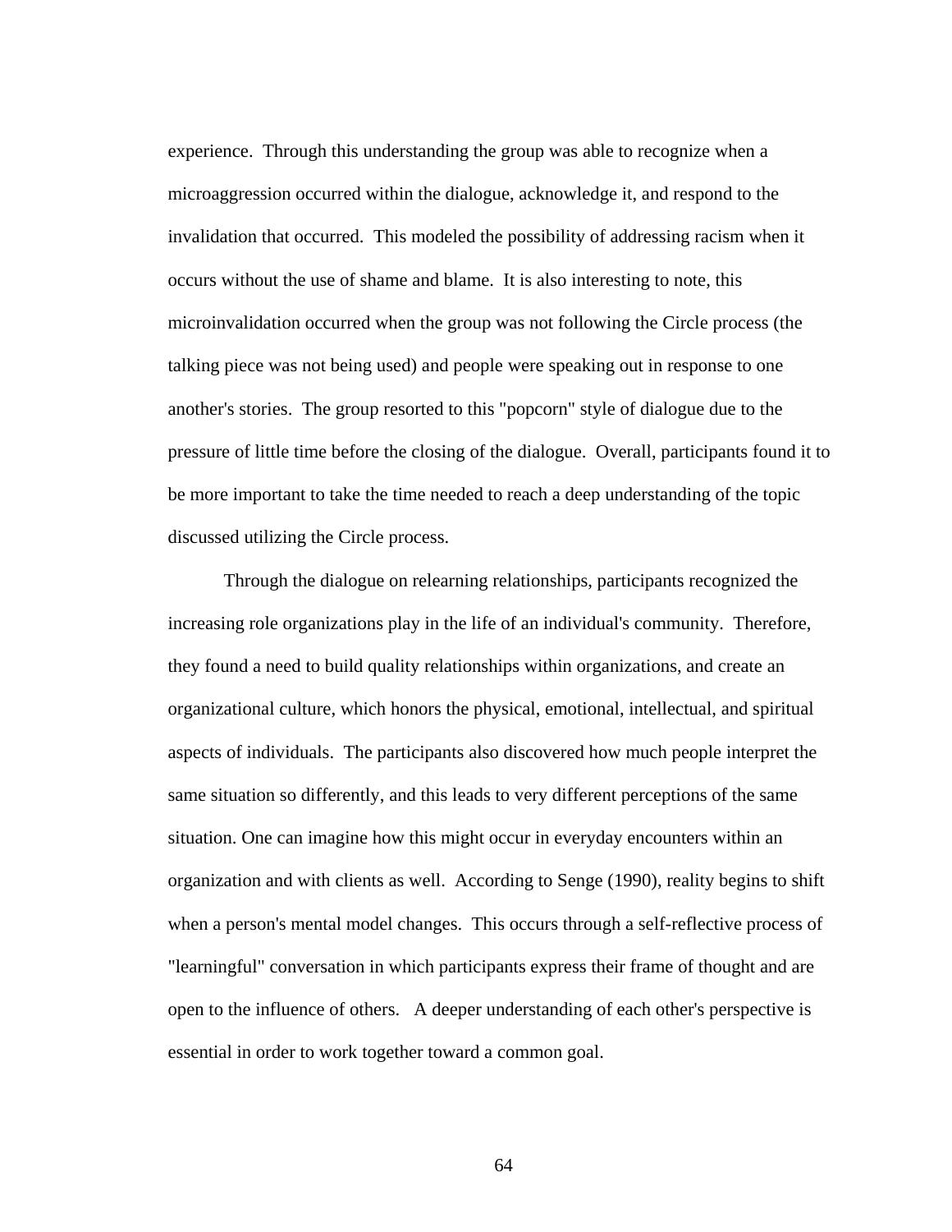experience. Through this understanding the group was able to recognize when a microaggression occurred within the dialogue, acknowledge it, and respond to the invalidation that occurred. This modeled the possibility of addressing racism when it occurs without the use of shame and blame. It is also interesting to note, this microinvalidation occurred when the group was not following the Circle process (the talking piece was not being used) and people were speaking out in response to one another's stories. The group resorted to this "popcorn" style of dialogue due to the pressure of little time before the closing of the dialogue. Overall, participants found it to be more important to take the time needed to reach a deep understanding of the topic discussed utilizing the Circle process.

Through the dialogue on relearning relationships, participants recognized the increasing role organizations play in the life of an individual's community. Therefore, they found a need to build quality relationships within organizations, and create an organizational culture, which honors the physical, emotional, intellectual, and spiritual aspects of individuals. The participants also discovered how much people interpret the same situation so differently, and this leads to very different perceptions of the same situation. One can imagine how this might occur in everyday encounters within an organization and with clients as well. According to Senge (1990), reality begins to shift when a person's mental model changes. This occurs through a self-reflective process of "learningful" conversation in which participants express their frame of thought and are open to the influence of others. A deeper understanding of each other's perspective is essential in order to work together toward a common goal.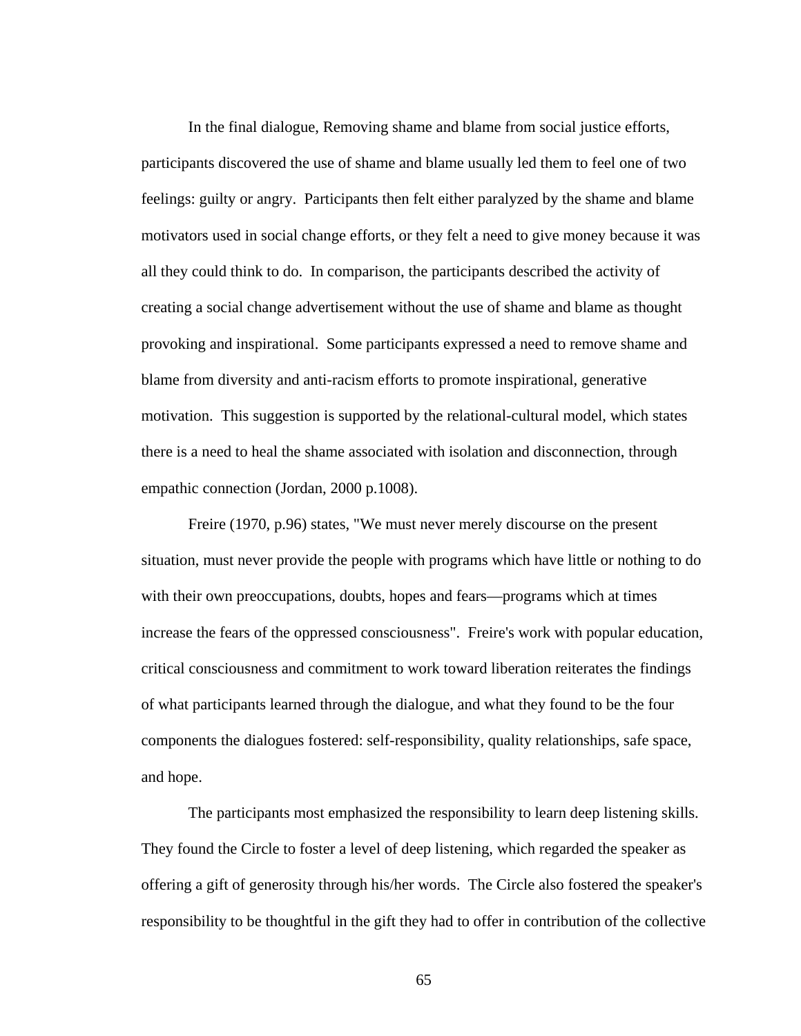In the final dialogue, Removing shame and blame from social justice efforts, participants discovered the use of shame and blame usually led them to feel one of two feelings: guilty or angry. Participants then felt either paralyzed by the shame and blame motivators used in social change efforts, or they felt a need to give money because it was all they could think to do. In comparison, the participants described the activity of creating a social change advertisement without the use of shame and blame as thought provoking and inspirational. Some participants expressed a need to remove shame and blame from diversity and anti-racism efforts to promote inspirational, generative motivation. This suggestion is supported by the relational-cultural model, which states there is a need to heal the shame associated with isolation and disconnection, through empathic connection (Jordan, 2000 p.1008).

Freire (1970, p.96) states, "We must never merely discourse on the present situation, must never provide the people with programs which have little or nothing to do with their own preoccupations, doubts, hopes and fears—programs which at times increase the fears of the oppressed consciousness". Freire's work with popular education, critical consciousness and commitment to work toward liberation reiterates the findings of what participants learned through the dialogue, and what they found to be the four components the dialogues fostered: self-responsibility, quality relationships, safe space, and hope.

The participants most emphasized the responsibility to learn deep listening skills. They found the Circle to foster a level of deep listening, which regarded the speaker as offering a gift of generosity through his/her words. The Circle also fostered the speaker's responsibility to be thoughtful in the gift they had to offer in contribution of the collective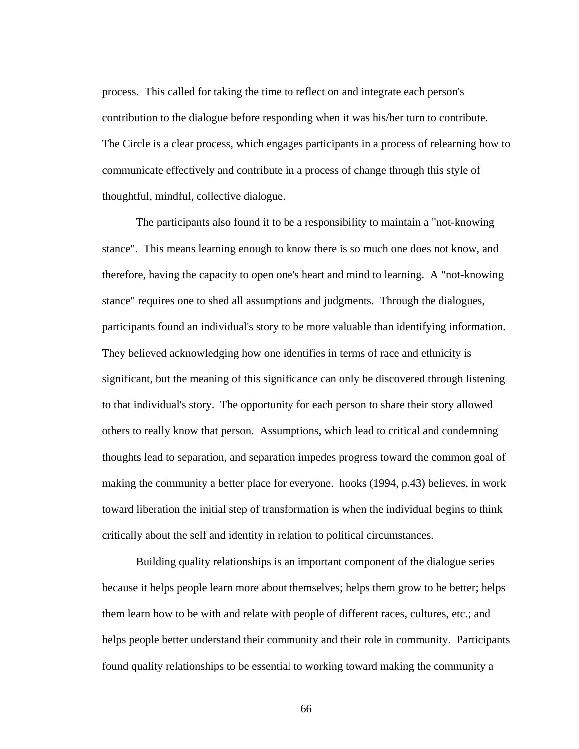process. This called for taking the time to reflect on and integrate each person's contribution to the dialogue before responding when it was his/her turn to contribute. The Circle is a clear process, which engages participants in a process of relearning how to communicate effectively and contribute in a process of change through this style of thoughtful, mindful, collective dialogue.

The participants also found it to be a responsibility to maintain a "not-knowing stance". This means learning enough to know there is so much one does not know, and therefore, having the capacity to open one's heart and mind to learning. A "not-knowing stance" requires one to shed all assumptions and judgments. Through the dialogues, participants found an individual's story to be more valuable than identifying information. They believed acknowledging how one identifies in terms of race and ethnicity is significant, but the meaning of this significance can only be discovered through listening to that individual's story. The opportunity for each person to share their story allowed others to really know that person. Assumptions, which lead to critical and condemning thoughts lead to separation, and separation impedes progress toward the common goal of making the community a better place for everyone. hooks (1994, p.43) believes, in work toward liberation the initial step of transformation is when the individual begins to think critically about the self and identity in relation to political circumstances.

Building quality relationships is an important component of the dialogue series because it helps people learn more about themselves; helps them grow to be better; helps them learn how to be with and relate with people of different races, cultures, etc.; and helps people better understand their community and their role in community. Participants found quality relationships to be essential to working toward making the community a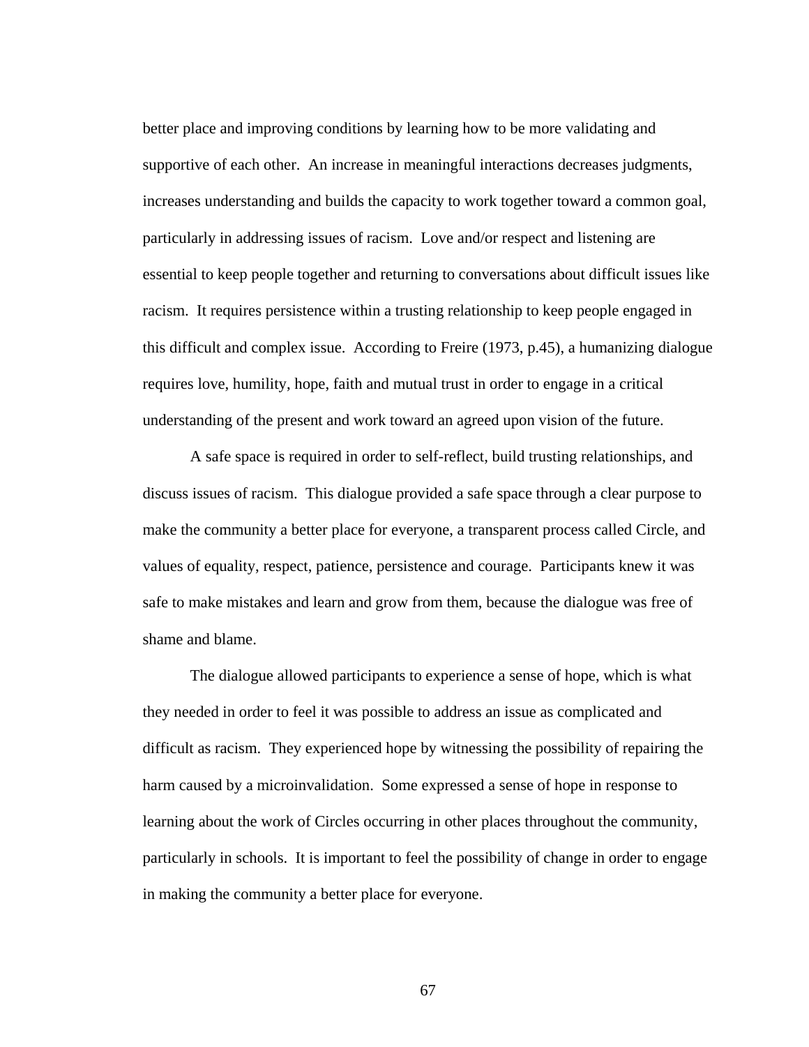better place and improving conditions by learning how to be more validating and supportive of each other. An increase in meaningful interactions decreases judgments, increases understanding and builds the capacity to work together toward a common goal, particularly in addressing issues of racism. Love and/or respect and listening are essential to keep people together and returning to conversations about difficult issues like racism. It requires persistence within a trusting relationship to keep people engaged in this difficult and complex issue. According to Freire (1973, p.45), a humanizing dialogue requires love, humility, hope, faith and mutual trust in order to engage in a critical understanding of the present and work toward an agreed upon vision of the future.

A safe space is required in order to self-reflect, build trusting relationships, and discuss issues of racism. This dialogue provided a safe space through a clear purpose to make the community a better place for everyone, a transparent process called Circle, and values of equality, respect, patience, persistence and courage. Participants knew it was safe to make mistakes and learn and grow from them, because the dialogue was free of shame and blame.

The dialogue allowed participants to experience a sense of hope, which is what they needed in order to feel it was possible to address an issue as complicated and difficult as racism. They experienced hope by witnessing the possibility of repairing the harm caused by a microinvalidation. Some expressed a sense of hope in response to learning about the work of Circles occurring in other places throughout the community, particularly in schools. It is important to feel the possibility of change in order to engage in making the community a better place for everyone.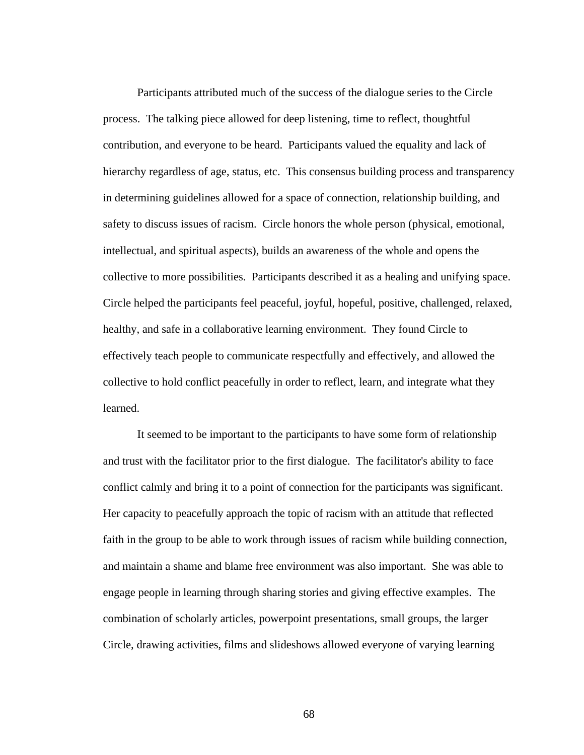Participants attributed much of the success of the dialogue series to the Circle process. The talking piece allowed for deep listening, time to reflect, thoughtful contribution, and everyone to be heard. Participants valued the equality and lack of hierarchy regardless of age, status, etc. This consensus building process and transparency in determining guidelines allowed for a space of connection, relationship building, and safety to discuss issues of racism. Circle honors the whole person (physical, emotional, intellectual, and spiritual aspects), builds an awareness of the whole and opens the collective to more possibilities. Participants described it as a healing and unifying space. Circle helped the participants feel peaceful, joyful, hopeful, positive, challenged, relaxed, healthy, and safe in a collaborative learning environment. They found Circle to effectively teach people to communicate respectfully and effectively, and allowed the collective to hold conflict peacefully in order to reflect, learn, and integrate what they learned.

It seemed to be important to the participants to have some form of relationship and trust with the facilitator prior to the first dialogue. The facilitator's ability to face conflict calmly and bring it to a point of connection for the participants was significant. Her capacity to peacefully approach the topic of racism with an attitude that reflected faith in the group to be able to work through issues of racism while building connection, and maintain a shame and blame free environment was also important. She was able to engage people in learning through sharing stories and giving effective examples. The combination of scholarly articles, powerpoint presentations, small groups, the larger Circle, drawing activities, films and slideshows allowed everyone of varying learning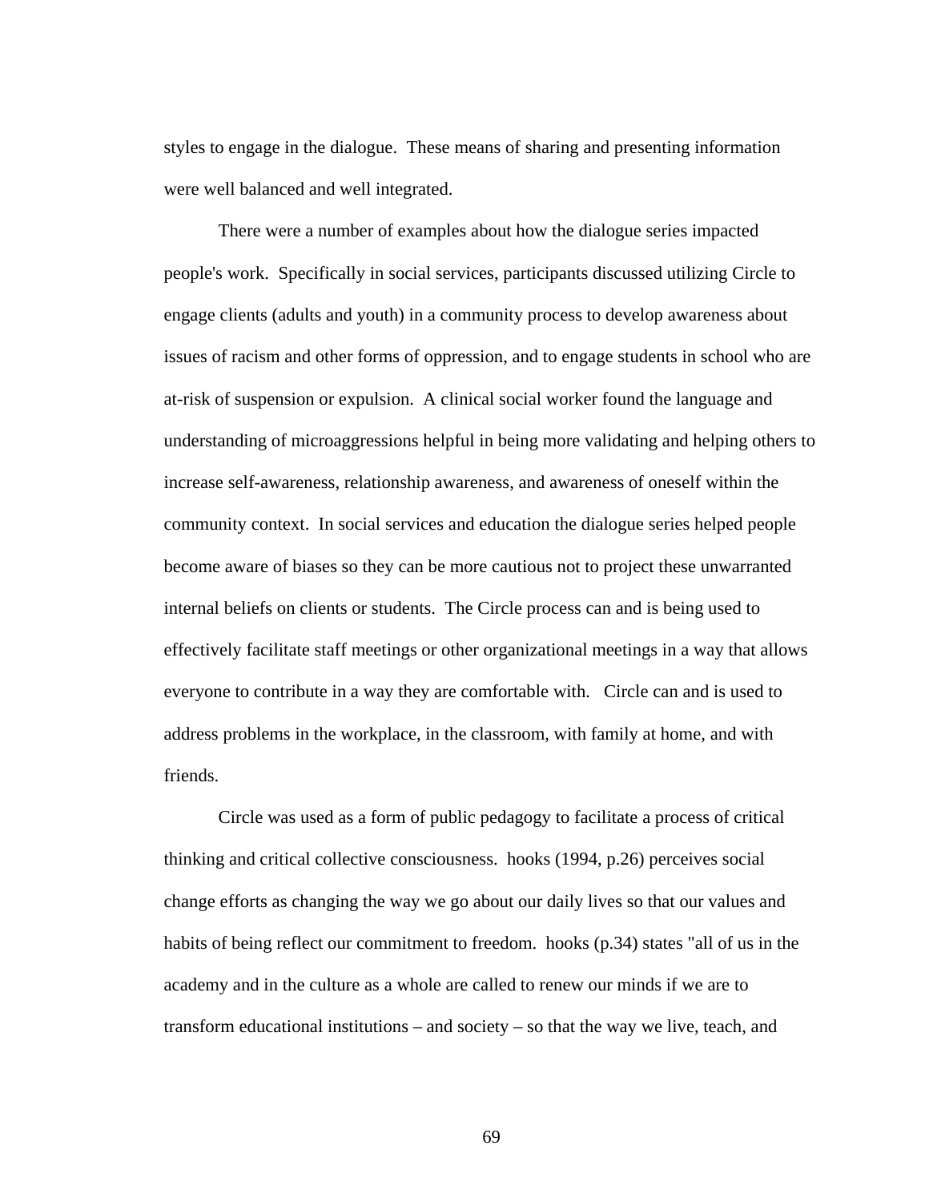styles to engage in the dialogue.  These means of sharing and presenting information were well balanced and well integrated.

There were a number of examples about how the dialogue series impacted people's work.  Specifically in social services, participants discussed utilizing Circle to engage clients (adults and youth) in a community process to develop awareness about issues of racism and other forms of oppression, and to engage students in school who are at-risk of suspension or expulsion.  A clinical social worker found the language and understanding of microaggressions helpful in being more validating and helping others to increase self-awareness, relationship awareness, and awareness of oneself within the community context.  In social services and education the dialogue series helped people become aware of biases so they can be more cautious not to project these unwarranted internal beliefs on clients or students.  The Circle process can and is being used to effectively facilitate staff meetings or other organizational meetings in a way that allows everyone to contribute in a way they are comfortable with.   Circle can and is used to address problems in the workplace, in the classroom, with family at home, and with friends.

Circle was used as a form of public pedagogy to facilitate a process of critical thinking and critical collective consciousness.  hooks (1994, p.26) perceives social change efforts as changing the way we go about our daily lives so that our values and habits of being reflect our commitment to freedom.  hooks (p.34) states "all of us in the academy and in the culture as a whole are called to renew our minds if we are to transform educational institutions – and society – so that the way we live, teach, and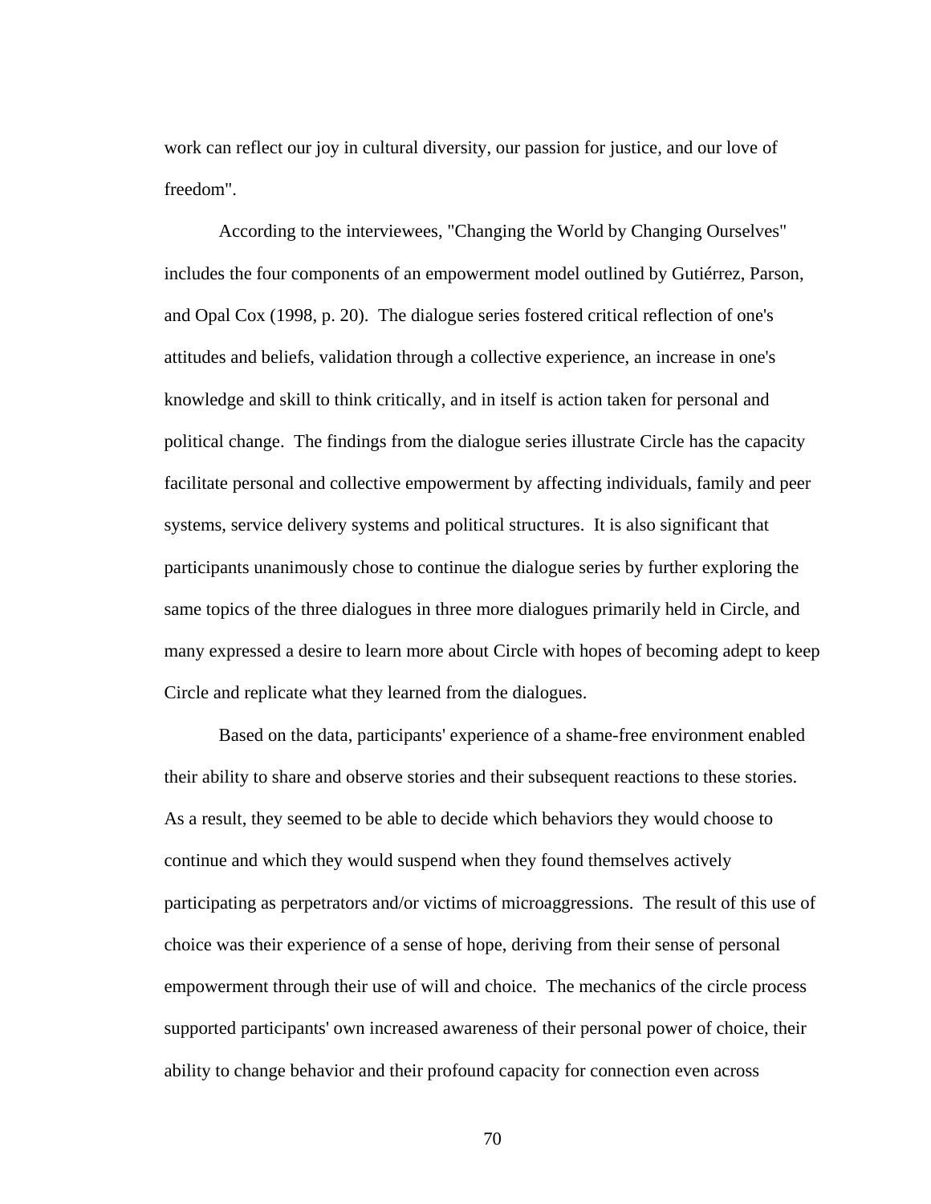work can reflect our joy in cultural diversity, our passion for justice, and our love of freedom".

According to the interviewees, "Changing the World by Changing Ourselves" includes the four components of an empowerment model outlined by Gutiérrez, Parson, and Opal Cox (1998, p. 20). The dialogue series fostered critical reflection of one's attitudes and beliefs, validation through a collective experience, an increase in one's knowledge and skill to think critically, and in itself is action taken for personal and political change. The findings from the dialogue series illustrate Circle has the capacity facilitate personal and collective empowerment by affecting individuals, family and peer systems, service delivery systems and political structures. It is also significant that participants unanimously chose to continue the dialogue series by further exploring the same topics of the three dialogues in three more dialogues primarily held in Circle, and many expressed a desire to learn more about Circle with hopes of becoming adept to keep Circle and replicate what they learned from the dialogues.

Based on the data, participants' experience of a shame-free environment enabled their ability to share and observe stories and their subsequent reactions to these stories. As a result, they seemed to be able to decide which behaviors they would choose to continue and which they would suspend when they found themselves actively participating as perpetrators and/or victims of microaggressions. The result of this use of choice was their experience of a sense of hope, deriving from their sense of personal empowerment through their use of will and choice. The mechanics of the circle process supported participants' own increased awareness of their personal power of choice, their ability to change behavior and their profound capacity for connection even across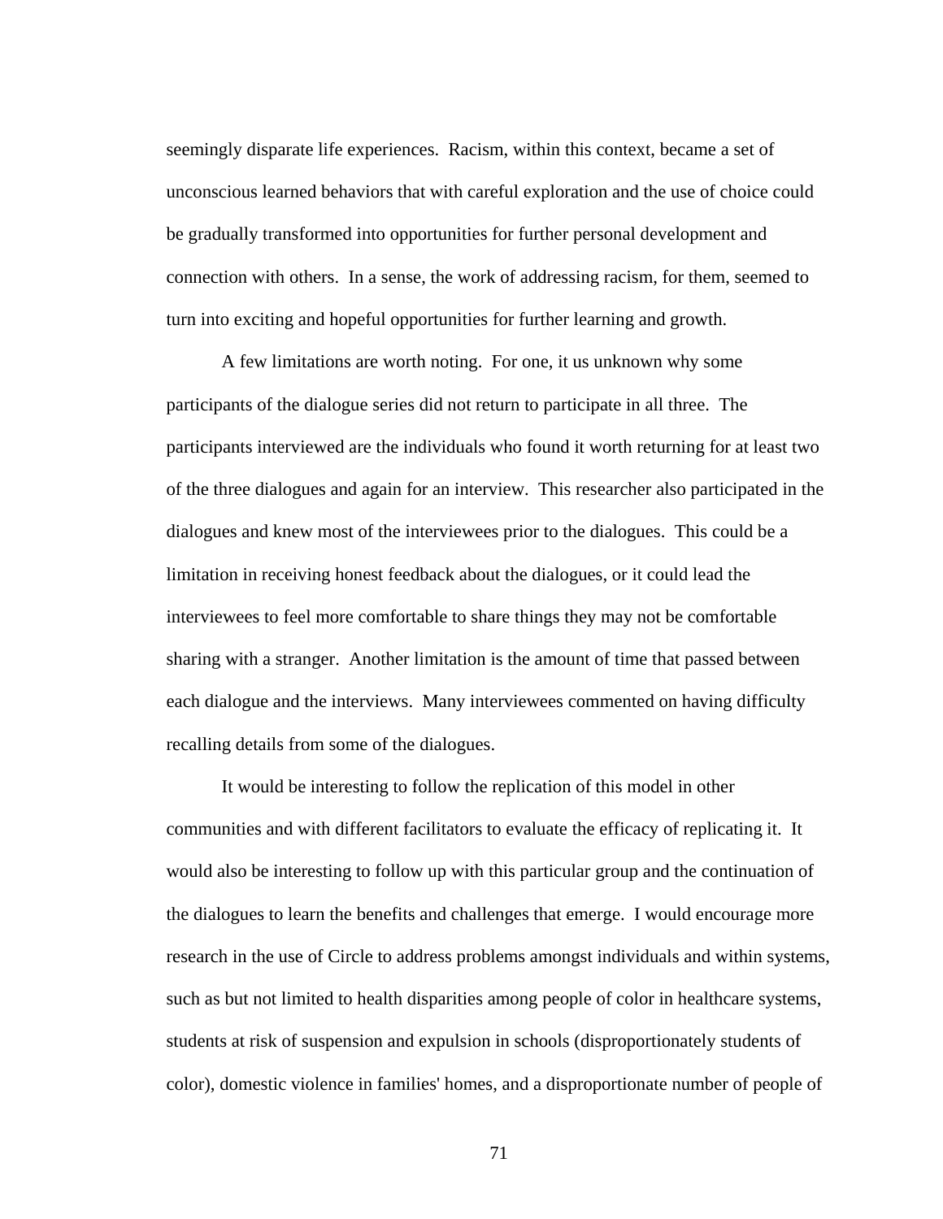seemingly disparate life experiences. Racism, within this context, became a set of unconscious learned behaviors that with careful exploration and the use of choice could be gradually transformed into opportunities for further personal development and connection with others. In a sense, the work of addressing racism, for them, seemed to turn into exciting and hopeful opportunities for further learning and growth.

A few limitations are worth noting. For one, it us unknown why some participants of the dialogue series did not return to participate in all three. The participants interviewed are the individuals who found it worth returning for at least two of the three dialogues and again for an interview. This researcher also participated in the dialogues and knew most of the interviewees prior to the dialogues. This could be a limitation in receiving honest feedback about the dialogues, or it could lead the interviewees to feel more comfortable to share things they may not be comfortable sharing with a stranger. Another limitation is the amount of time that passed between each dialogue and the interviews. Many interviewees commented on having difficulty recalling details from some of the dialogues.

It would be interesting to follow the replication of this model in other communities and with different facilitators to evaluate the efficacy of replicating it. It would also be interesting to follow up with this particular group and the continuation of the dialogues to learn the benefits and challenges that emerge. I would encourage more research in the use of Circle to address problems amongst individuals and within systems, such as but not limited to health disparities among people of color in healthcare systems, students at risk of suspension and expulsion in schools (disproportionately students of color), domestic violence in families' homes, and a disproportionate number of people of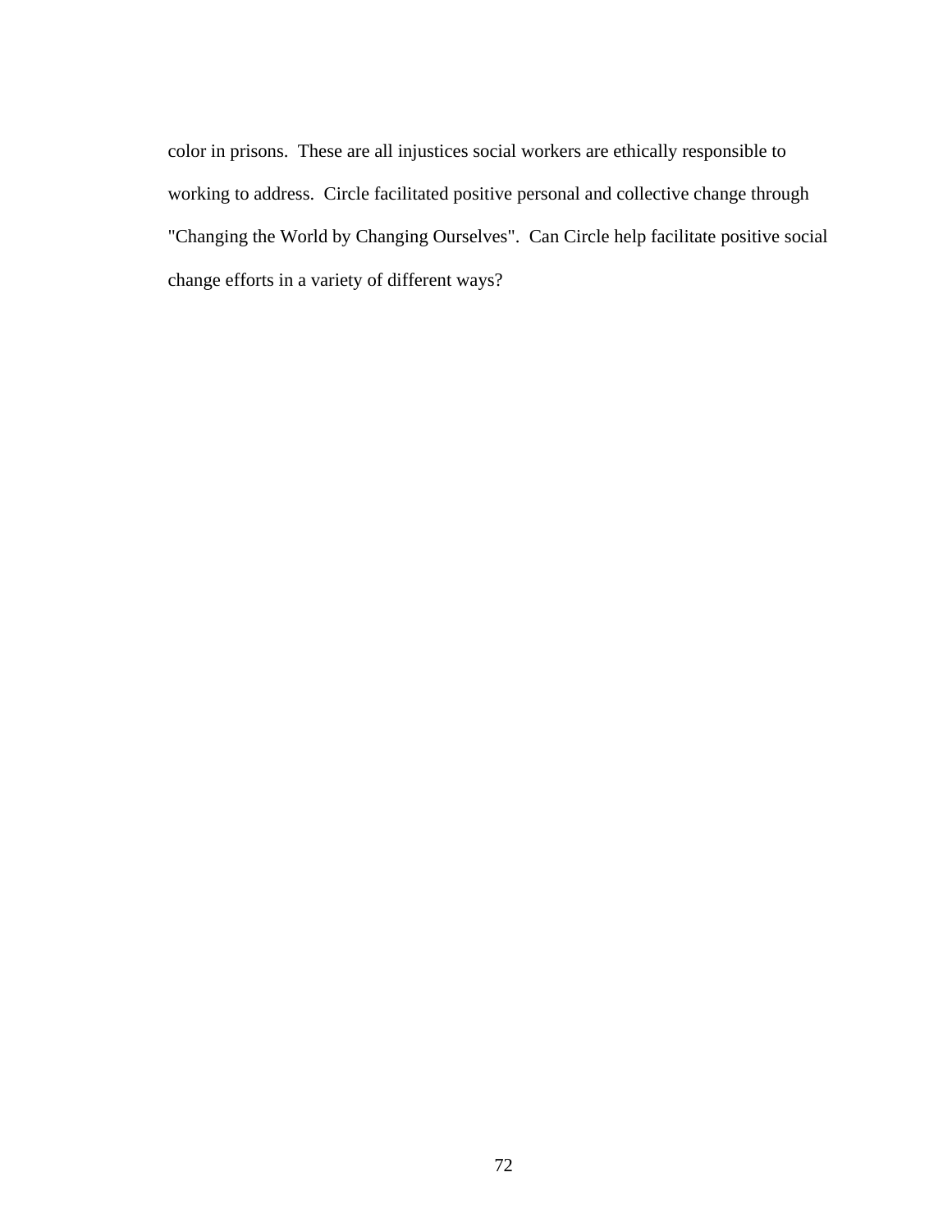color in prisons. These are all injustices social workers are ethically responsible to working to address. Circle facilitated positive personal and collective change through "Changing the World by Changing Ourselves". Can Circle help facilitate positive social change efforts in a variety of different ways?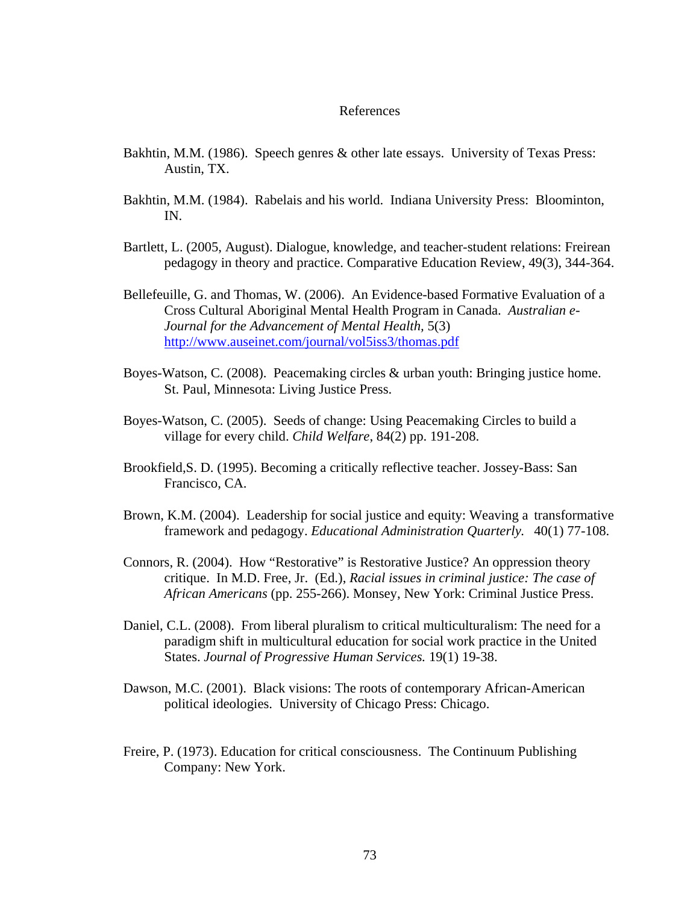# References

Bakhtin, M.M. (1986). Speech genres & other late essays. University of Texas Press: Austin, TX.

Bakhtin, M.M. (1984). Rabelais and his world. Indiana University Press: Bloominton, IN.

Bartlett, L. (2005, August). Dialogue, knowledge, and teacher-student relations: Freirean pedagogy in theory and practice. Comparative Education Review, 49(3), 344-364.

Bellefeuille, G. and Thomas, W. (2006). An Evidence-based Formative Evaluation of a Cross Cultural Aboriginal Mental Health Program in Canada. *Australian e-Journal for the Advancement of Mental Health,* 5(3) http://www.auseinet.com/journal/vol5iss3/thomas.pdf

Boyes-Watson, C. (2008). Peacemaking circles & urban youth: Bringing justice home. St. Paul, Minnesota: Living Justice Press.

Boyes-Watson, C. (2005). Seeds of change: Using Peacemaking Circles to build a village for every child. *Child Welfare,* 84(2) pp. 191-208.

Brookfield,S. D. (1995). Becoming a critically reflective teacher. Jossey-Bass: San Francisco, CA.

Brown, K.M. (2004). Leadership for social justice and equity: Weaving a transformative framework and pedagogy. *Educational Administration Quarterly.* 40(1) 77-108.

Connors, R. (2004). How "Restorative" is Restorative Justice? An oppression theory critique. In M.D. Free, Jr. (Ed.), *Racial issues in criminal justice: The case of African Americans* (pp. 255-266). Monsey, New York: Criminal Justice Press.

Daniel, C.L. (2008). From liberal pluralism to critical multiculturalism: The need for a paradigm shift in multicultural education for social work practice in the United States. *Journal of Progressive Human Services.* 19(1) 19-38.

Dawson, M.C. (2001). Black visions: The roots of contemporary African-American political ideologies. University of Chicago Press: Chicago.

Freire, P. (1973). Education for critical consciousness. The Continuum Publishing Company: New York.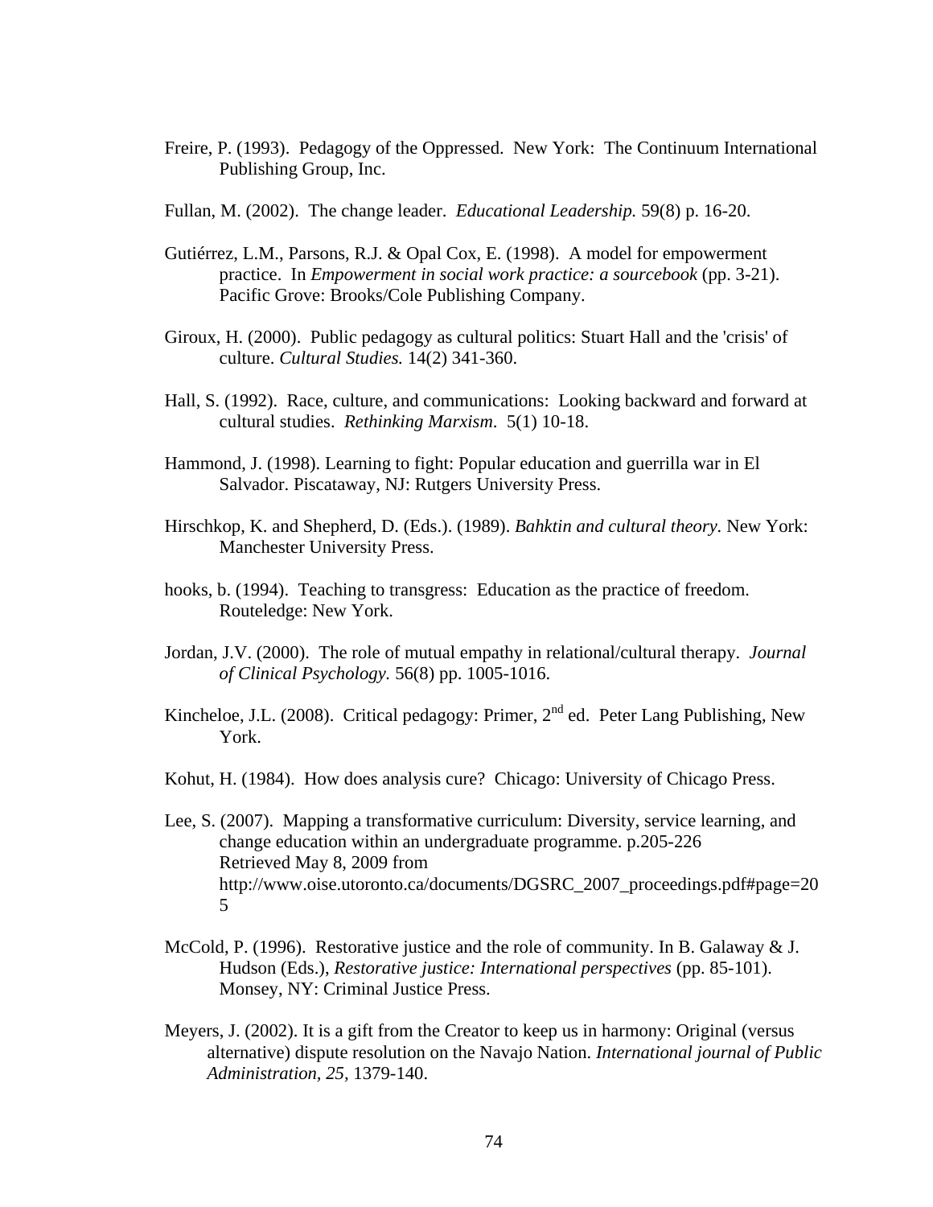Freire, P. (1993). Pedagogy of the Oppressed. New York: The Continuum International Publishing Group, Inc.

Fullan, M. (2002). The change leader. *Educational Leadership.* 59(8) p. 16-20.

Gutiérrez, L.M., Parsons, R.J. & Opal Cox, E. (1998). A model for empowerment practice. In *Empowerment in social work practice: a sourcebook* (pp. 3-21). Pacific Grove: Brooks/Cole Publishing Company.

Giroux, H. (2000). Public pedagogy as cultural politics: Stuart Hall and the 'crisis' of culture. *Cultural Studies.* 14(2) 341-360.

Hall, S. (1992). Race, culture, and communications: Looking backward and forward at cultural studies. *Rethinking Marxism*. 5(1) 10-18.

Hammond, J. (1998). Learning to fight: Popular education and guerrilla war in El Salvador. Piscataway, NJ: Rutgers University Press.

Hirschkop, K. and Shepherd, D. (Eds.). (1989). *Bahktin and cultural theory*. New York: Manchester University Press.

hooks, b. (1994). Teaching to transgress: Education as the practice of freedom. Routeledge: New York.

Jordan, J.V. (2000). The role of mutual empathy in relational/cultural therapy. *Journal of Clinical Psychology.* 56(8) pp. 1005-1016.

Kincheloe, J.L. (2008). Critical pedagogy: Primer, 2nd ed. Peter Lang Publishing, New York.

Kohut, H. (1984). How does analysis cure? Chicago: University of Chicago Press.

Lee, S. (2007). Mapping a transformative curriculum: Diversity, service learning, and change education within an undergraduate programme. p.205-226 Retrieved May 8, 2009 from http://www.oise.utoronto.ca/documents/DGSRC_2007_proceedings.pdf#page=205

McCold, P. (1996). Restorative justice and the role of community. In B. Galaway & J. Hudson (Eds.), *Restorative justice: International perspectives* (pp. 85-101). Monsey, NY: Criminal Justice Press.

Meyers, J. (2002). It is a gift from the Creator to keep us in harmony: Original (versus alternative) dispute resolution on the Navajo Nation. *International journal of Public Administration*, *25*, 1379-140.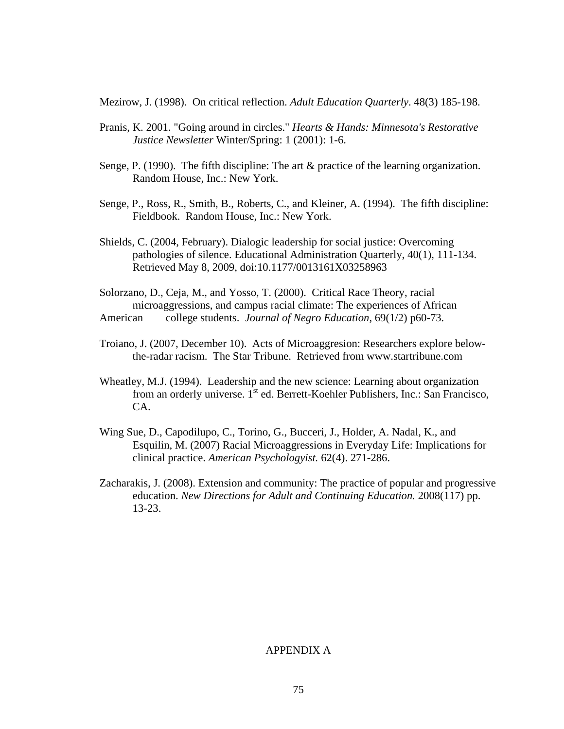Mezirow, J. (1998). On critical reflection. *Adult Education Quarterly*. 48(3) 185-198.

Pranis, K. 2001. "Going around in circles." *Hearts & Hands: Minnesota's Restorative Justice Newsletter* Winter/Spring: 1 (2001): 1-6.

Senge, P. (1990). The fifth discipline: The art & practice of the learning organization. Random House, Inc.: New York.

Senge, P., Ross, R., Smith, B., Roberts, C., and Kleiner, A. (1994). The fifth discipline: Fieldbook. Random House, Inc.: New York.

Shields, C. (2004, February). Dialogic leadership for social justice: Overcoming pathologies of silence. Educational Administration Quarterly, 40(1), 111-134. Retrieved May 8, 2009, doi:10.1177/0013161X03258963

Solorzano, D., Ceja, M., and Yosso, T. (2000). Critical Race Theory, racial microaggressions, and campus racial climate: The experiences of African American college students. *Journal of Negro Education*, 69(1/2) p60-73.

Troiano, J. (2007, December 10). Acts of Microaggresion: Researchers explore below-the-radar racism. The Star Tribune. Retrieved from www.startribune.com

Wheatley, M.J. (1994). Leadership and the new science: Learning about organization from an orderly universe. 1st ed. Berrett-Koehler Publishers, Inc.: San Francisco, CA.

Wing Sue, D., Capodilupo, C., Torino, G., Bucceri, J., Holder, A. Nadal, K., and Esquilin, M. (2007) Racial Microaggressions in Everyday Life: Implications for clinical practice. *American Psychologyist.* 62(4). 271-286.

Zacharakis, J. (2008). Extension and community: The practice of popular and progressive education. *New Directions for Adult and Continuing Education.* 2008(117) pp. 13-23.

APPENDIX A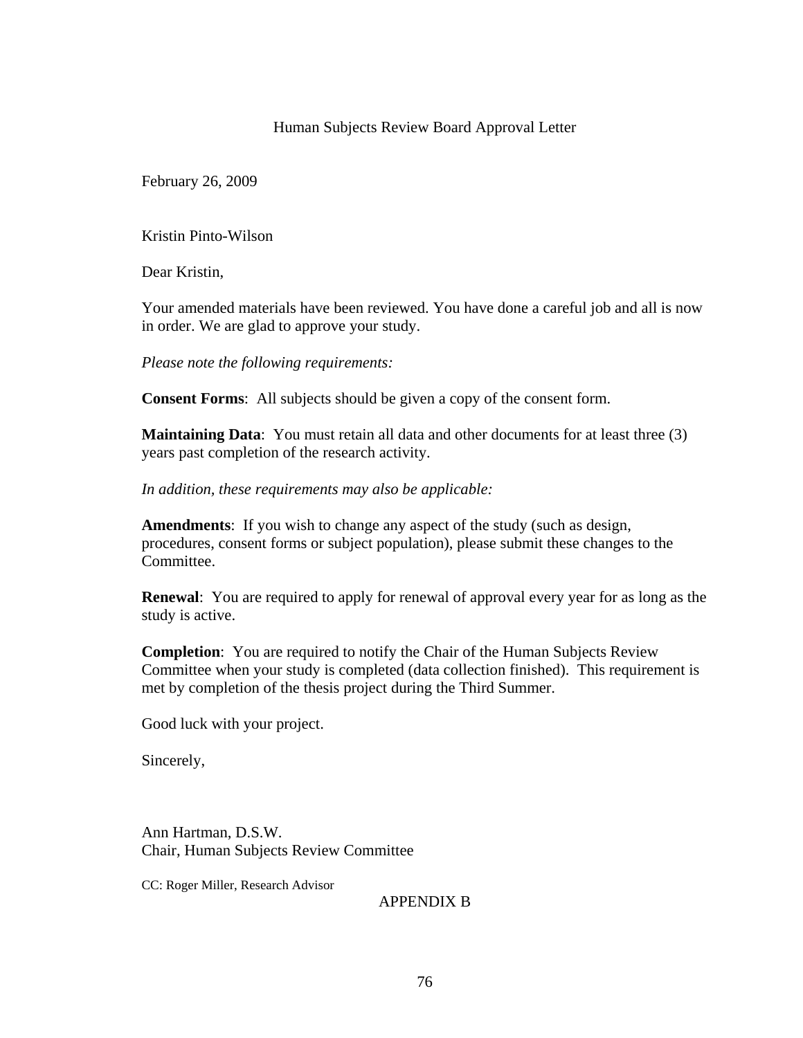Human Subjects Review Board Approval Letter

February 26, 2009

Kristin Pinto-Wilson

Dear Kristin,

Your amended materials have been reviewed. You have done a careful job and all is now in order. We are glad to approve your study.

*Please note the following requirements:*

**Consent Forms**: All subjects should be given a copy of the consent form.

**Maintaining Data**: You must retain all data and other documents for at least three (3) years past completion of the research activity.

*In addition, these requirements may also be applicable:*

**Amendments**: If you wish to change any aspect of the study (such as design, procedures, consent forms or subject population), please submit these changes to the Committee.

**Renewal**: You are required to apply for renewal of approval every year for as long as the study is active.

**Completion**: You are required to notify the Chair of the Human Subjects Review Committee when your study is completed (data collection finished). This requirement is met by completion of the thesis project during the Third Summer.

Good luck with your project.

Sincerely,

Ann Hartman, D.S.W.
Chair, Human Subjects Review Committee

CC: Roger Miller, Research Advisor

APPENDIX B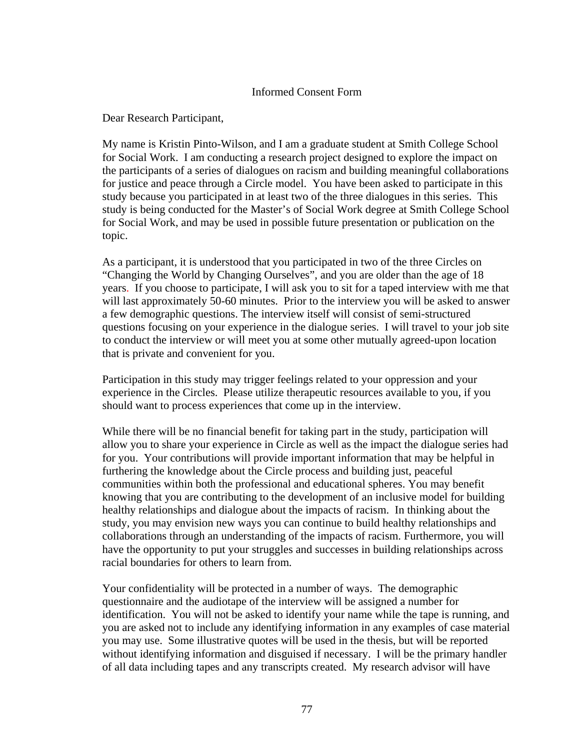# Informed Consent Form

Dear Research Participant,

My name is Kristin Pinto-Wilson, and I am a graduate student at Smith College School for Social Work. I am conducting a research project designed to explore the impact on the participants of a series of dialogues on racism and building meaningful collaborations for justice and peace through a Circle model. You have been asked to participate in this study because you participated in at least two of the three dialogues in this series. This study is being conducted for the Master's of Social Work degree at Smith College School for Social Work, and may be used in possible future presentation or publication on the topic.

As a participant, it is understood that you participated in two of the three Circles on "Changing the World by Changing Ourselves", and you are older than the age of 18 years. If you choose to participate, I will ask you to sit for a taped interview with me that will last approximately 50-60 minutes. Prior to the interview you will be asked to answer a few demographic questions. The interview itself will consist of semi-structured questions focusing on your experience in the dialogue series. I will travel to your job site to conduct the interview or will meet you at some other mutually agreed-upon location that is private and convenient for you.

Participation in this study may trigger feelings related to your oppression and your experience in the Circles. Please utilize therapeutic resources available to you, if you should want to process experiences that come up in the interview.

While there will be no financial benefit for taking part in the study, participation will allow you to share your experience in Circle as well as the impact the dialogue series had for you. Your contributions will provide important information that may be helpful in furthering the knowledge about the Circle process and building just, peaceful communities within both the professional and educational spheres. You may benefit knowing that you are contributing to the development of an inclusive model for building healthy relationships and dialogue about the impacts of racism. In thinking about the study, you may envision new ways you can continue to build healthy relationships and collaborations through an understanding of the impacts of racism. Furthermore, you will have the opportunity to put your struggles and successes in building relationships across racial boundaries for others to learn from.

Your confidentiality will be protected in a number of ways. The demographic questionnaire and the audiotape of the interview will be assigned a number for identification. You will not be asked to identify your name while the tape is running, and you are asked not to include any identifying information in any examples of case material you may use. Some illustrative quotes will be used in the thesis, but will be reported without identifying information and disguised if necessary. I will be the primary handler of all data including tapes and any transcripts created. My research advisor will have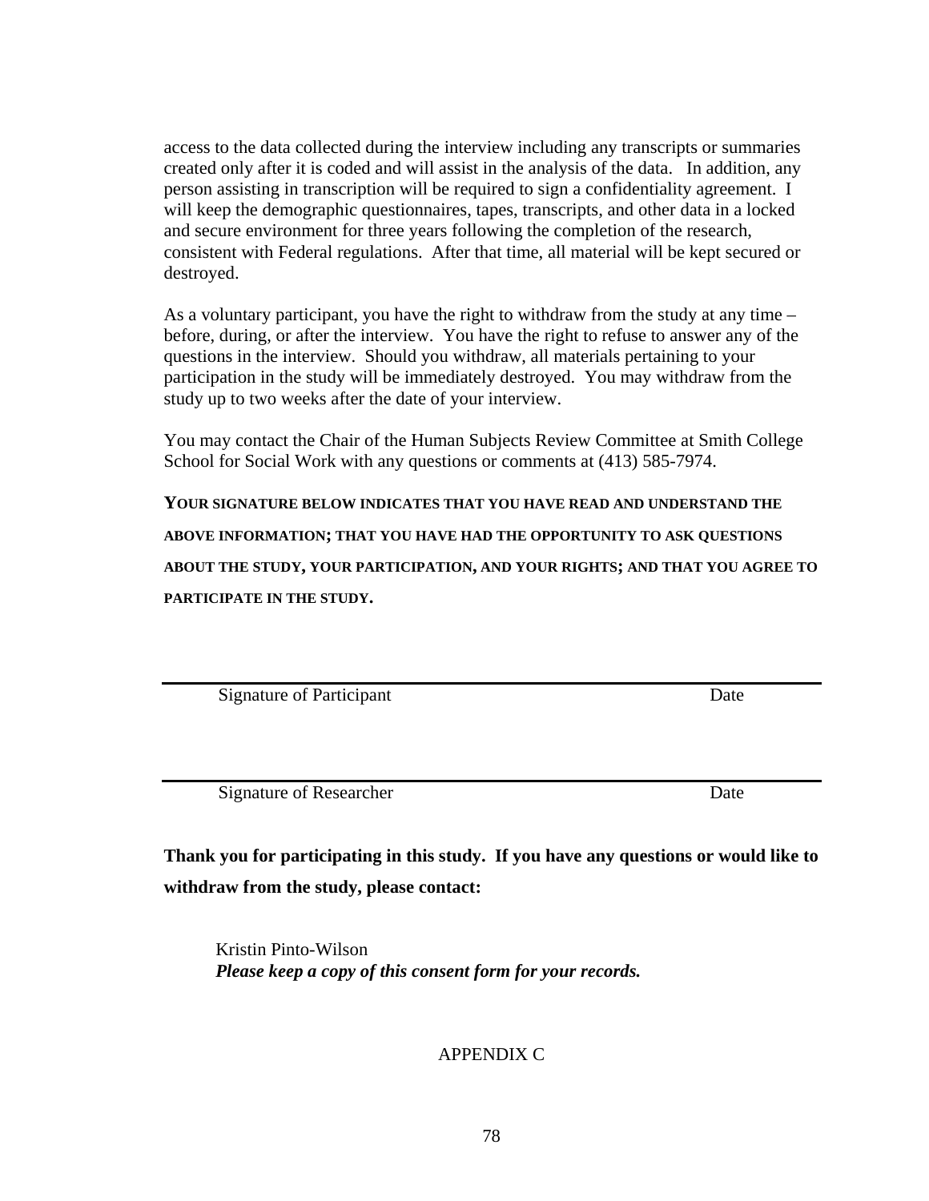access to the data collected during the interview including any transcripts or summaries created only after it is coded and will assist in the analysis of the data.   In addition, any person assisting in transcription will be required to sign a confidentiality agreement.  I will keep the demographic questionnaires, tapes, transcripts, and other data in a locked and secure environment for three years following the completion of the research, consistent with Federal regulations.  After that time, all material will be kept secured or destroyed.

As a voluntary participant, you have the right to withdraw from the study at any time – before, during, or after the interview.  You have the right to refuse to answer any of the questions in the interview.  Should you withdraw, all materials pertaining to your participation in the study will be immediately destroyed.  You may withdraw from the study up to two weeks after the date of your interview.

You may contact the Chair of the Human Subjects Review Committee at Smith College School for Social Work with any questions or comments at (413) 585-7974.

**YOUR SIGNATURE BELOW INDICATES THAT YOU HAVE READ AND UNDERSTAND THE ABOVE INFORMATION; THAT YOU HAVE HAD THE OPPORTUNITY TO ASK QUESTIONS ABOUT THE STUDY, YOUR PARTICIPATION, AND YOUR RIGHTS; AND THAT YOU AGREE TO PARTICIPATE IN THE STUDY.**

\_\_\_\_\_\_\_\_\_\_\_\_\_\_\_\_\_\_\_\_\_\_\_\_\_\_\_\_\_\_\_\_\_\_\_\_\_\_\_\_\_\_\_\_\_\_\_\_\_\_\_\_\_\_\_\_

Signature of Participant                                                                 Date

\_\_\_\_\_\_\_\_\_\_\_\_\_\_\_\_\_\_\_\_\_\_\_\_\_\_\_\_\_\_\_\_\_\_\_\_\_\_\_\_\_\_\_\_\_\_\_\_\_\_\_\_\_\_\_\_

Signature of Researcher                                                                 Date

**Thank you for participating in this study.  If you have any questions or would like to withdraw from the study, please contact:**

Kristin Pinto-Wilson
***Please keep a copy of this consent form for your records.***

APPENDIX C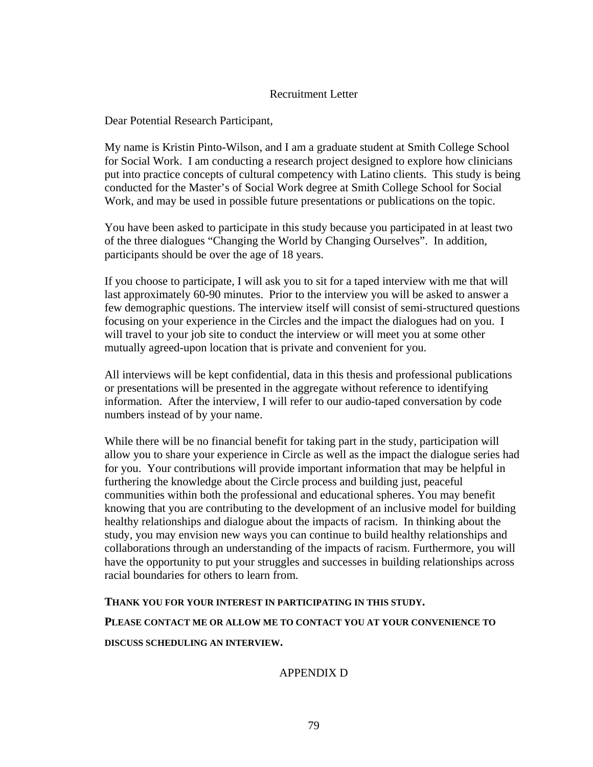Recruitment Letter

Dear Potential Research Participant,

My name is Kristin Pinto-Wilson, and I am a graduate student at Smith College School for Social Work. I am conducting a research project designed to explore how clinicians put into practice concepts of cultural competency with Latino clients. This study is being conducted for the Master's of Social Work degree at Smith College School for Social Work, and may be used in possible future presentations or publications on the topic.

You have been asked to participate in this study because you participated in at least two of the three dialogues "Changing the World by Changing Ourselves". In addition, participants should be over the age of 18 years.

If you choose to participate, I will ask you to sit for a taped interview with me that will last approximately 60-90 minutes. Prior to the interview you will be asked to answer a few demographic questions. The interview itself will consist of semi-structured questions focusing on your experience in the Circles and the impact the dialogues had on you. I will travel to your job site to conduct the interview or will meet you at some other mutually agreed-upon location that is private and convenient for you.

All interviews will be kept confidential, data in this thesis and professional publications or presentations will be presented in the aggregate without reference to identifying information. After the interview, I will refer to our audio-taped conversation by code numbers instead of by your name.

While there will be no financial benefit for taking part in the study, participation will allow you to share your experience in Circle as well as the impact the dialogue series had for you. Your contributions will provide important information that may be helpful in furthering the knowledge about the Circle process and building just, peaceful communities within both the professional and educational spheres. You may benefit knowing that you are contributing to the development of an inclusive model for building healthy relationships and dialogue about the impacts of racism. In thinking about the study, you may envision new ways you can continue to build healthy relationships and collaborations through an understanding of the impacts of racism. Furthermore, you will have the opportunity to put your struggles and successes in building relationships across racial boundaries for others to learn from.

**THANK YOU FOR YOUR INTEREST IN PARTICIPATING IN THIS STUDY.**

**PLEASE CONTACT ME OR ALLOW ME TO CONTACT YOU AT YOUR CONVENIENCE TO DISCUSS SCHEDULING AN INTERVIEW.**

APPENDIX D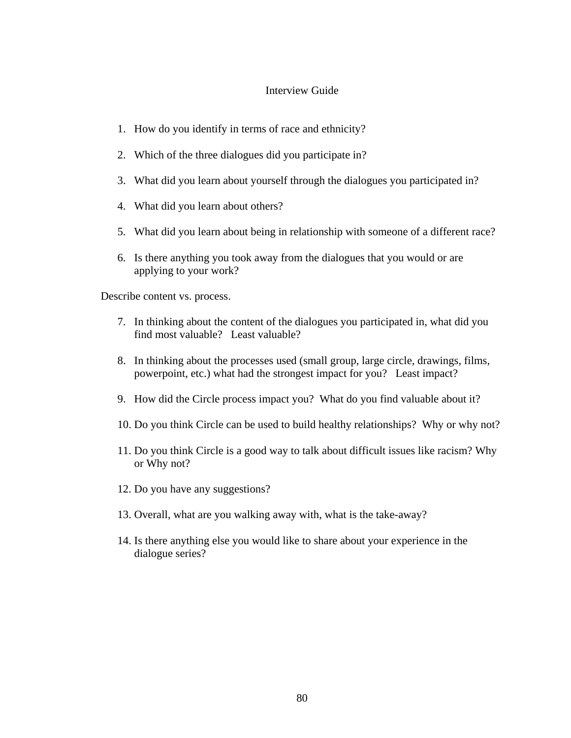# Interview Guide

1. How do you identify in terms of race and ethnicity?

2. Which of the three dialogues did you participate in?

3. What did you learn about yourself through the dialogues you participated in?

4. What did you learn about others?

5. What did you learn about being in relationship with someone of a different race?

6. Is there anything you took away from the dialogues that you would or are applying to your work?

Describe content vs. process.

7. In thinking about the content of the dialogues you participated in, what did you find most valuable? Least valuable?

8. In thinking about the processes used (small group, large circle, drawings, films, powerpoint, etc.) what had the strongest impact for you? Least impact?

9. How did the Circle process impact you? What do you find valuable about it?

10. Do you think Circle can be used to build healthy relationships? Why or why not?

11. Do you think Circle is a good way to talk about difficult issues like racism? Why or Why not?

12. Do you have any suggestions?

13. Overall, what are you walking away with, what is the take-away?

14. Is there anything else you would like to share about your experience in the dialogue series?